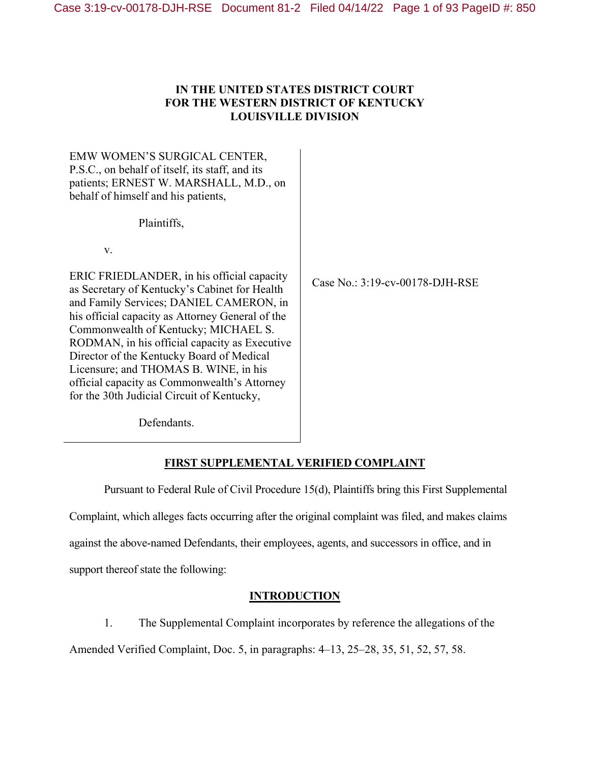# IN THE UNITED STATES DISTRICT COURT
# FOR THE WESTERN DISTRICT OF KENTUCKY
# LOUISVILLE DIVISION

EMW WOMEN'S SURGICAL CENTER, P.S.C., on behalf of itself, its staff, and its patients; ERNEST W. MARSHALL, M.D., on behalf of himself and his patients,

Plaintiffs,

v.

ERIC FRIEDLANDER, in his official capacity as Secretary of Kentucky's Cabinet for Health and Family Services; DANIEL CAMERON, in his official capacity as Attorney General of the Commonwealth of Kentucky; MICHAEL S. RODMAN, in his official capacity as Executive Director of the Kentucky Board of Medical Licensure; and THOMAS B. WINE, in his official capacity as Commonwealth's Attorney for the 30th Judicial Circuit of Kentucky,

Defendants.

Case No.: 3:19-cv-00178-DJH-RSE

## FIRST SUPPLEMENTAL VERIFIED COMPLAINT

Pursuant to Federal Rule of Civil Procedure 15(d), Plaintiffs bring this First Supplemental Complaint, which alleges facts occurring after the original complaint was filed, and makes claims against the above-named Defendants, their employees, agents, and successors in office, and in support thereof state the following:

## INTRODUCTION

1. The Supplemental Complaint incorporates by reference the allegations of the Amended Verified Complaint, Doc. 5, in paragraphs: 4–13, 25–28, 35, 51, 52, 57, 58.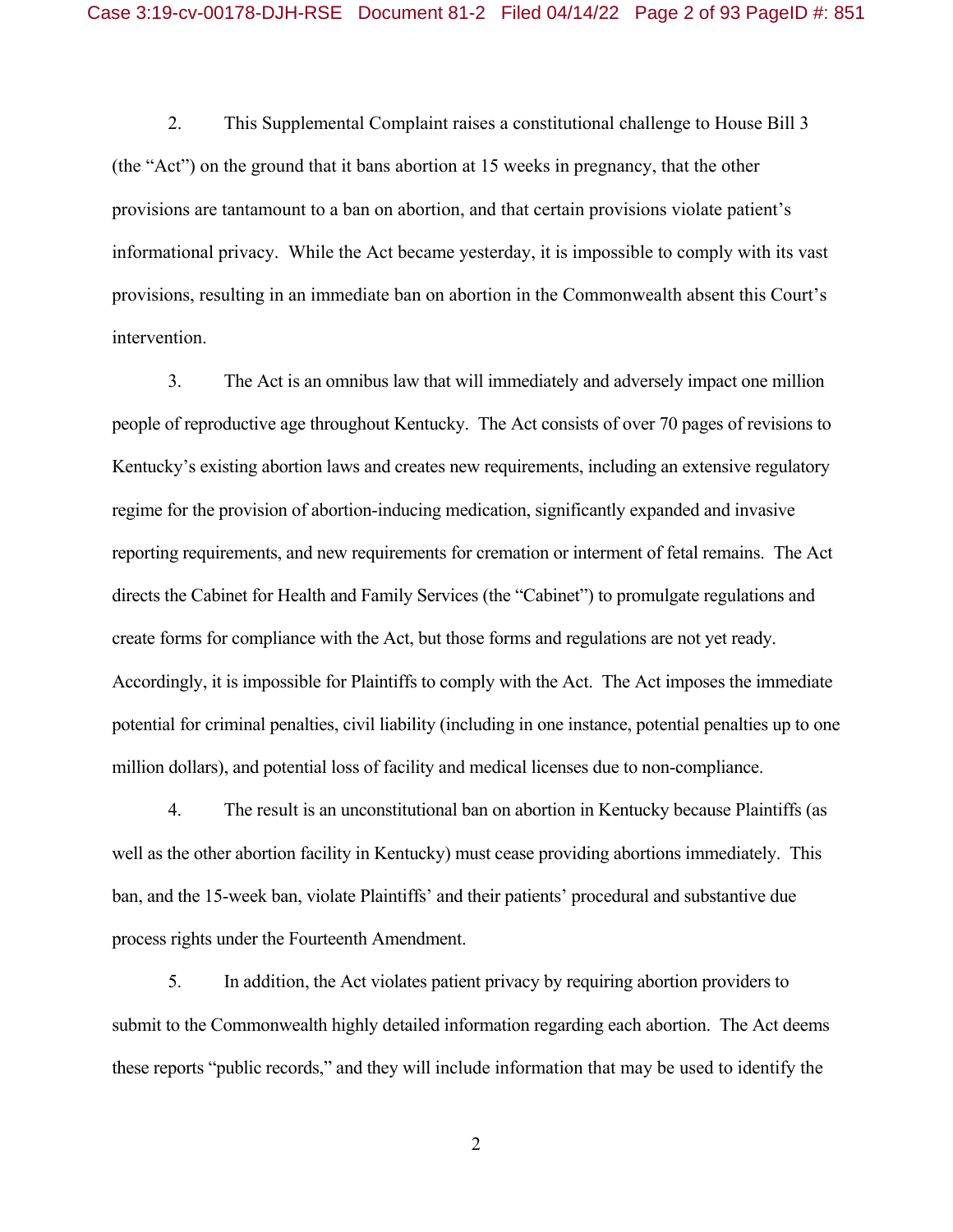2. This Supplemental Complaint raises a constitutional challenge to House Bill 3 (the "Act") on the ground that it bans abortion at 15 weeks in pregnancy, that the other provisions are tantamount to a ban on abortion, and that certain provisions violate patient's informational privacy. While the Act became yesterday, it is impossible to comply with its vast provisions, resulting in an immediate ban on abortion in the Commonwealth absent this Court's intervention.

3. The Act is an omnibus law that will immediately and adversely impact one million people of reproductive age throughout Kentucky. The Act consists of over 70 pages of revisions to Kentucky's existing abortion laws and creates new requirements, including an extensive regulatory regime for the provision of abortion-inducing medication, significantly expanded and invasive reporting requirements, and new requirements for cremation or interment of fetal remains. The Act directs the Cabinet for Health and Family Services (the "Cabinet") to promulgate regulations and create forms for compliance with the Act, but those forms and regulations are not yet ready. Accordingly, it is impossible for Plaintiffs to comply with the Act. The Act imposes the immediate potential for criminal penalties, civil liability (including in one instance, potential penalties up to one million dollars), and potential loss of facility and medical licenses due to non-compliance.

4. The result is an unconstitutional ban on abortion in Kentucky because Plaintiffs (as well as the other abortion facility in Kentucky) must cease providing abortions immediately. This ban, and the 15-week ban, violate Plaintiffs' and their patients' procedural and substantive due process rights under the Fourteenth Amendment.

5. In addition, the Act violates patient privacy by requiring abortion providers to submit to the Commonwealth highly detailed information regarding each abortion. The Act deems these reports "public records," and they will include information that may be used to identify the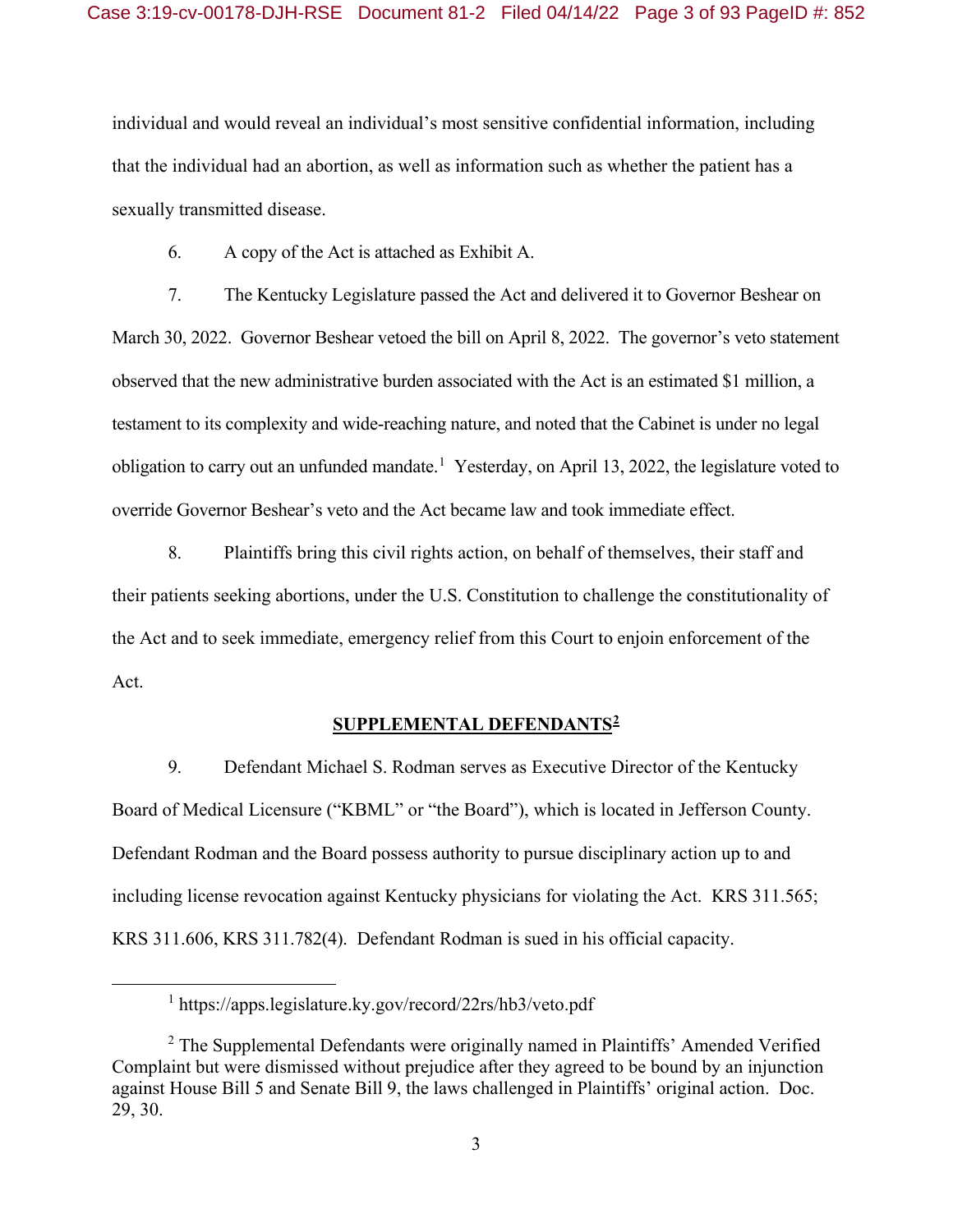individual and would reveal an individual's most sensitive confidential information, including that the individual had an abortion, as well as information such as whether the patient has a sexually transmitted disease.

6. A copy of the Act is attached as Exhibit A.

7. The Kentucky Legislature passed the Act and delivered it to Governor Beshear on March 30, 2022. Governor Beshear vetoed the bill on April 8, 2022. The governor's veto statement observed that the new administrative burden associated with the Act is an estimated $1 million, a testament to its complexity and wide-reaching nature, and noted that the Cabinet is under no legal obligation to carry out an unfunded mandate.[1] Yesterday, on April 13, 2022, the legislature voted to override Governor Beshear's veto and the Act became law and took immediate effect.

8. Plaintiffs bring this civil rights action, on behalf of themselves, their staff and their patients seeking abortions, under the U.S. Constitution to challenge the constitutionality of the Act and to seek immediate, emergency relief from this Court to enjoin enforcement of the Act.

## SUPPLEMENTAL DEFENDANTS[2]

9. Defendant Michael S. Rodman serves as Executive Director of the Kentucky Board of Medical Licensure ("KBML" or "the Board"), which is located in Jefferson County. Defendant Rodman and the Board possess authority to pursue disciplinary action up to and including license revocation against Kentucky physicians for violating the Act. KRS 311.565; KRS 311.606, KRS 311.782(4). Defendant Rodman is sued in his official capacity.

---

[1] https://apps.legislature.ky.gov/record/22rs/hb3/veto.pdf

[2] The Supplemental Defendants were originally named in Plaintiffs' Amended Verified Complaint but were dismissed without prejudice after they agreed to be bound by an injunction against House Bill 5 and Senate Bill 9, the laws challenged in Plaintiffs' original action. Doc. 29, 30.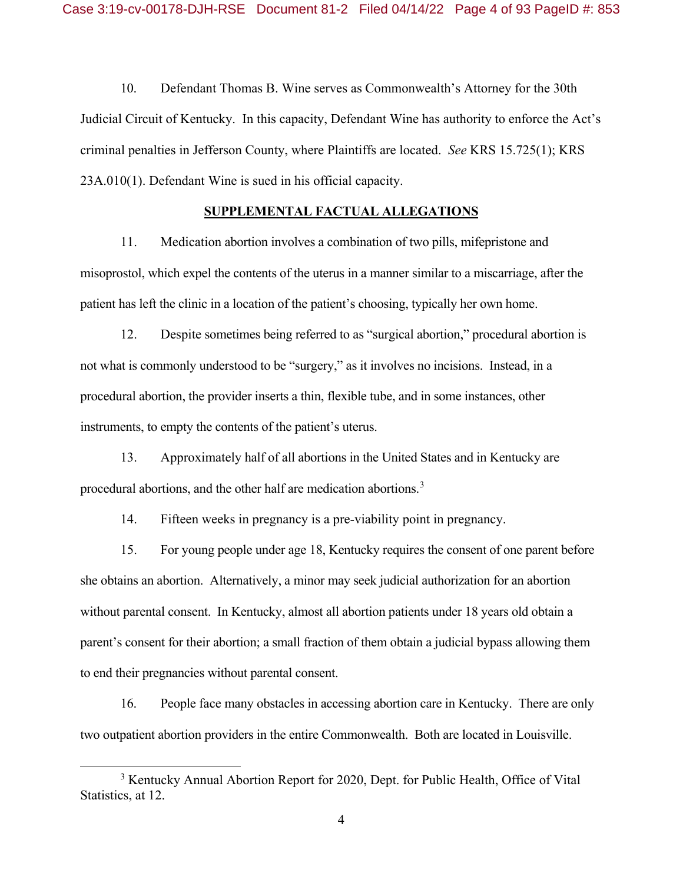10. Defendant Thomas B. Wine serves as Commonwealth's Attorney for the 30th Judicial Circuit of Kentucky. In this capacity, Defendant Wine has authority to enforce the Act's criminal penalties in Jefferson County, where Plaintiffs are located. *See* KRS 15.725(1); KRS 23A.010(1). Defendant Wine is sued in his official capacity.

## SUPPLEMENTAL FACTUAL ALLEGATIONS

11. Medication abortion involves a combination of two pills, mifepristone and misoprostol, which expel the contents of the uterus in a manner similar to a miscarriage, after the patient has left the clinic in a location of the patient's choosing, typically her own home.

12. Despite sometimes being referred to as "surgical abortion," procedural abortion is not what is commonly understood to be "surgery," as it involves no incisions. Instead, in a procedural abortion, the provider inserts a thin, flexible tube, and in some instances, other instruments, to empty the contents of the patient's uterus.

13. Approximately half of all abortions in the United States and in Kentucky are procedural abortions, and the other half are medication abortions.[3]

14. Fifteen weeks in pregnancy is a pre-viability point in pregnancy.

15. For young people under age 18, Kentucky requires the consent of one parent before she obtains an abortion. Alternatively, a minor may seek judicial authorization for an abortion without parental consent. In Kentucky, almost all abortion patients under 18 years old obtain a parent's consent for their abortion; a small fraction of them obtain a judicial bypass allowing them to end their pregnancies without parental consent.

16. People face many obstacles in accessing abortion care in Kentucky. There are only two outpatient abortion providers in the entire Commonwealth. Both are located in Louisville.

[3] Kentucky Annual Abortion Report for 2020, Dept. for Public Health, Office of Vital Statistics, at 12.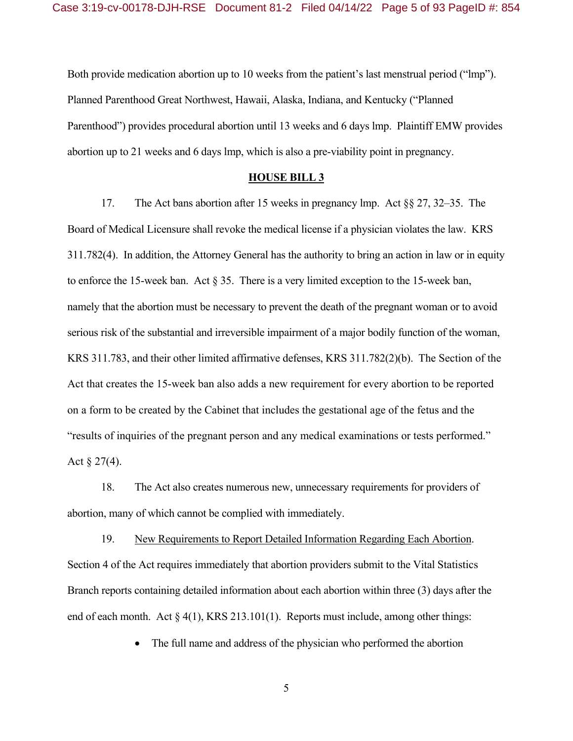Both provide medication abortion up to 10 weeks from the patient's last menstrual period ("lmp"). Planned Parenthood Great Northwest, Hawaii, Alaska, Indiana, and Kentucky ("Planned Parenthood") provides procedural abortion until 13 weeks and 6 days lmp. Plaintiff EMW provides abortion up to 21 weeks and 6 days lmp, which is also a pre-viability point in pregnancy.

## HOUSE BILL 3

17. The Act bans abortion after 15 weeks in pregnancy lmp. Act §§ 27, 32–35. The Board of Medical Licensure shall revoke the medical license if a physician violates the law. KRS 311.782(4). In addition, the Attorney General has the authority to bring an action in law or in equity to enforce the 15-week ban. Act § 35. There is a very limited exception to the 15-week ban, namely that the abortion must be necessary to prevent the death of the pregnant woman or to avoid serious risk of the substantial and irreversible impairment of a major bodily function of the woman, KRS 311.783, and their other limited affirmative defenses, KRS 311.782(2)(b). The Section of the Act that creates the 15-week ban also adds a new requirement for every abortion to be reported on a form to be created by the Cabinet that includes the gestational age of the fetus and the "results of inquiries of the pregnant person and any medical examinations or tests performed." Act § 27(4).

18. The Act also creates numerous new, unnecessary requirements for providers of abortion, many of which cannot be complied with immediately.

19. New Requirements to Report Detailed Information Regarding Each Abortion. Section 4 of the Act requires immediately that abortion providers submit to the Vital Statistics Branch reports containing detailed information about each abortion within three (3) days after the end of each month. Act § 4(1), KRS 213.101(1). Reports must include, among other things:

- The full name and address of the physician who performed the abortion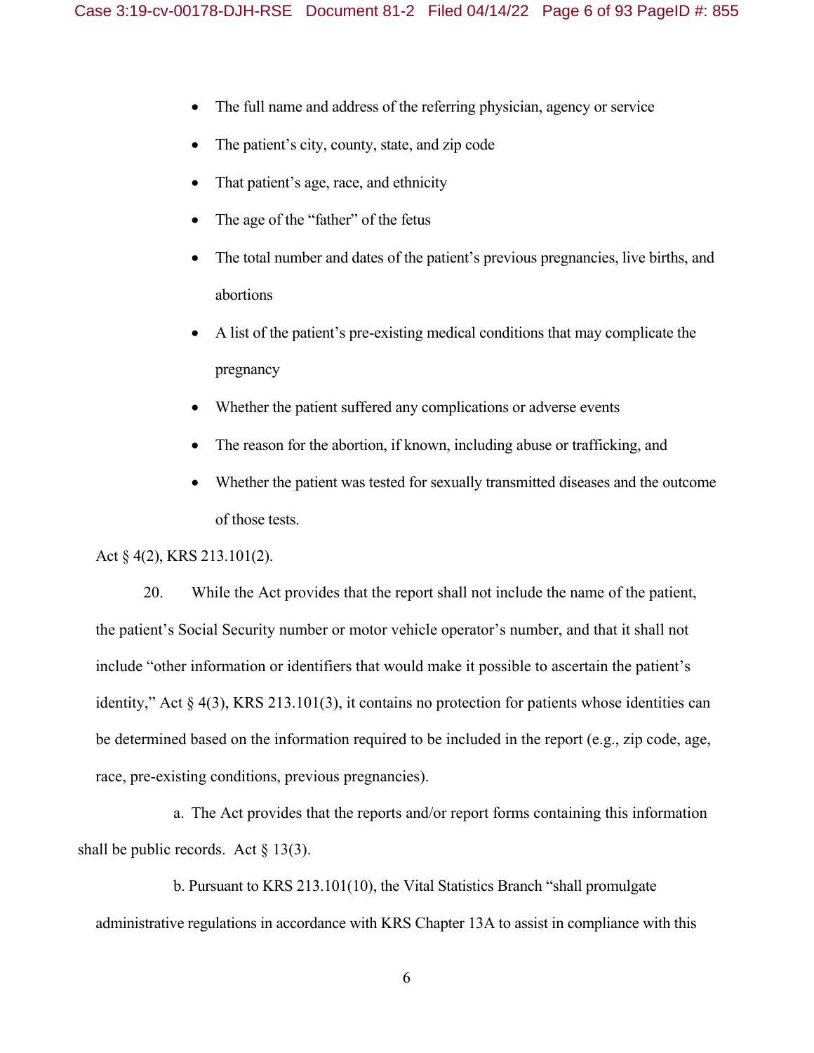- The full name and address of the referring physician, agency or service
- The patient's city, county, state, and zip code
- That patient's age, race, and ethnicity
- The age of the "father" of the fetus
- The total number and dates of the patient's previous pregnancies, live births, and abortions
- A list of the patient's pre-existing medical conditions that may complicate the pregnancy
- Whether the patient suffered any complications or adverse events
- The reason for the abortion, if known, including abuse or trafficking, and
- Whether the patient was tested for sexually transmitted diseases and the outcome of those tests.

Act § 4(2), KRS 213.101(2).

20. While the Act provides that the report shall not include the name of the patient, the patient's Social Security number or motor vehicle operator's number, and that it shall not include "other information or identifiers that would make it possible to ascertain the patient's identity," Act § 4(3), KRS 213.101(3), it contains no protection for patients whose identities can be determined based on the information required to be included in the report (e.g., zip code, age, race, pre-existing conditions, previous pregnancies).

a. The Act provides that the reports and/or report forms containing this information shall be public records. Act § 13(3).

b. Pursuant to KRS 213.101(10), the Vital Statistics Branch "shall promulgate administrative regulations in accordance with KRS Chapter 13A to assist in compliance with this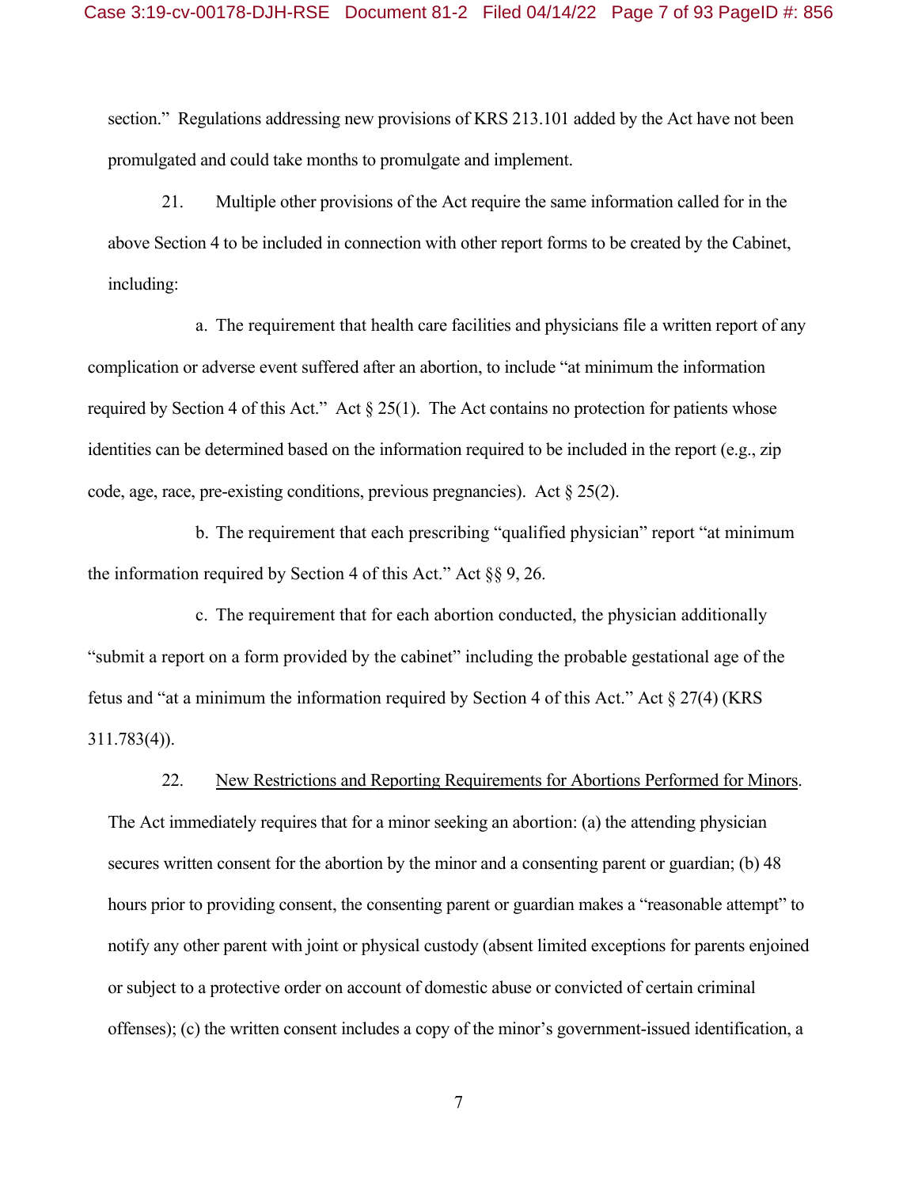section." Regulations addressing new provisions of KRS 213.101 added by the Act have not been promulgated and could take months to promulgate and implement.

21. Multiple other provisions of the Act require the same information called for in the above Section 4 to be included in connection with other report forms to be created by the Cabinet, including:

a. The requirement that health care facilities and physicians file a written report of any complication or adverse event suffered after an abortion, to include "at minimum the information required by Section 4 of this Act." Act § 25(1). The Act contains no protection for patients whose identities can be determined based on the information required to be included in the report (e.g., zip code, age, race, pre-existing conditions, previous pregnancies). Act § 25(2).

b. The requirement that each prescribing "qualified physician" report "at minimum the information required by Section 4 of this Act." Act §§ 9, 26.

c. The requirement that for each abortion conducted, the physician additionally "submit a report on a form provided by the cabinet" including the probable gestational age of the fetus and "at a minimum the information required by Section 4 of this Act." Act § 27(4) (KRS 311.783(4)).

22. New Restrictions and Reporting Requirements for Abortions Performed for Minors. The Act immediately requires that for a minor seeking an abortion: (a) the attending physician secures written consent for the abortion by the minor and a consenting parent or guardian; (b) 48 hours prior to providing consent, the consenting parent or guardian makes a "reasonable attempt" to notify any other parent with joint or physical custody (absent limited exceptions for parents enjoined or subject to a protective order on account of domestic abuse or convicted of certain criminal offenses); (c) the written consent includes a copy of the minor's government-issued identification, a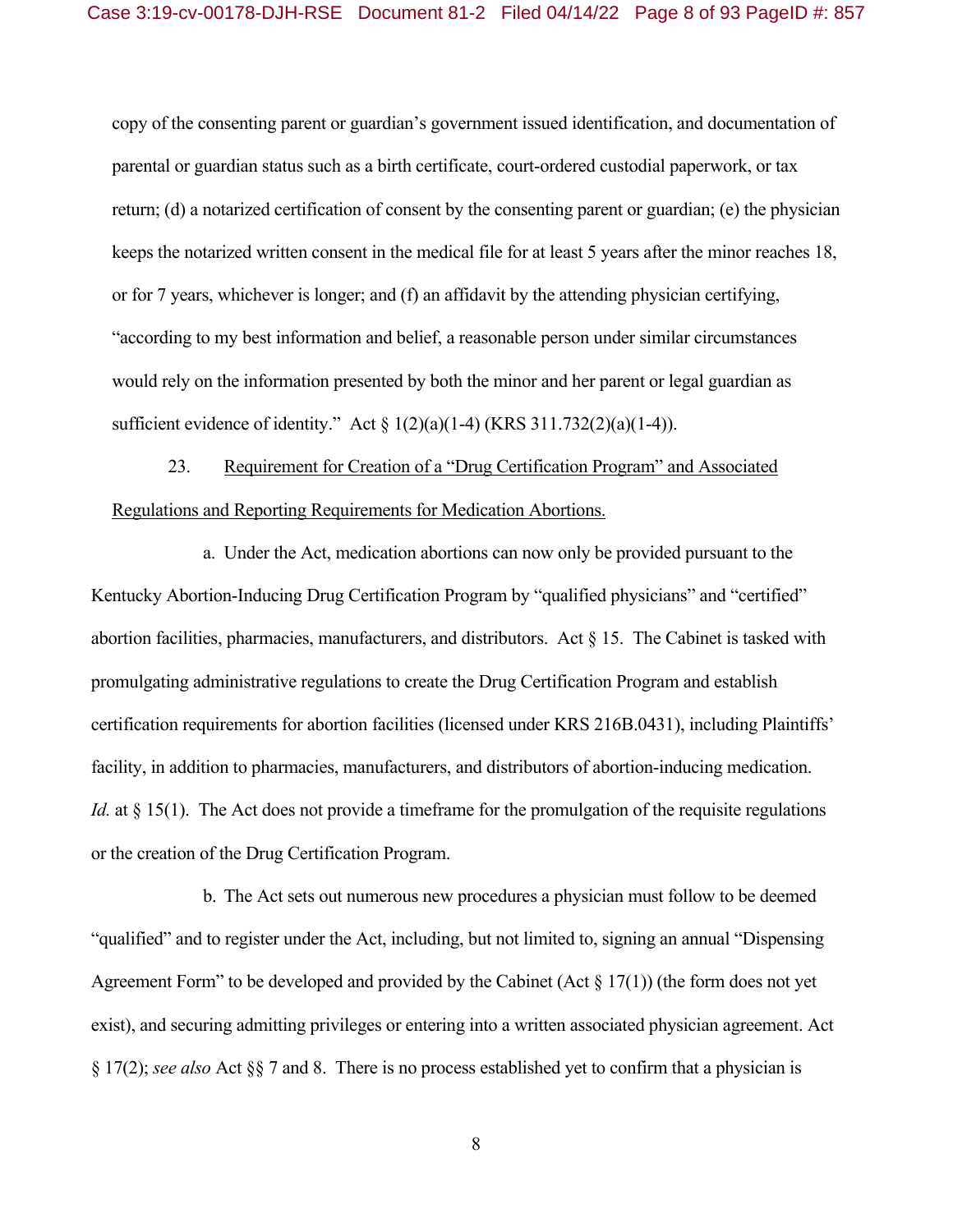copy of the consenting parent or guardian's government issued identification, and documentation of parental or guardian status such as a birth certificate, court-ordered custodial paperwork, or tax return; (d) a notarized certification of consent by the consenting parent or guardian; (e) the physician keeps the notarized written consent in the medical file for at least 5 years after the minor reaches 18, or for 7 years, whichever is longer; and (f) an affidavit by the attending physician certifying, "according to my best information and belief, a reasonable person under similar circumstances would rely on the information presented by both the minor and her parent or legal guardian as sufficient evidence of identity." Act § 1(2)(a)(1-4) (KRS 311.732(2)(a)(1-4)).

23. <u>Requirement for Creation of a "Drug Certification Program" and Associated Regulations and Reporting Requirements for Medication Abortions.</u>

a. Under the Act, medication abortions can now only be provided pursuant to the Kentucky Abortion-Inducing Drug Certification Program by "qualified physicians" and "certified" abortion facilities, pharmacies, manufacturers, and distributors. Act § 15. The Cabinet is tasked with promulgating administrative regulations to create the Drug Certification Program and establish certification requirements for abortion facilities (licensed under KRS 216B.0431), including Plaintiffs' facility, in addition to pharmacies, manufacturers, and distributors of abortion-inducing medication. *Id.* at § 15(1). The Act does not provide a timeframe for the promulgation of the requisite regulations or the creation of the Drug Certification Program.

b. The Act sets out numerous new procedures a physician must follow to be deemed "qualified" and to register under the Act, including, but not limited to, signing an annual "Dispensing Agreement Form" to be developed and provided by the Cabinet (Act § 17(1)) (the form does not yet exist), and securing admitting privileges or entering into a written associated physician agreement. Act § 17(2); *see also* Act §§ 7 and 8. There is no process established yet to confirm that a physician is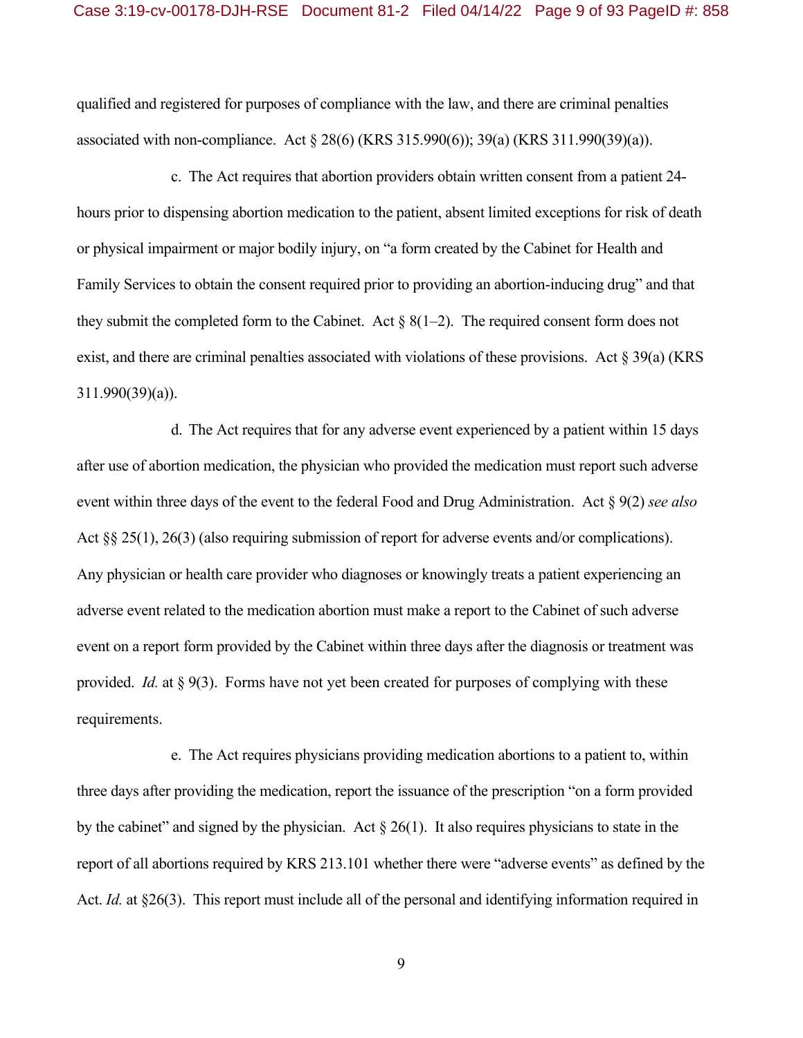qualified and registered for purposes of compliance with the law, and there are criminal penalties associated with non-compliance. Act § 28(6) (KRS 315.990(6)); 39(a) (KRS 311.990(39)(a)).

c. The Act requires that abortion providers obtain written consent from a patient 24-hours prior to dispensing abortion medication to the patient, absent limited exceptions for risk of death or physical impairment or major bodily injury, on "a form created by the Cabinet for Health and Family Services to obtain the consent required prior to providing an abortion-inducing drug" and that they submit the completed form to the Cabinet. Act § 8(1–2). The required consent form does not exist, and there are criminal penalties associated with violations of these provisions. Act § 39(a) (KRS 311.990(39)(a)).

d. The Act requires that for any adverse event experienced by a patient within 15 days after use of abortion medication, the physician who provided the medication must report such adverse event within three days of the event to the federal Food and Drug Administration. Act § 9(2) *see also* Act §§ 25(1), 26(3) (also requiring submission of report for adverse events and/or complications). Any physician or health care provider who diagnoses or knowingly treats a patient experiencing an adverse event related to the medication abortion must make a report to the Cabinet of such adverse event on a report form provided by the Cabinet within three days after the diagnosis or treatment was provided. *Id.* at § 9(3). Forms have not yet been created for purposes of complying with these requirements.

e. The Act requires physicians providing medication abortions to a patient to, within three days after providing the medication, report the issuance of the prescription "on a form provided by the cabinet" and signed by the physician. Act § 26(1). It also requires physicians to state in the report of all abortions required by KRS 213.101 whether there were "adverse events" as defined by the Act. *Id.* at §26(3). This report must include all of the personal and identifying information required in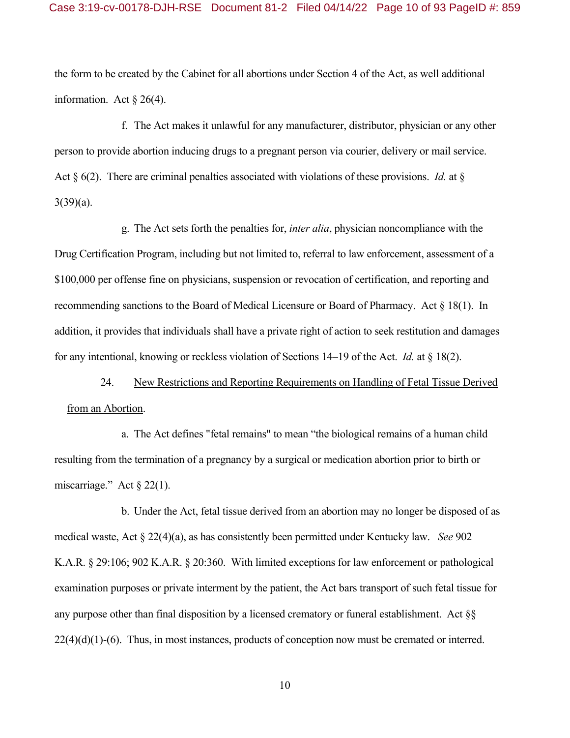the form to be created by the Cabinet for all abortions under Section 4 of the Act, as well additional information. Act § 26(4).

f. The Act makes it unlawful for any manufacturer, distributor, physician or any other person to provide abortion inducing drugs to a pregnant person via courier, delivery or mail service. Act § 6(2). There are criminal penalties associated with violations of these provisions. *Id.* at § 3(39)(a).

g. The Act sets forth the penalties for, *inter alia*, physician noncompliance with the Drug Certification Program, including but not limited to, referral to law enforcement, assessment of a $100,000 per offense fine on physicians, suspension or revocation of certification, and reporting and recommending sanctions to the Board of Medical Licensure or Board of Pharmacy. Act § 18(1). In addition, it provides that individuals shall have a private right of action to seek restitution and damages for any intentional, knowing or reckless violation of Sections 14–19 of the Act. *Id.* at § 18(2).

24. <u>New Restrictions and Reporting Requirements on Handling of Fetal Tissue Derived from an Abortion</u>.

a. The Act defines "fetal remains" to mean "the biological remains of a human child resulting from the termination of a pregnancy by a surgical or medication abortion prior to birth or miscarriage." Act § 22(1).

b. Under the Act, fetal tissue derived from an abortion may no longer be disposed of as medical waste, Act § 22(4)(a), as has consistently been permitted under Kentucky law. *See* 902 K.A.R. § 29:106; 902 K.A.R. § 20:360. With limited exceptions for law enforcement or pathological examination purposes or private interment by the patient, the Act bars transport of such fetal tissue for any purpose other than final disposition by a licensed crematory or funeral establishment. Act §§ 22(4)(d)(1)-(6). Thus, in most instances, products of conception now must be cremated or interred.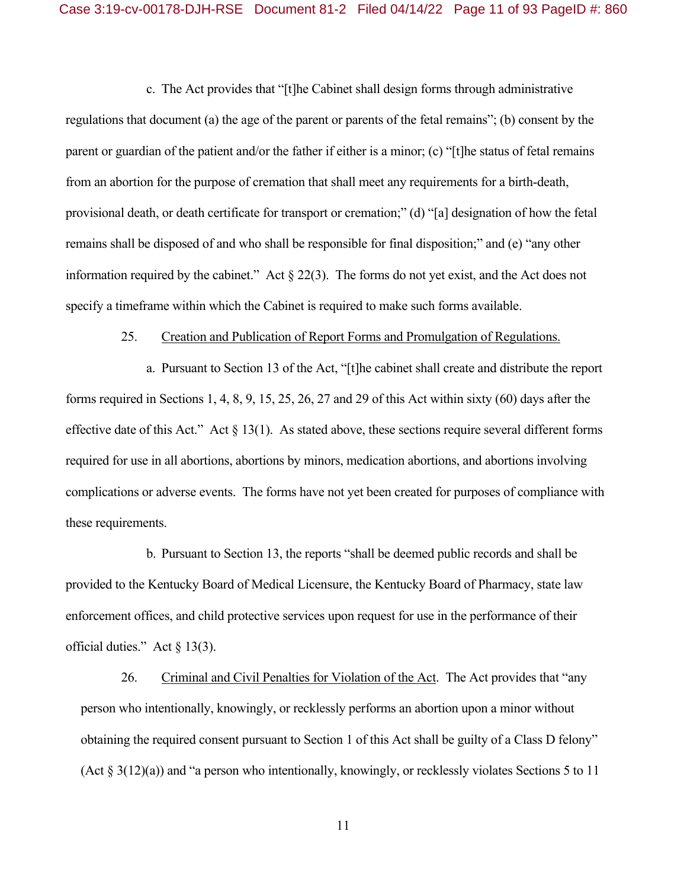c. The Act provides that "[t]he Cabinet shall design forms through administrative regulations that document (a) the age of the parent or parents of the fetal remains"; (b) consent by the parent or guardian of the patient and/or the father if either is a minor; (c) "[t]he status of fetal remains from an abortion for the purpose of cremation that shall meet any requirements for a birth-death, provisional death, or death certificate for transport or cremation;" (d) "[a] designation of how the fetal remains shall be disposed of and who shall be responsible for final disposition;" and (e) "any other information required by the cabinet." Act § 22(3). The forms do not yet exist, and the Act does not specify a timeframe within which the Cabinet is required to make such forms available.

25. Creation and Publication of Report Forms and Promulgation of Regulations.

a. Pursuant to Section 13 of the Act, "[t]he cabinet shall create and distribute the report forms required in Sections 1, 4, 8, 9, 15, 25, 26, 27 and 29 of this Act within sixty (60) days after the effective date of this Act." Act § 13(1). As stated above, these sections require several different forms required for use in all abortions, abortions by minors, medication abortions, and abortions involving complications or adverse events. The forms have not yet been created for purposes of compliance with these requirements.

b. Pursuant to Section 13, the reports "shall be deemed public records and shall be provided to the Kentucky Board of Medical Licensure, the Kentucky Board of Pharmacy, state law enforcement offices, and child protective services upon request for use in the performance of their official duties." Act § 13(3).

26. Criminal and Civil Penalties for Violation of the Act. The Act provides that "any person who intentionally, knowingly, or recklessly performs an abortion upon a minor without obtaining the required consent pursuant to Section 1 of this Act shall be guilty of a Class D felony" (Act § 3(12)(a)) and "a person who intentionally, knowingly, or recklessly violates Sections 5 to 11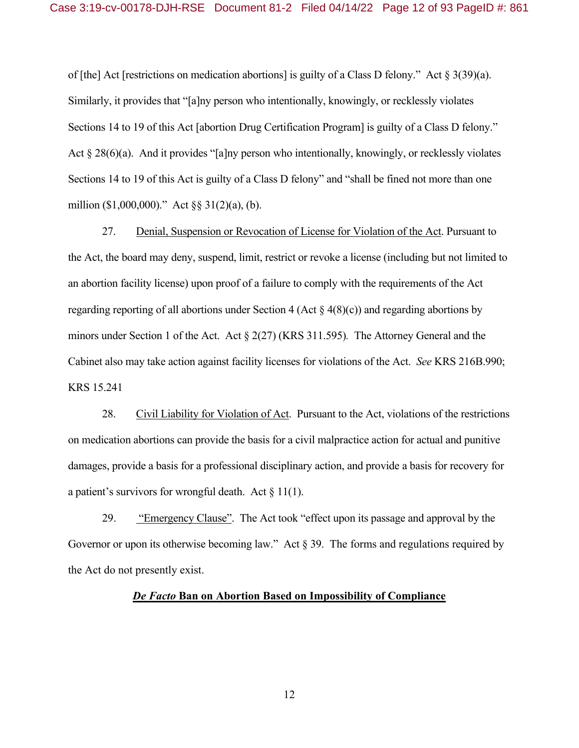of [the] Act [restrictions on medication abortions] is guilty of a Class D felony." Act § 3(39)(a). Similarly, it provides that "[a]ny person who intentionally, knowingly, or recklessly violates Sections 14 to 19 of this Act [abortion Drug Certification Program] is guilty of a Class D felony." Act § 28(6)(a). And it provides "[a]ny person who intentionally, knowingly, or recklessly violates Sections 14 to 19 of this Act is guilty of a Class D felony" and "shall be fined not more than one million ($1,000,000)." Act §§ 31(2)(a), (b).

27. Denial, Suspension or Revocation of License for Violation of the Act. Pursuant to the Act, the board may deny, suspend, limit, restrict or revoke a license (including but not limited to an abortion facility license) upon proof of a failure to comply with the requirements of the Act regarding reporting of all abortions under Section 4 (Act § 4(8)(c)) and regarding abortions by minors under Section 1 of the Act. Act § 2(27) (KRS 311.595). The Attorney General and the Cabinet also may take action against facility licenses for violations of the Act. *See* KRS 216B.990; KRS 15.241

28. Civil Liability for Violation of Act. Pursuant to the Act, violations of the restrictions on medication abortions can provide the basis for a civil malpractice action for actual and punitive damages, provide a basis for a professional disciplinary action, and provide a basis for recovery for a patient's survivors for wrongful death. Act § 11(1).

29. "Emergency Clause". The Act took "effect upon its passage and approval by the Governor or upon its otherwise becoming law." Act § 39. The forms and regulations required by the Act do not presently exist.

**_De Facto_ Ban on Abortion Based on Impossibility of Compliance**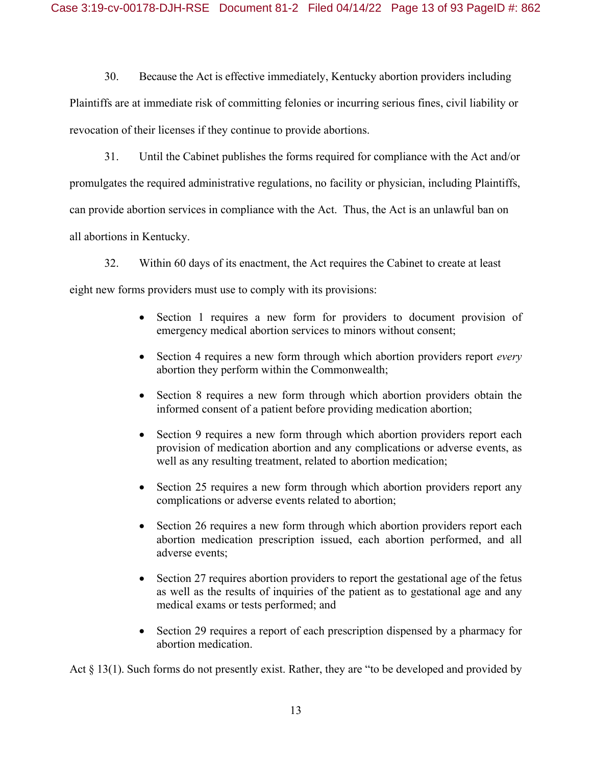30. Because the Act is effective immediately, Kentucky abortion providers including Plaintiffs are at immediate risk of committing felonies or incurring serious fines, civil liability or revocation of their licenses if they continue to provide abortions.

31. Until the Cabinet publishes the forms required for compliance with the Act and/or promulgates the required administrative regulations, no facility or physician, including Plaintiffs, can provide abortion services in compliance with the Act. Thus, the Act is an unlawful ban on all abortions in Kentucky.

32. Within 60 days of its enactment, the Act requires the Cabinet to create at least eight new forms providers must use to comply with its provisions:

- Section 1 requires a new form for providers to document provision of emergency medical abortion services to minors without consent;
- Section 4 requires a new form through which abortion providers report *every* abortion they perform within the Commonwealth;
- Section 8 requires a new form through which abortion providers obtain the informed consent of a patient before providing medication abortion;
- Section 9 requires a new form through which abortion providers report each provision of medication abortion and any complications or adverse events, as well as any resulting treatment, related to abortion medication;
- Section 25 requires a new form through which abortion providers report any complications or adverse events related to abortion;
- Section 26 requires a new form through which abortion providers report each abortion medication prescription issued, each abortion performed, and all adverse events;
- Section 27 requires abortion providers to report the gestational age of the fetus as well as the results of inquiries of the patient as to gestational age and any medical exams or tests performed; and
- Section 29 requires a report of each prescription dispensed by a pharmacy for abortion medication.

Act § 13(1). Such forms do not presently exist. Rather, they are "to be developed and provided by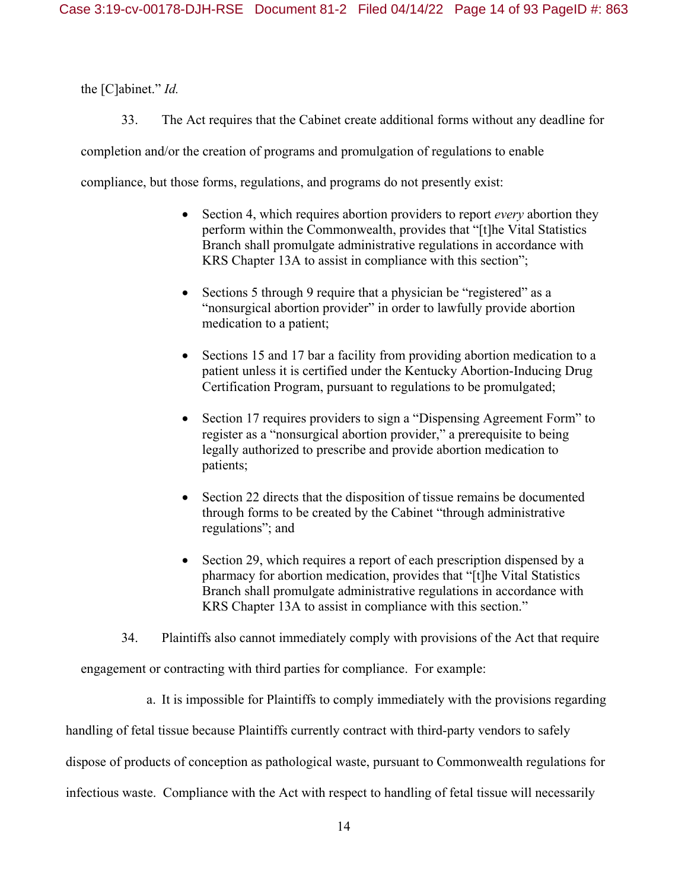the [C]abinet." *Id.*

33. The Act requires that the Cabinet create additional forms without any deadline for completion and/or the creation of programs and promulgation of regulations to enable compliance, but those forms, regulations, and programs do not presently exist:

- Section 4, which requires abortion providers to report *every* abortion they perform within the Commonwealth, provides that "[t]he Vital Statistics Branch shall promulgate administrative regulations in accordance with KRS Chapter 13A to assist in compliance with this section";

- Sections 5 through 9 require that a physician be "registered" as a "nonsurgical abortion provider" in order to lawfully provide abortion medication to a patient;

- Sections 15 and 17 bar a facility from providing abortion medication to a patient unless it is certified under the Kentucky Abortion-Inducing Drug Certification Program, pursuant to regulations to be promulgated;

- Section 17 requires providers to sign a "Dispensing Agreement Form" to register as a "nonsurgical abortion provider," a prerequisite to being legally authorized to prescribe and provide abortion medication to patients;

- Section 22 directs that the disposition of tissue remains be documented through forms to be created by the Cabinet "through administrative regulations"; and

- Section 29, which requires a report of each prescription dispensed by a pharmacy for abortion medication, provides that "[t]he Vital Statistics Branch shall promulgate administrative regulations in accordance with KRS Chapter 13A to assist in compliance with this section."

34. Plaintiffs also cannot immediately comply with provisions of the Act that require engagement or contracting with third parties for compliance. For example:

a. It is impossible for Plaintiffs to comply immediately with the provisions regarding handling of fetal tissue because Plaintiffs currently contract with third-party vendors to safely dispose of products of conception as pathological waste, pursuant to Commonwealth regulations for infectious waste. Compliance with the Act with respect to handling of fetal tissue will necessarily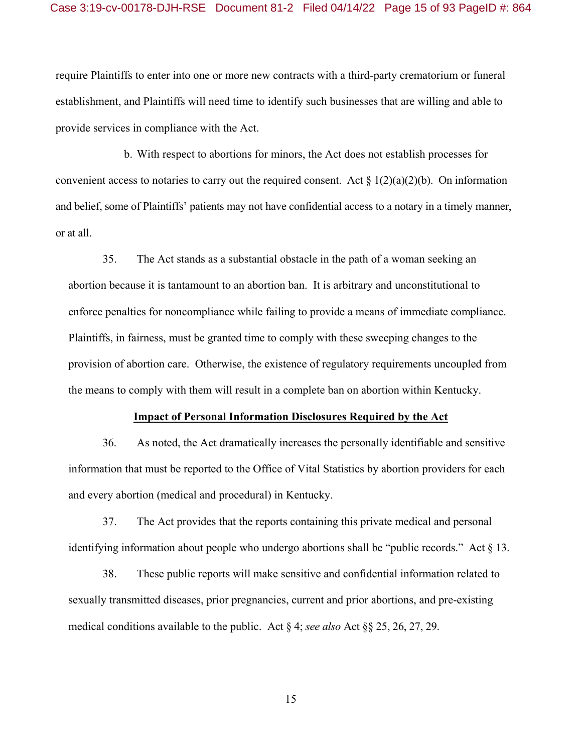require Plaintiffs to enter into one or more new contracts with a third-party crematorium or funeral establishment, and Plaintiffs will need time to identify such businesses that are willing and able to provide services in compliance with the Act.

b. With respect to abortions for minors, the Act does not establish processes for convenient access to notaries to carry out the required consent. Act § 1(2)(a)(2)(b). On information and belief, some of Plaintiffs' patients may not have confidential access to a notary in a timely manner, or at all.

35. The Act stands as a substantial obstacle in the path of a woman seeking an abortion because it is tantamount to an abortion ban. It is arbitrary and unconstitutional to enforce penalties for noncompliance while failing to provide a means of immediate compliance. Plaintiffs, in fairness, must be granted time to comply with these sweeping changes to the provision of abortion care. Otherwise, the existence of regulatory requirements uncoupled from the means to comply with them will result in a complete ban on abortion within Kentucky.

**Impact of Personal Information Disclosures Required by the Act**

36. As noted, the Act dramatically increases the personally identifiable and sensitive information that must be reported to the Office of Vital Statistics by abortion providers for each and every abortion (medical and procedural) in Kentucky.

37. The Act provides that the reports containing this private medical and personal identifying information about people who undergo abortions shall be "public records." Act § 13.

38. These public reports will make sensitive and confidential information related to sexually transmitted diseases, prior pregnancies, current and prior abortions, and pre-existing medical conditions available to the public. Act § 4; *see also* Act §§ 25, 26, 27, 29.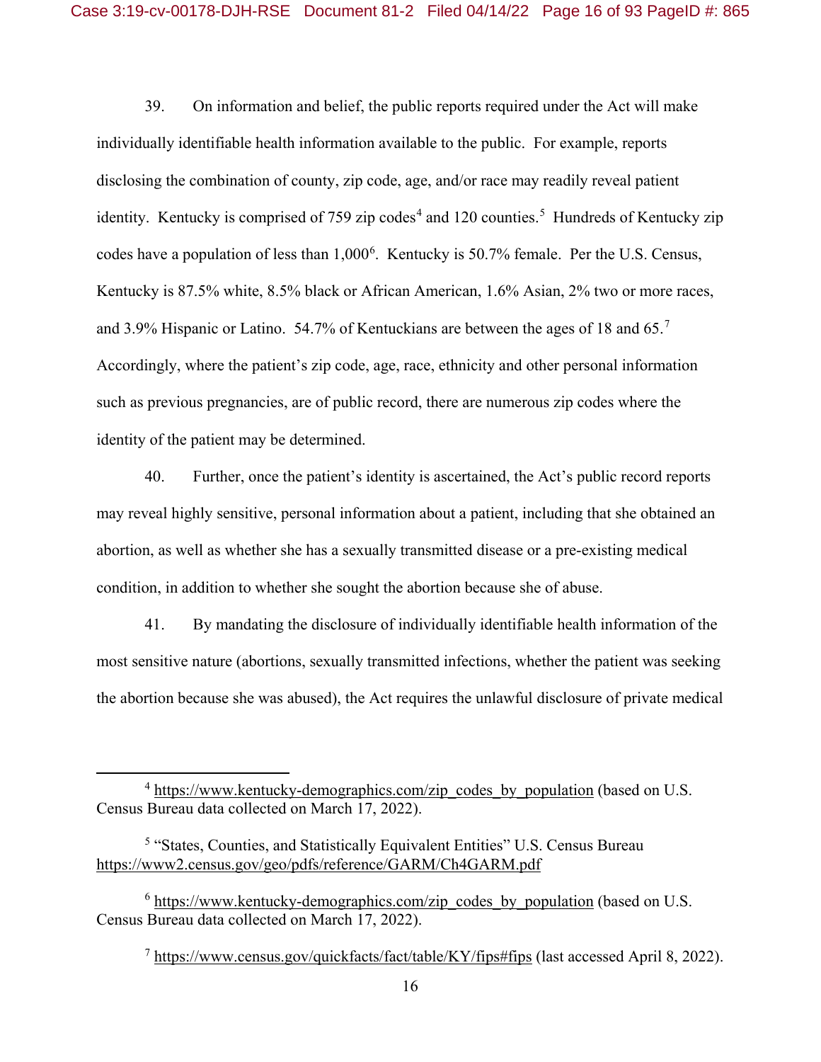39. On information and belief, the public reports required under the Act will make individually identifiable health information available to the public. For example, reports disclosing the combination of county, zip code, age, and/or race may readily reveal patient identity. Kentucky is comprised of 759 zip codes[4] and 120 counties.[5] Hundreds of Kentucky zip codes have a population of less than 1,000[6]. Kentucky is 50.7% female. Per the U.S. Census, Kentucky is 87.5% white, 8.5% black or African American, 1.6% Asian, 2% two or more races, and 3.9% Hispanic or Latino. 54.7% of Kentuckians are between the ages of 18 and 65.[7] Accordingly, where the patient's zip code, age, race, ethnicity and other personal information such as previous pregnancies, are of public record, there are numerous zip codes where the identity of the patient may be determined.

40. Further, once the patient's identity is ascertained, the Act's public record reports may reveal highly sensitive, personal information about a patient, including that she obtained an abortion, as well as whether she has a sexually transmitted disease or a pre-existing medical condition, in addition to whether she sought the abortion because she of abuse.

41. By mandating the disclosure of individually identifiable health information of the most sensitive nature (abortions, sexually transmitted infections, whether the patient was seeking the abortion because she was abused), the Act requires the unlawful disclosure of private medical

---

[4] https://www.kentucky-demographics.com/zip_codes_by_population (based on U.S. Census Bureau data collected on March 17, 2022).

[5] "States, Counties, and Statistically Equivalent Entities" U.S. Census Bureau https://www2.census.gov/geo/pdfs/reference/GARM/Ch4GARM.pdf

[6] https://www.kentucky-demographics.com/zip_codes_by_population (based on U.S. Census Bureau data collected on March 17, 2022).

[7] https://www.census.gov/quickfacts/fact/table/KY/fips#fips (last accessed April 8, 2022).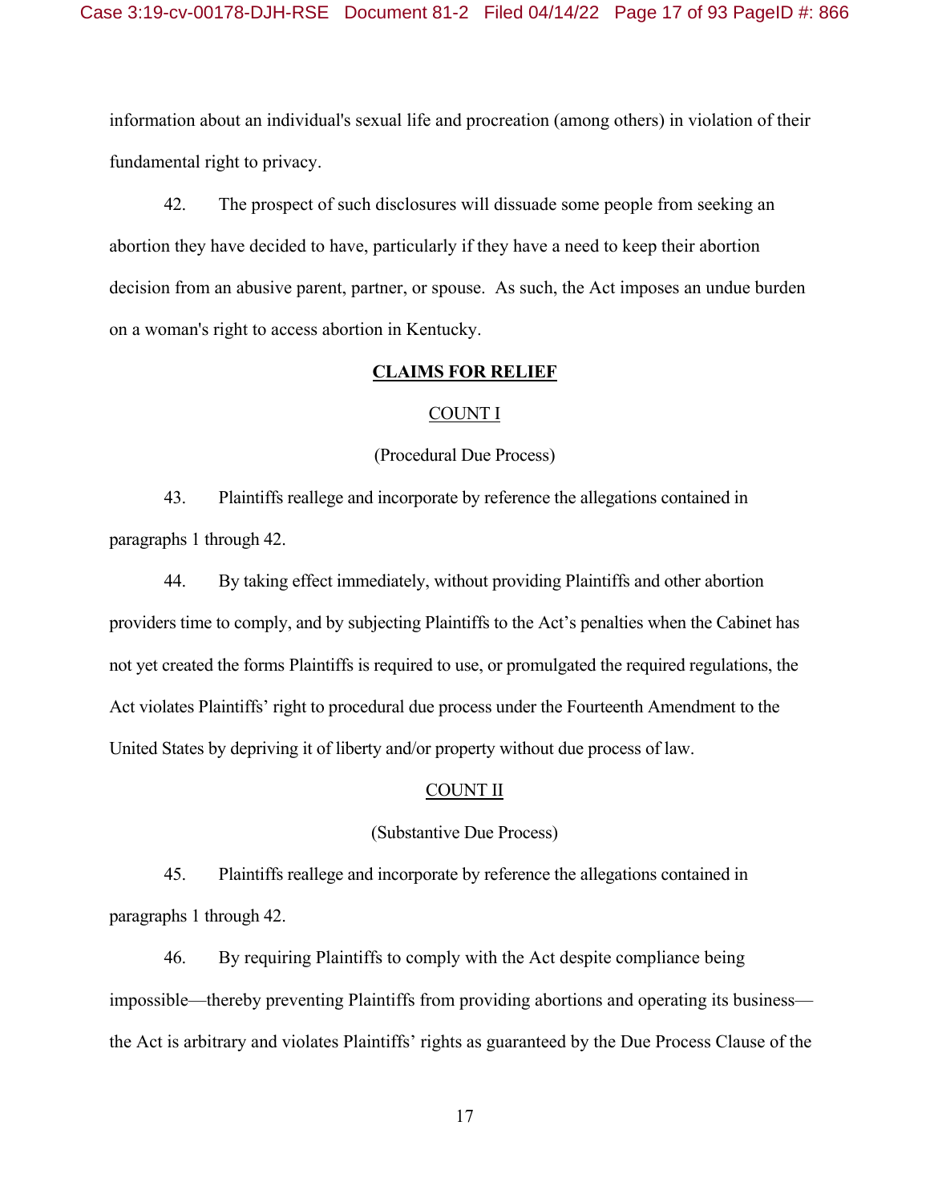information about an individual's sexual life and procreation (among others) in violation of their fundamental right to privacy.

42. The prospect of such disclosures will dissuade some people from seeking an abortion they have decided to have, particularly if they have a need to keep their abortion decision from an abusive parent, partner, or spouse. As such, the Act imposes an undue burden on a woman's right to access abortion in Kentucky.

## **CLAIMS FOR RELIEF**

### COUNT I

(Procedural Due Process)

43. Plaintiffs reallege and incorporate by reference the allegations contained in paragraphs 1 through 42.

44. By taking effect immediately, without providing Plaintiffs and other abortion providers time to comply, and by subjecting Plaintiffs to the Act's penalties when the Cabinet has not yet created the forms Plaintiffs is required to use, or promulgated the required regulations, the Act violates Plaintiffs' right to procedural due process under the Fourteenth Amendment to the United States by depriving it of liberty and/or property without due process of law.

### COUNT II

(Substantive Due Process)

45. Plaintiffs reallege and incorporate by reference the allegations contained in paragraphs 1 through 42.

46. By requiring Plaintiffs to comply with the Act despite compliance being impossible—thereby preventing Plaintiffs from providing abortions and operating its business—the Act is arbitrary and violates Plaintiffs' rights as guaranteed by the Due Process Clause of the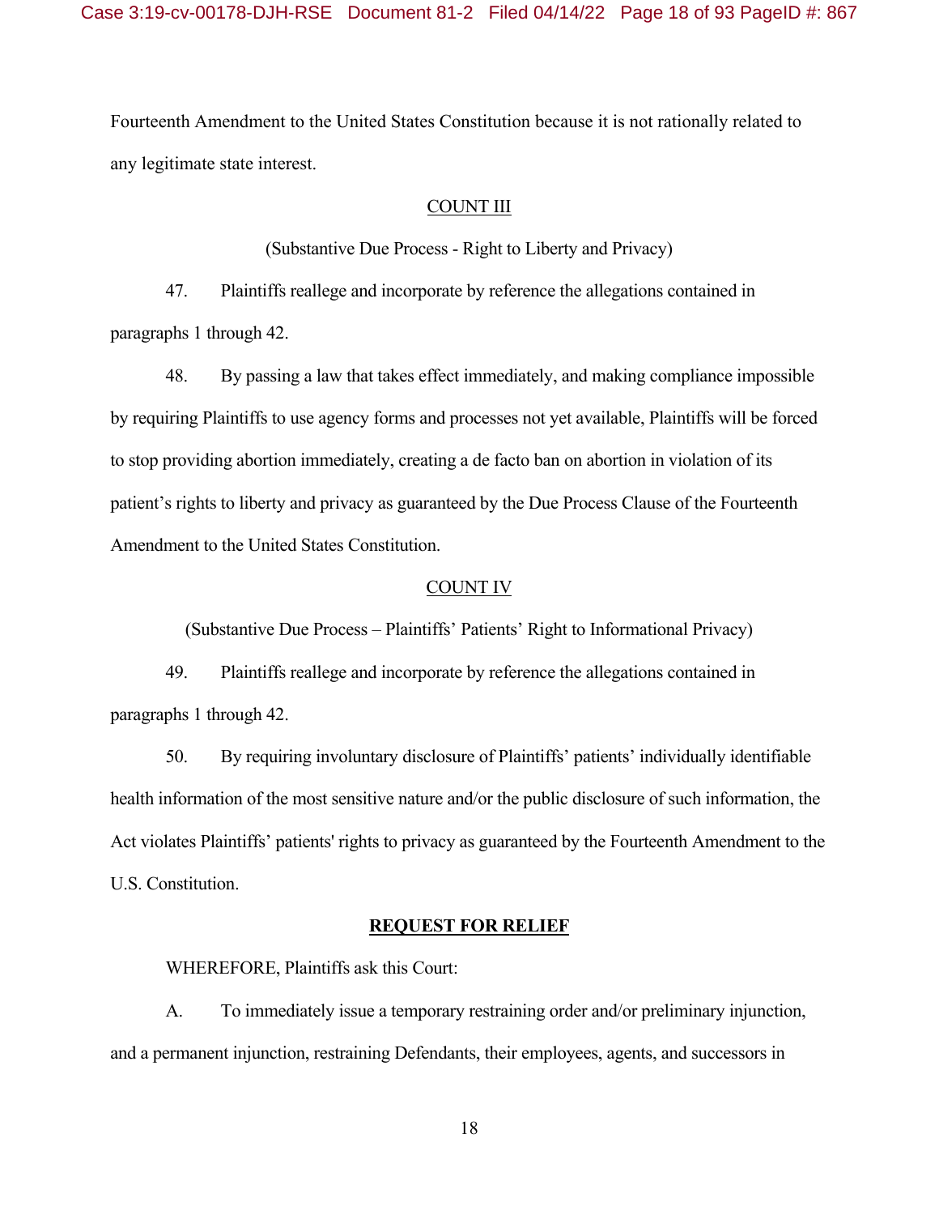Fourteenth Amendment to the United States Constitution because it is not rationally related to any legitimate state interest.

<u>COUNT III</u>

(Substantive Due Process - Right to Liberty and Privacy)

47. Plaintiffs reallege and incorporate by reference the allegations contained in paragraphs 1 through 42.

48. By passing a law that takes effect immediately, and making compliance impossible by requiring Plaintiffs to use agency forms and processes not yet available, Plaintiffs will be forced to stop providing abortion immediately, creating a de facto ban on abortion in violation of its patient's rights to liberty and privacy as guaranteed by the Due Process Clause of the Fourteenth Amendment to the United States Constitution.

<u>COUNT IV</u>

(Substantive Due Process – Plaintiffs' Patients' Right to Informational Privacy)

49. Plaintiffs reallege and incorporate by reference the allegations contained in paragraphs 1 through 42.

50. By requiring involuntary disclosure of Plaintiffs' patients' individually identifiable health information of the most sensitive nature and/or the public disclosure of such information, the Act violates Plaintiffs' patients' rights to privacy as guaranteed by the Fourteenth Amendment to the U.S. Constitution.

**<u>REQUEST FOR RELIEF</u>**

WHEREFORE, Plaintiffs ask this Court:

A. To immediately issue a temporary restraining order and/or preliminary injunction, and a permanent injunction, restraining Defendants, their employees, agents, and successors in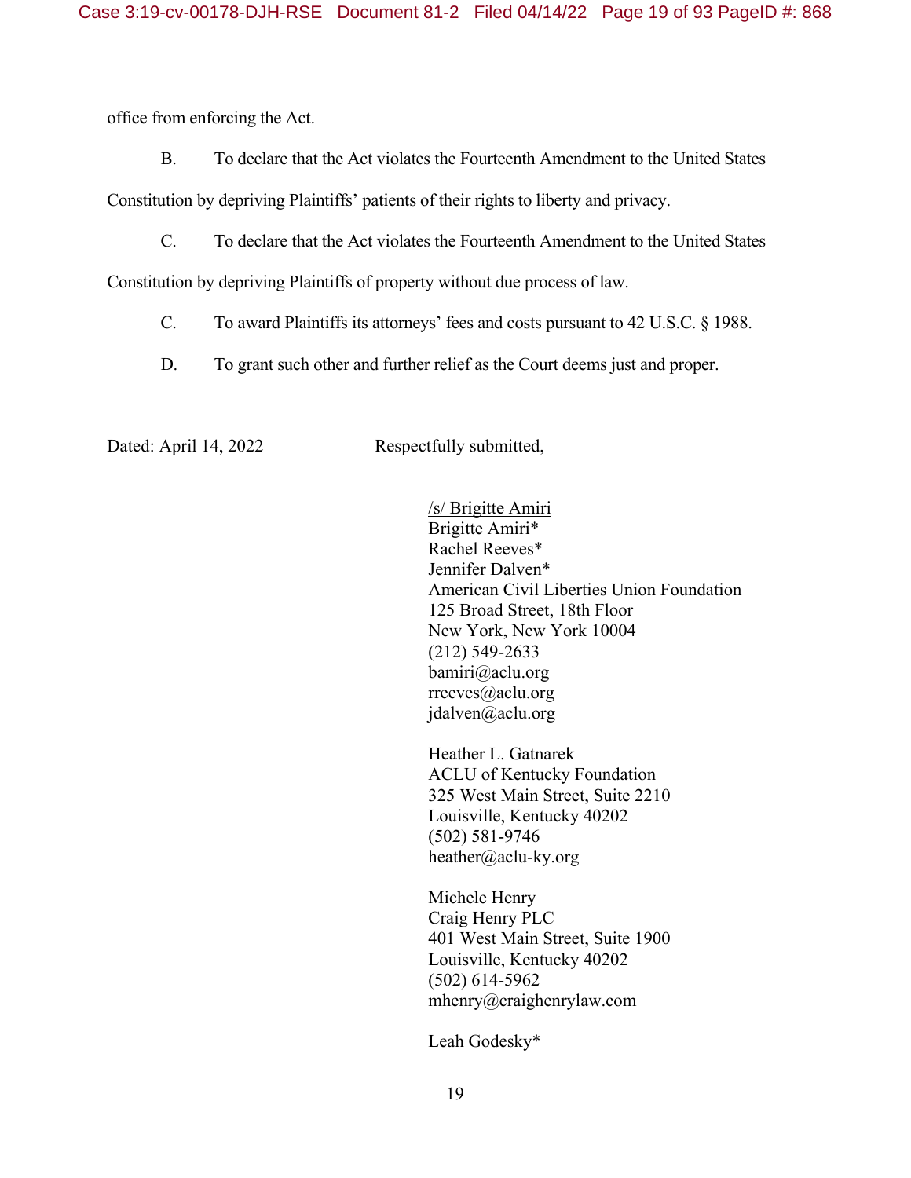office from enforcing the Act.

B. To declare that the Act violates the Fourteenth Amendment to the United States Constitution by depriving Plaintiffs' patients of their rights to liberty and privacy.

C. To declare that the Act violates the Fourteenth Amendment to the United States Constitution by depriving Plaintiffs of property without due process of law.

C. To award Plaintiffs its attorneys' fees and costs pursuant to 42 U.S.C. § 1988.

D. To grant such other and further relief as the Court deems just and proper.

Dated: April 14, 2022

Respectfully submitted,

/s/ Brigitte Amiri
Brigitte Amiri*
Rachel Reeves*
Jennifer Dalven*
American Civil Liberties Union Foundation
125 Broad Street, 18th Floor
New York, New York 10004
(212) 549-2633
bamiri@aclu.org
rreeves@aclu.org
jdalven@aclu.org

Heather L. Gatnarek
ACLU of Kentucky Foundation
325 West Main Street, Suite 2210
Louisville, Kentucky 40202
(502) 581-9746
heather@aclu-ky.org

Michele Henry
Craig Henry PLC
401 West Main Street, Suite 1900
Louisville, Kentucky 40202
(502) 614-5962
mhenry@craighenrylaw.com

Leah Godesky*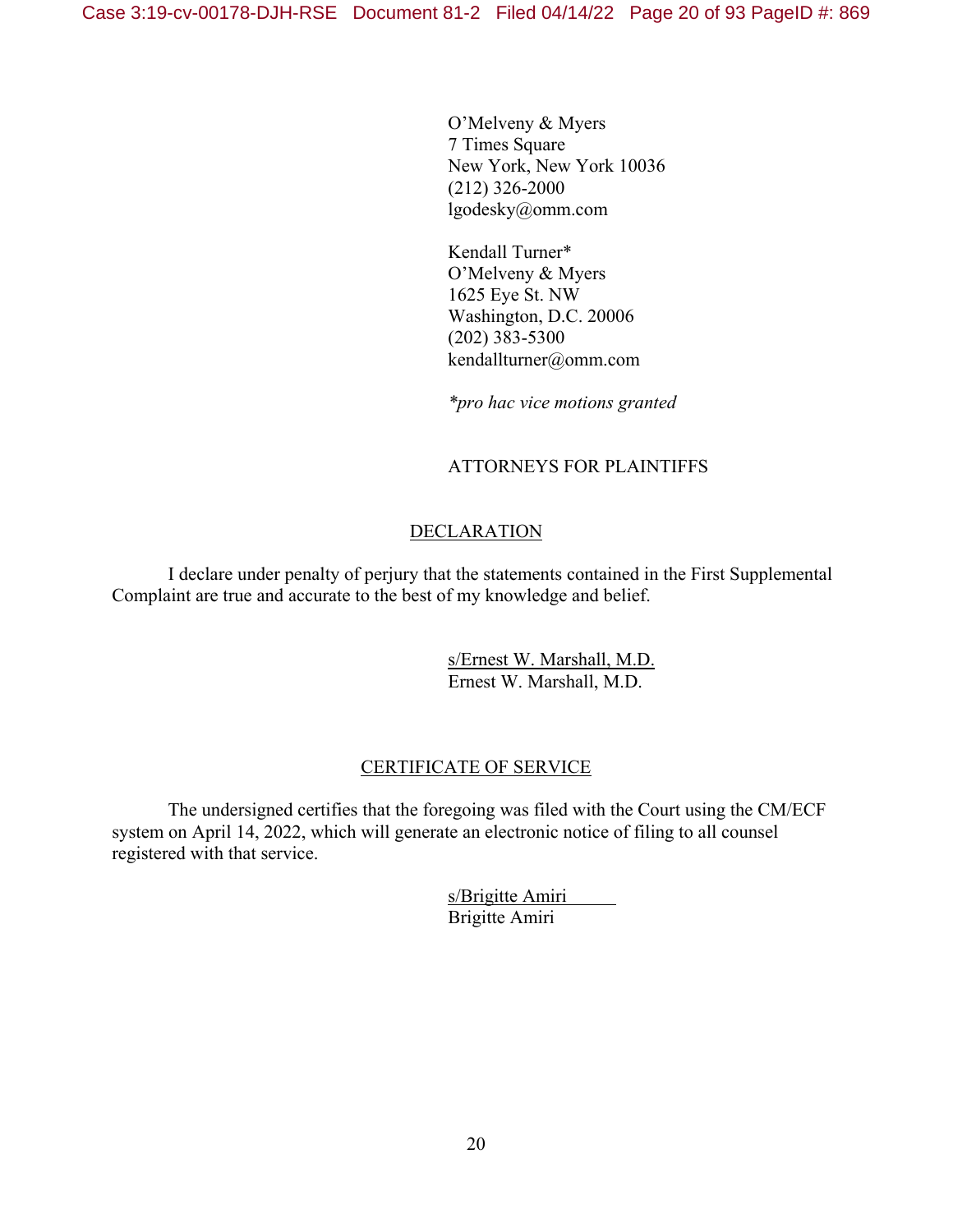O'Melveny & Myers
7 Times Square
New York, New York 10036
(212) 326-2000
lgodesky@omm.com

Kendall Turner*
O'Melveny & Myers
1625 Eye St. NW
Washington, D.C. 20006
(202) 383-5300
kendallturner@omm.com

**pro hac vice motions granted*

ATTORNEYS FOR PLAINTIFFS

## DECLARATION

I declare under penalty of perjury that the statements contained in the First Supplemental Complaint are true and accurate to the best of my knowledge and belief.

s/Ernest W. Marshall, M.D.
Ernest W. Marshall, M.D.

## CERTIFICATE OF SERVICE

The undersigned certifies that the foregoing was filed with the Court using the CM/ECF system on April 14, 2022, which will generate an electronic notice of filing to all counsel registered with that service.

s/Brigitte Amiri
Brigitte Amiri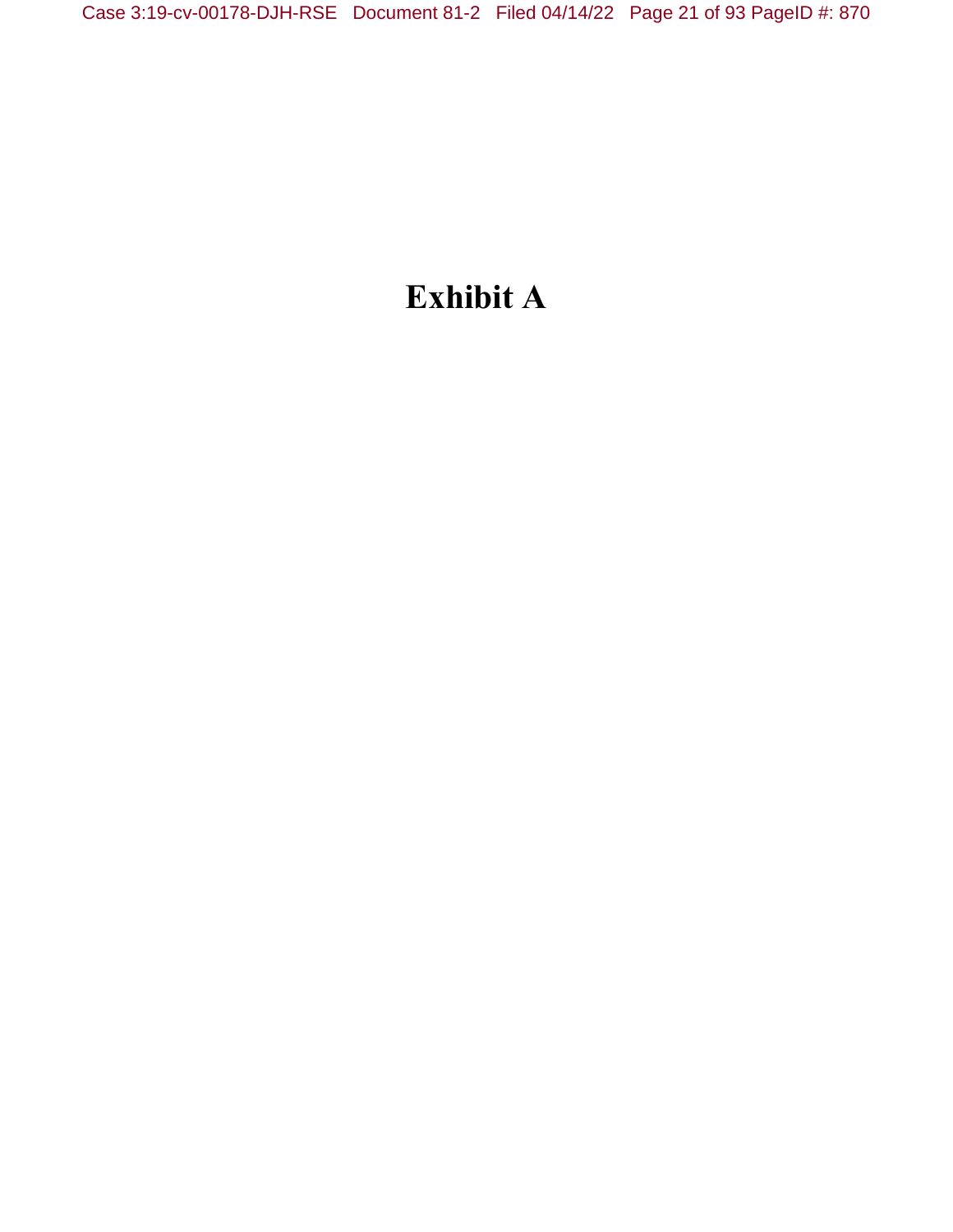# Exhibit A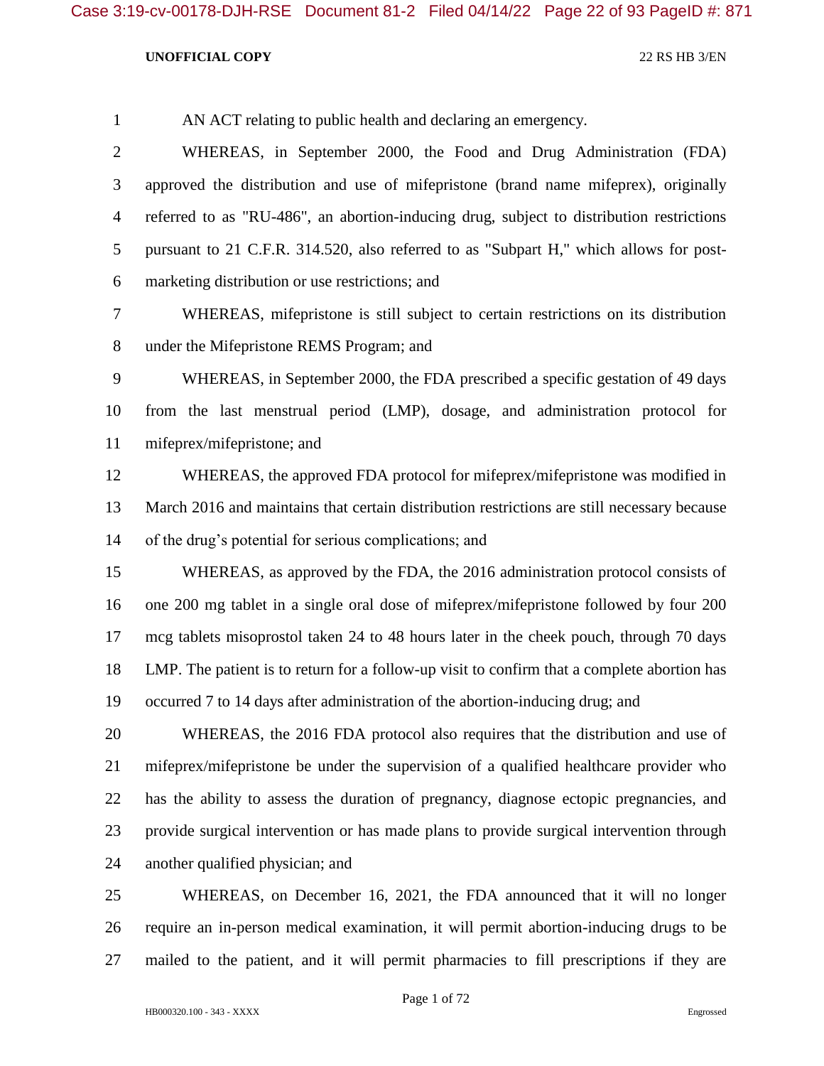AN ACT relating to public health and declaring an emergency.

WHEREAS, in September 2000, the Food and Drug Administration (FDA) approved the distribution and use of mifepristone (brand name mifeprex), originally referred to as "RU-486", an abortion-inducing drug, subject to distribution restrictions pursuant to 21 C.F.R. 314.520, also referred to as "Subpart H," which allows for post-marketing distribution or use restrictions; and

WHEREAS, mifepristone is still subject to certain restrictions on its distribution under the Mifepristone REMS Program; and

WHEREAS, in September 2000, the FDA prescribed a specific gestation of 49 days from the last menstrual period (LMP), dosage, and administration protocol for mifeprex/mifepristone; and

WHEREAS, the approved FDA protocol for mifeprex/mifepristone was modified in March 2016 and maintains that certain distribution restrictions are still necessary because of the drug's potential for serious complications; and

WHEREAS, as approved by the FDA, the 2016 administration protocol consists of one 200 mg tablet in a single oral dose of mifeprex/mifepristone followed by four 200 mcg tablets misoprostol taken 24 to 48 hours later in the cheek pouch, through 70 days LMP. The patient is to return for a follow-up visit to confirm that a complete abortion has occurred 7 to 14 days after administration of the abortion-inducing drug; and

WHEREAS, the 2016 FDA protocol also requires that the distribution and use of mifeprex/mifepristone be under the supervision of a qualified healthcare provider who has the ability to assess the duration of pregnancy, diagnose ectopic pregnancies, and provide surgical intervention or has made plans to provide surgical intervention through another qualified physician; and

WHEREAS, on December 16, 2021, the FDA announced that it will no longer require an in-person medical examination, it will permit abortion-inducing drugs to be mailed to the patient, and it will permit pharmacies to fill prescriptions if they are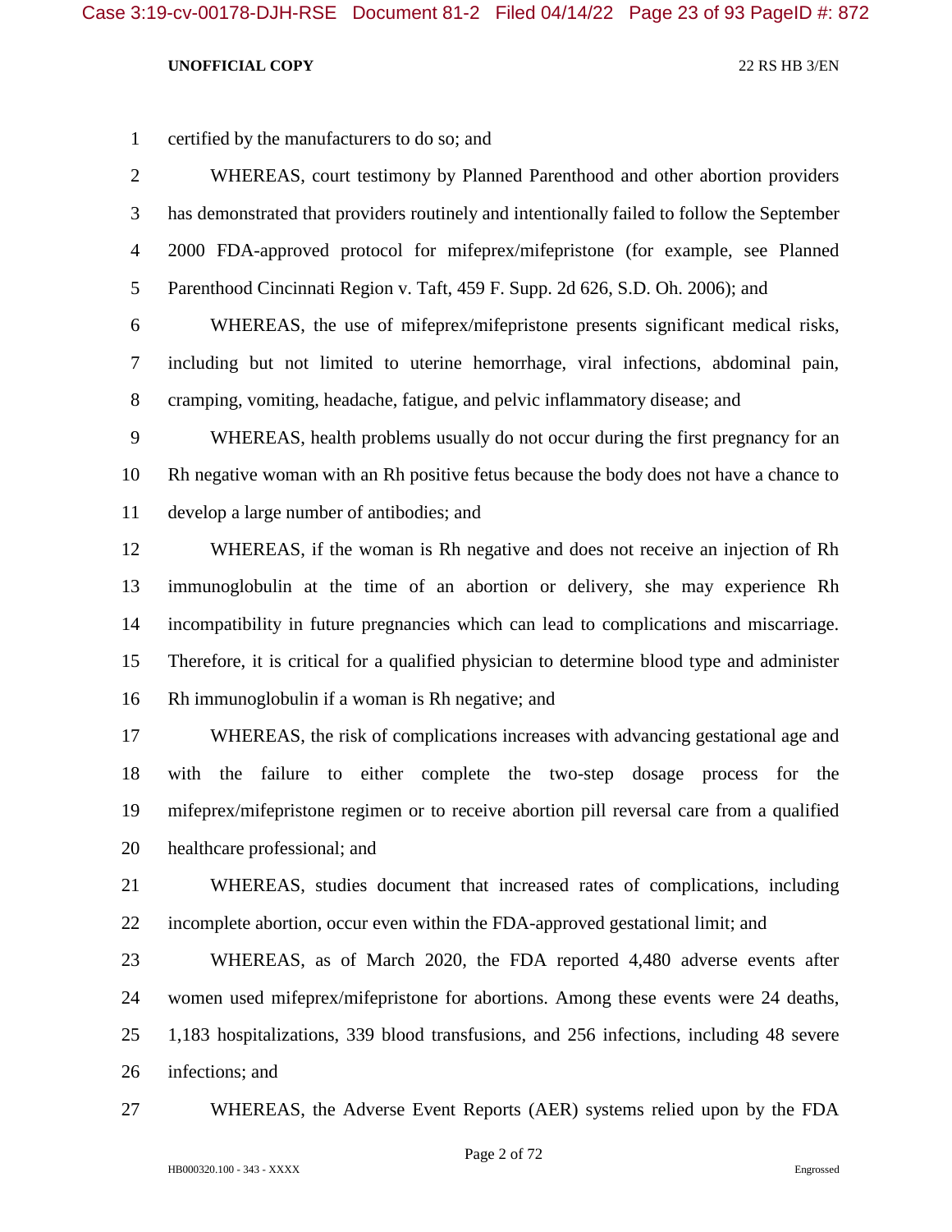certified by the manufacturers to do so; and

WHEREAS, court testimony by Planned Parenthood and other abortion providers has demonstrated that providers routinely and intentionally failed to follow the September 2000 FDA-approved protocol for mifeprex/mifepristone (for example, see Planned Parenthood Cincinnati Region v. Taft, 459 F. Supp. 2d 626, S.D. Oh. 2006); and

WHEREAS, the use of mifeprex/mifepristone presents significant medical risks, including but not limited to uterine hemorrhage, viral infections, abdominal pain, cramping, vomiting, headache, fatigue, and pelvic inflammatory disease; and

WHEREAS, health problems usually do not occur during the first pregnancy for an Rh negative woman with an Rh positive fetus because the body does not have a chance to develop a large number of antibodies; and

WHEREAS, if the woman is Rh negative and does not receive an injection of Rh immunoglobulin at the time of an abortion or delivery, she may experience Rh incompatibility in future pregnancies which can lead to complications and miscarriage. Therefore, it is critical for a qualified physician to determine blood type and administer Rh immunoglobulin if a woman is Rh negative; and

WHEREAS, the risk of complications increases with advancing gestational age and with the failure to either complete the two-step dosage process for the mifeprex/mifepristone regimen or to receive abortion pill reversal care from a qualified healthcare professional; and

WHEREAS, studies document that increased rates of complications, including incomplete abortion, occur even within the FDA-approved gestational limit; and

WHEREAS, as of March 2020, the FDA reported 4,480 adverse events after women used mifeprex/mifepristone for abortions. Among these events were 24 deaths, 1,183 hospitalizations, 339 blood transfusions, and 256 infections, including 48 severe infections; and

WHEREAS, the Adverse Event Reports (AER) systems relied upon by the FDA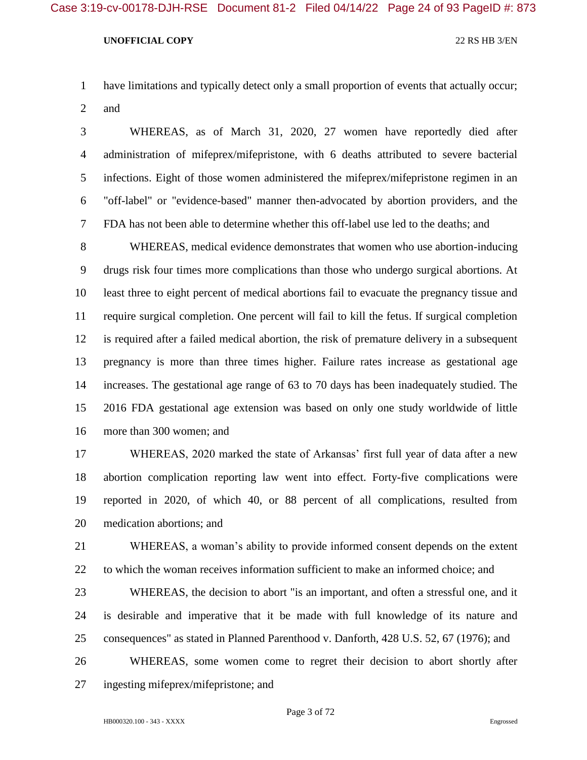have limitations and typically detect only a small proportion of events that actually occur; and

WHEREAS, as of March 31, 2020, 27 women have reportedly died after administration of mifeprex/mifepristone, with 6 deaths attributed to severe bacterial infections. Eight of those women administered the mifeprex/mifepristone regimen in an "off-label" or "evidence-based" manner then-advocated by abortion providers, and the FDA has not been able to determine whether this off-label use led to the deaths; and

WHEREAS, medical evidence demonstrates that women who use abortion-inducing drugs risk four times more complications than those who undergo surgical abortions. At least three to eight percent of medical abortions fail to evacuate the pregnancy tissue and require surgical completion. One percent will fail to kill the fetus. If surgical completion is required after a failed medical abortion, the risk of premature delivery in a subsequent pregnancy is more than three times higher. Failure rates increase as gestational age increases. The gestational age range of 63 to 70 days has been inadequately studied. The 2016 FDA gestational age extension was based on only one study worldwide of little more than 300 women; and

WHEREAS, 2020 marked the state of Arkansas' first full year of data after a new abortion complication reporting law went into effect. Forty-five complications were reported in 2020, of which 40, or 88 percent of all complications, resulted from medication abortions; and

WHEREAS, a woman's ability to provide informed consent depends on the extent to which the woman receives information sufficient to make an informed choice; and

WHEREAS, the decision to abort "is an important, and often a stressful one, and it is desirable and imperative that it be made with full knowledge of its nature and consequences" as stated in Planned Parenthood v. Danforth, 428 U.S. 52, 67 (1976); and

WHEREAS, some women come to regret their decision to abort shortly after ingesting mifeprex/mifepristone; and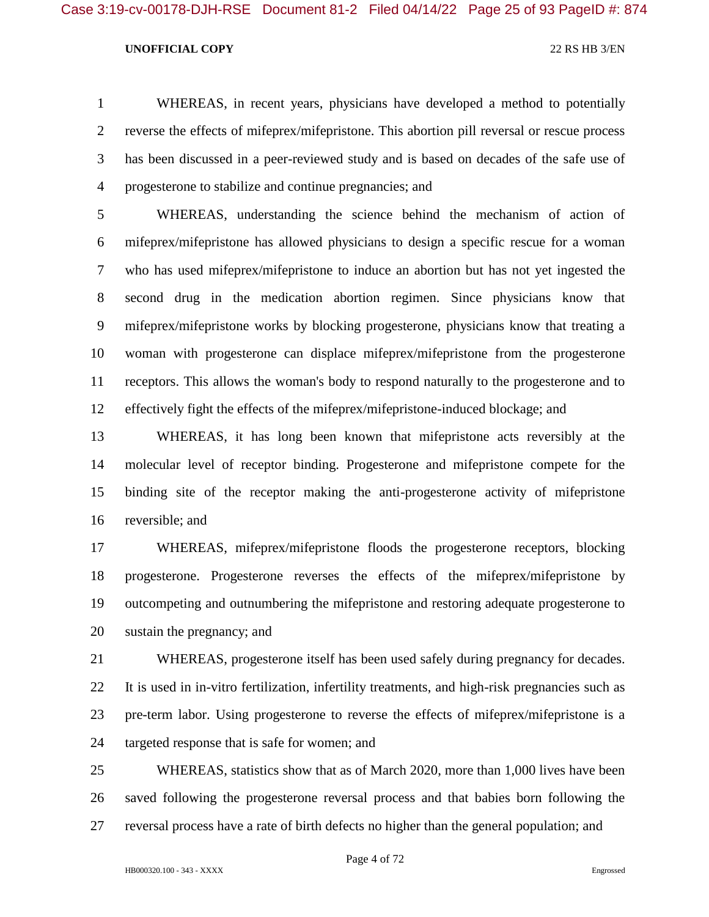WHEREAS, in recent years, physicians have developed a method to potentially reverse the effects of mifeprex/mifepristone. This abortion pill reversal or rescue process has been discussed in a peer-reviewed study and is based on decades of the safe use of progesterone to stabilize and continue pregnancies; and

WHEREAS, understanding the science behind the mechanism of action of mifeprex/mifepristone has allowed physicians to design a specific rescue for a woman who has used mifeprex/mifepristone to induce an abortion but has not yet ingested the second drug in the medication abortion regimen. Since physicians know that mifeprex/mifepristone works by blocking progesterone, physicians know that treating a woman with progesterone can displace mifeprex/mifepristone from the progesterone receptors. This allows the woman's body to respond naturally to the progesterone and to effectively fight the effects of the mifeprex/mifepristone-induced blockage; and

WHEREAS, it has long been known that mifepristone acts reversibly at the molecular level of receptor binding. Progesterone and mifepristone compete for the binding site of the receptor making the anti-progesterone activity of mifepristone reversible; and

WHEREAS, mifeprex/mifepristone floods the progesterone receptors, blocking progesterone. Progesterone reverses the effects of the mifeprex/mifepristone by outcompeting and outnumbering the mifepristone and restoring adequate progesterone to sustain the pregnancy; and

WHEREAS, progesterone itself has been used safely during pregnancy for decades. It is used in in-vitro fertilization, infertility treatments, and high-risk pregnancies such as pre-term labor. Using progesterone to reverse the effects of mifeprex/mifepristone is a targeted response that is safe for women; and

WHEREAS, statistics show that as of March 2020, more than 1,000 lives have been saved following the progesterone reversal process and that babies born following the reversal process have a rate of birth defects no higher than the general population; and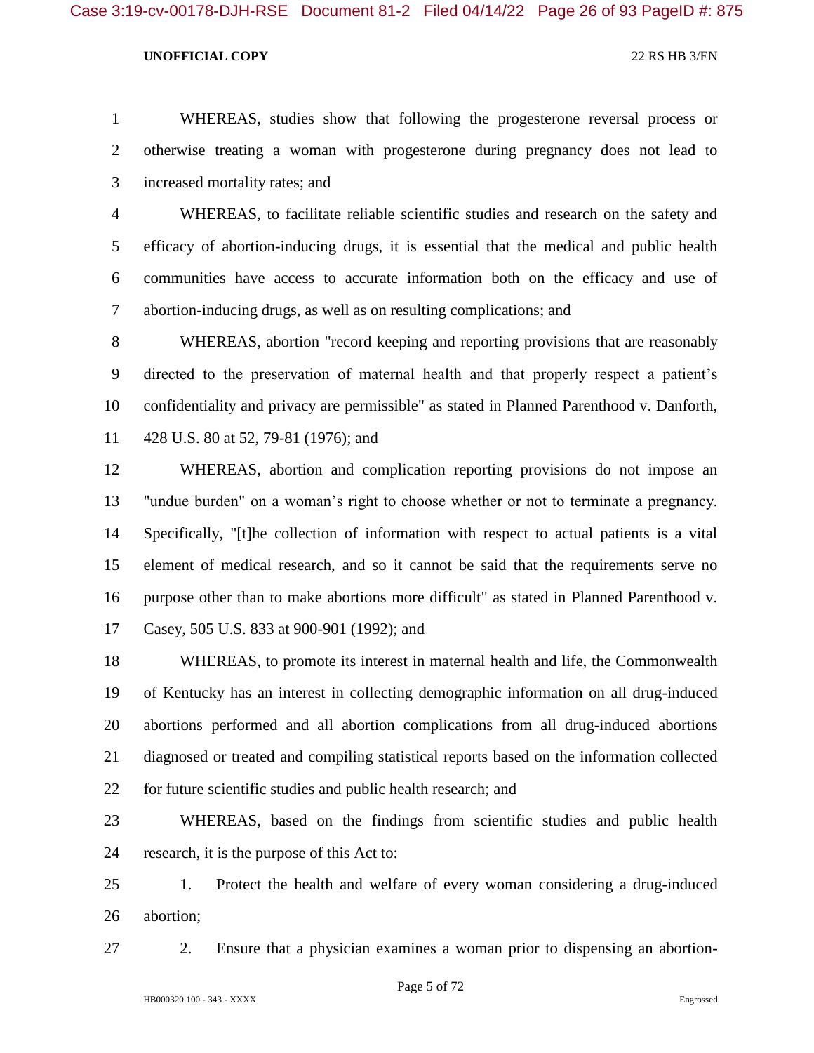WHEREAS, studies show that following the progesterone reversal process or otherwise treating a woman with progesterone during pregnancy does not lead to increased mortality rates; and

WHEREAS, to facilitate reliable scientific studies and research on the safety and efficacy of abortion-inducing drugs, it is essential that the medical and public health communities have access to accurate information both on the efficacy and use of abortion-inducing drugs, as well as on resulting complications; and

WHEREAS, abortion "record keeping and reporting provisions that are reasonably directed to the preservation of maternal health and that properly respect a patient's confidentiality and privacy are permissible" as stated in Planned Parenthood v. Danforth, 428 U.S. 80 at 52, 79-81 (1976); and

WHEREAS, abortion and complication reporting provisions do not impose an "undue burden" on a woman's right to choose whether or not to terminate a pregnancy. Specifically, "[t]he collection of information with respect to actual patients is a vital element of medical research, and so it cannot be said that the requirements serve no purpose other than to make abortions more difficult" as stated in Planned Parenthood v. Casey, 505 U.S. 833 at 900-901 (1992); and

WHEREAS, to promote its interest in maternal health and life, the Commonwealth of Kentucky has an interest in collecting demographic information on all drug-induced abortions performed and all abortion complications from all drug-induced abortions diagnosed or treated and compiling statistical reports based on the information collected for future scientific studies and public health research; and

WHEREAS, based on the findings from scientific studies and public health research, it is the purpose of this Act to:

1. Protect the health and welfare of every woman considering a drug-induced abortion;

2. Ensure that a physician examines a woman prior to dispensing an abortion-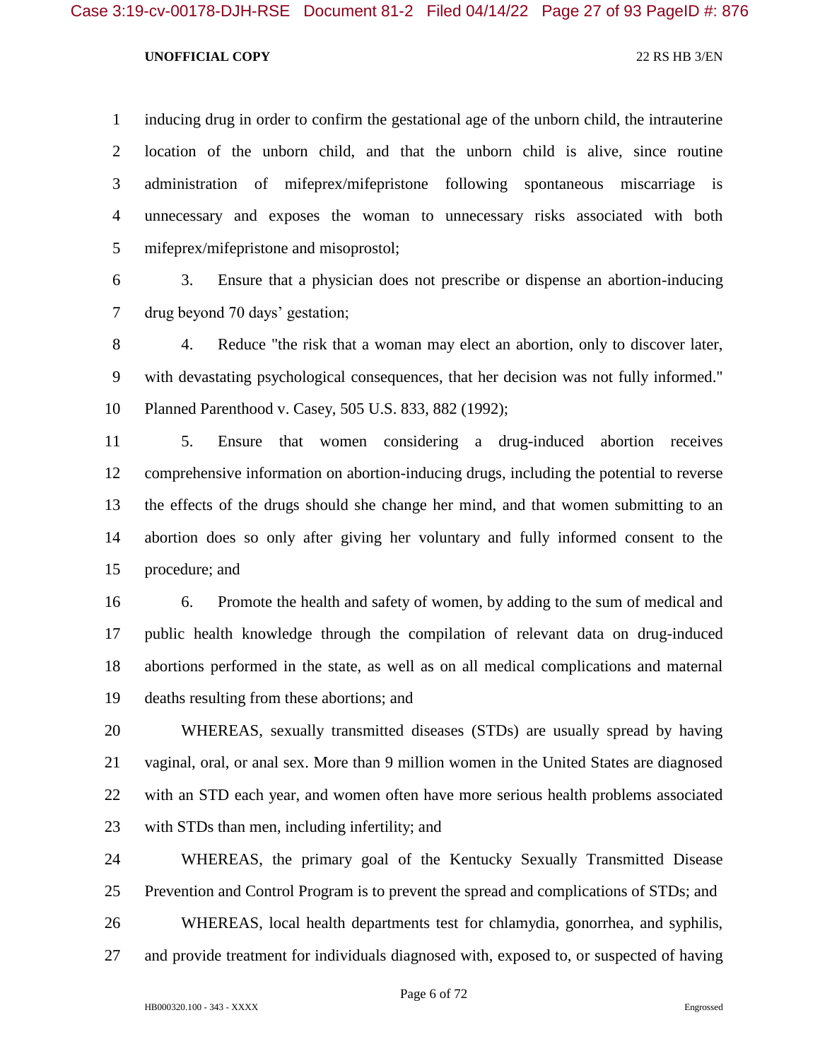inducing drug in order to confirm the gestational age of the unborn child, the intrauterine location of the unborn child, and that the unborn child is alive, since routine administration of mifeprex/mifepristone following spontaneous miscarriage is unnecessary and exposes the woman to unnecessary risks associated with both mifeprex/mifepristone and misoprostol;

3. Ensure that a physician does not prescribe or dispense an abortion-inducing drug beyond 70 days' gestation;

4. Reduce "the risk that a woman may elect an abortion, only to discover later, with devastating psychological consequences, that her decision was not fully informed." Planned Parenthood v. Casey, 505 U.S. 833, 882 (1992);

5. Ensure that women considering a drug-induced abortion receives comprehensive information on abortion-inducing drugs, including the potential to reverse the effects of the drugs should she change her mind, and that women submitting to an abortion does so only after giving her voluntary and fully informed consent to the procedure; and

6. Promote the health and safety of women, by adding to the sum of medical and public health knowledge through the compilation of relevant data on drug-induced abortions performed in the state, as well as on all medical complications and maternal deaths resulting from these abortions; and

WHEREAS, sexually transmitted diseases (STDs) are usually spread by having vaginal, oral, or anal sex. More than 9 million women in the United States are diagnosed with an STD each year, and women often have more serious health problems associated with STDs than men, including infertility; and

WHEREAS, the primary goal of the Kentucky Sexually Transmitted Disease Prevention and Control Program is to prevent the spread and complications of STDs; and

WHEREAS, local health departments test for chlamydia, gonorrhea, and syphilis, and provide treatment for individuals diagnosed with, exposed to, or suspected of having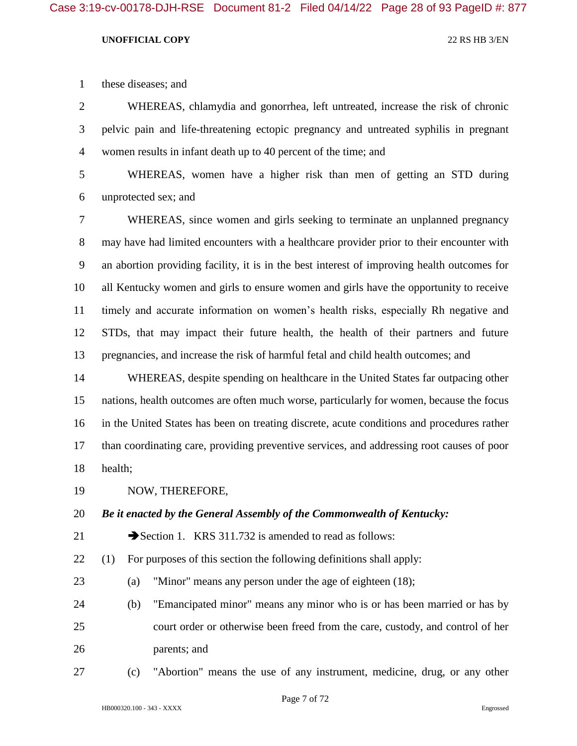these diseases; and

WHEREAS, chlamydia and gonorrhea, left untreated, increase the risk of chronic pelvic pain and life-threatening ectopic pregnancy and untreated syphilis in pregnant women results in infant death up to 40 percent of the time; and

WHEREAS, women have a higher risk than men of getting an STD during unprotected sex; and

WHEREAS, since women and girls seeking to terminate an unplanned pregnancy may have had limited encounters with a healthcare provider prior to their encounter with an abortion providing facility, it is in the best interest of improving health outcomes for all Kentucky women and girls to ensure women and girls have the opportunity to receive timely and accurate information on women's health risks, especially Rh negative and STDs, that may impact their future health, the health of their partners and future pregnancies, and increase the risk of harmful fetal and child health outcomes; and

WHEREAS, despite spending on healthcare in the United States far outpacing other nations, health outcomes are often much worse, particularly for women, because the focus in the United States has been on treating discrete, acute conditions and procedures rather than coordinating care, providing preventive services, and addressing root causes of poor health;

NOW, THEREFORE,

***Be it enacted by the General Assembly of the Commonwealth of Kentucky:***

➔Section 1. KRS 311.732 is amended to read as follows:

(1) For purposes of this section the following definitions shall apply:

(a) "Minor" means any person under the age of eighteen (18);

(b) "Emancipated minor" means any minor who is or has been married or has by court order or otherwise been freed from the care, custody, and control of her parents; and

(c) "Abortion" means the use of any instrument, medicine, drug, or any other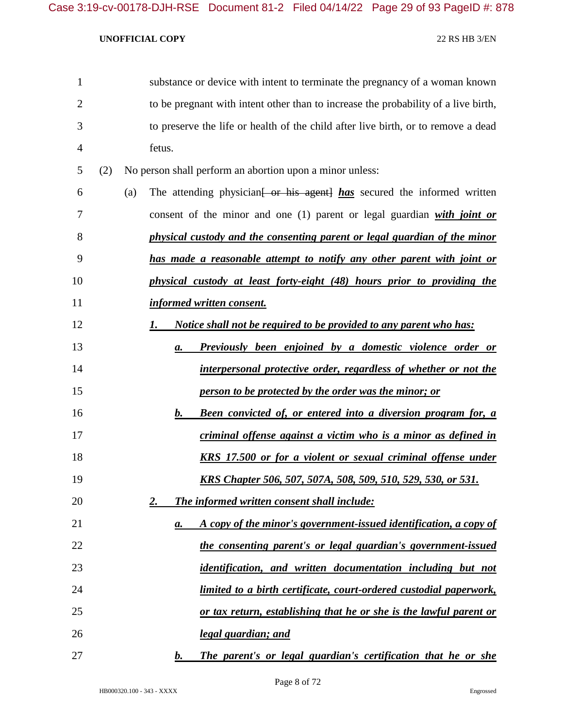substance or device with intent to terminate the pregnancy of a woman known to be pregnant with intent other than to increase the probability of a live birth, to preserve the life or health of the child after live birth, or to remove a dead fetus.

(2) No person shall perform an abortion upon a minor unless:

(a) The attending physician~~[ or his agent]~~ ***has*** secured the informed written consent of the minor and one (1) parent or legal guardian ***with joint or physical custody and the consenting parent or legal guardian of the minor has made a reasonable attempt to notify any other parent with joint or physical custody at least forty-eight (48) hours prior to providing the informed written consent.***

***1. Notice shall not be required to be provided to any parent who has:***

***a. Previously been enjoined by a domestic violence order or interpersonal protective order, regardless of whether or not the person to be protected by the order was the minor; or***

***b. Been convicted of, or entered into a diversion program for, a criminal offense against a victim who is a minor as defined in KRS 17.500 or for a violent or sexual criminal offense under KRS Chapter 506, 507, 507A, 508, 509, 510, 529, 530, or 531.***

***2. The informed written consent shall include:***

***a. A copy of the minor's government-issued identification, a copy of the consenting parent's or legal guardian's government-issued identification, and written documentation including but not limited to a birth certificate, court-ordered custodial paperwork, or tax return, establishing that he or she is the lawful parent or legal guardian; and***

***b. The parent's or legal guardian's certification that he or she***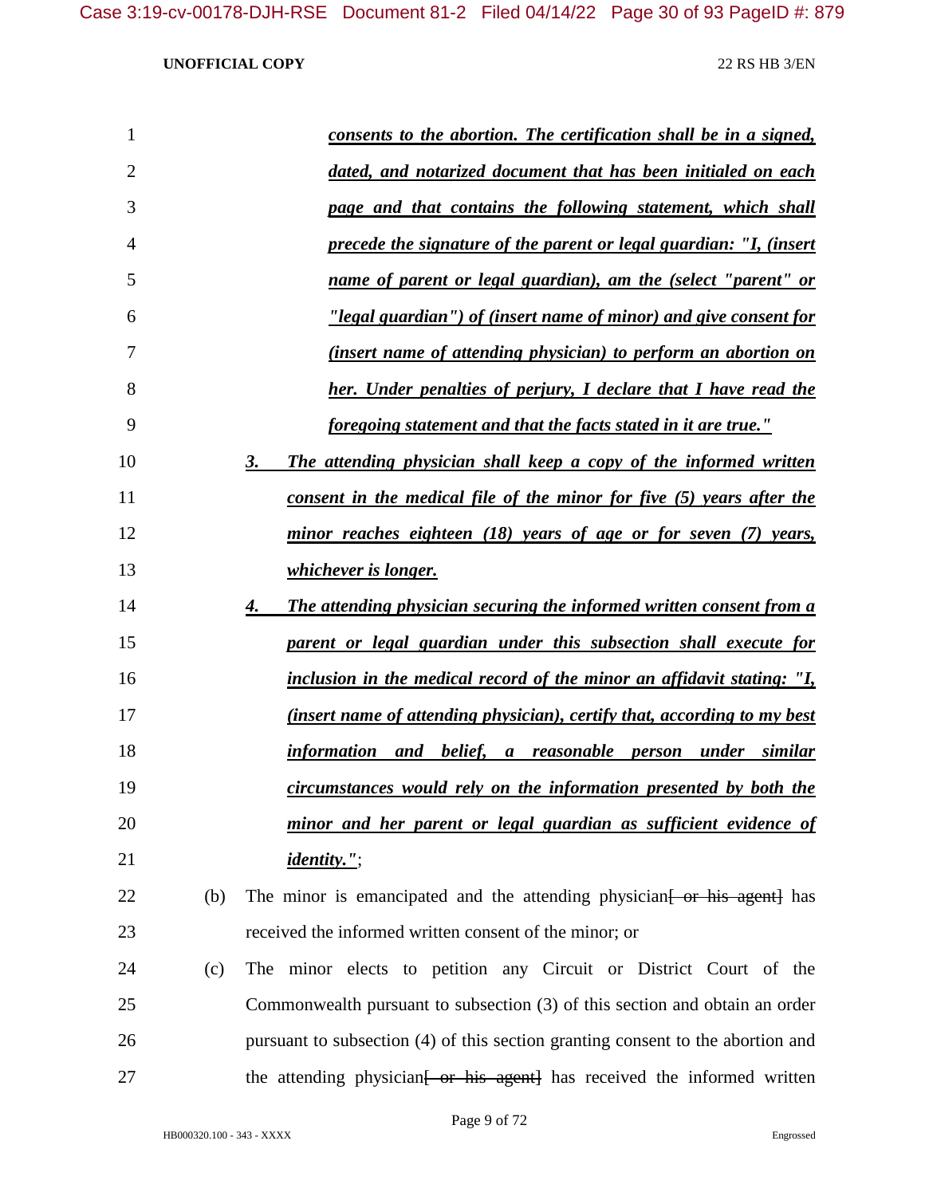***consents to the abortion. The certification shall be in a signed, dated, and notarized document that has been initialed on each page and that contains the following statement, which shall precede the signature of the parent or legal guardian: "I, (insert name of parent or legal guardian), am the (select "parent" or "legal guardian") of (insert name of minor) and give consent for (insert name of attending physician) to perform an abortion on her. Under penalties of perjury, I declare that I have read the foregoing statement and that the facts stated in it are true."***

***3. The attending physician shall keep a copy of the informed written consent in the medical file of the minor for five (5) years after the minor reaches eighteen (18) years of age or for seven (7) years, whichever is longer.***

***4. The attending physician securing the informed written consent from a parent or legal guardian under this subsection shall execute for inclusion in the medical record of the minor an affidavit stating: "I, (insert name of attending physician), certify that, according to my best information and belief, a reasonable person under similar circumstances would rely on the information presented by both the minor and her parent or legal guardian as sufficient evidence of identity."***;

(b) The minor is emancipated and the attending physician~~[ or his agent]~~ has received the informed written consent of the minor; or

(c) The minor elects to petition any Circuit or District Court of the Commonwealth pursuant to subsection (3) of this section and obtain an order pursuant to subsection (4) of this section granting consent to the abortion and the attending physician~~[ or his agent]~~ has received the informed written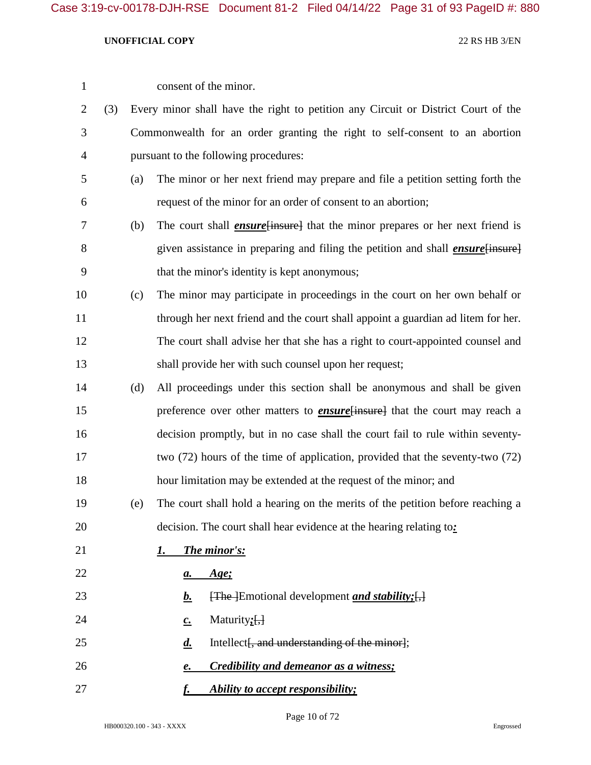consent of the minor.

(3) Every minor shall have the right to petition any Circuit or District Court of the Commonwealth for an order granting the right to self-consent to an abortion pursuant to the following procedures:

(a) The minor or her next friend may prepare and file a petition setting forth the request of the minor for an order of consent to an abortion;

(b) The court shall ***ensure***~~[insure]~~ that the minor prepares or her next friend is given assistance in preparing and filing the petition and shall ***ensure***~~[insure]~~ that the minor's identity is kept anonymous;

(c) The minor may participate in proceedings in the court on her own behalf or through her next friend and the court shall appoint a guardian ad litem for her. The court shall advise her that she has a right to court-appointed counsel and shall provide her with such counsel upon her request;

(d) All proceedings under this section shall be anonymous and shall be given preference over other matters to ***ensure***~~[insure]~~ that the court may reach a decision promptly, but in no case shall the court fail to rule within seventy-two (72) hours of the time of application, provided that the seventy-two (72) hour limitation may be extended at the request of the minor; and

(e) The court shall hold a hearing on the merits of the petition before reaching a decision. The court shall hear evidence at the hearing relating to***:***

***1. The minor's:***

***a. Age;***

***b.*** ~~[The ]~~Emotional development ***and stability;***~~[,]~~

***c.*** Maturity***;***~~[,]~~

***d.*** Intellect~~[, and understanding of the minor]~~;

***e. Credibility and demeanor as a witness;***

***f. Ability to accept responsibility;***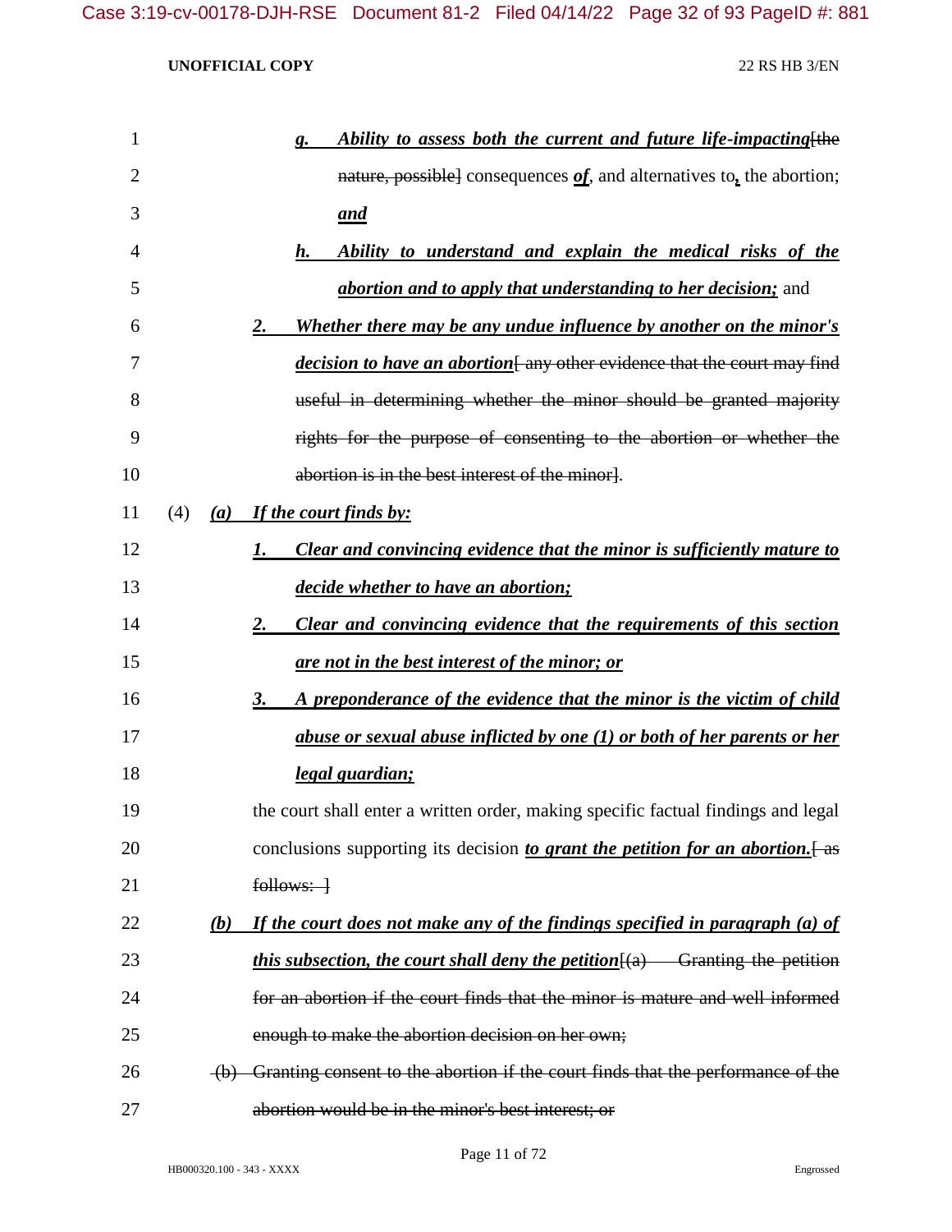g. ***Ability to assess both the current and future life-impacting***[~~the nature, possible~~] consequences ***of***, and alternatives to**,** the abortion; ***and***

h. ***Ability to understand and explain the medical risks of the abortion and to apply that understanding to her decision;*** and

2. ***Whether there may be any undue influence by another on the minor's decision to have an abortion***[~~ any other evidence that the court may find useful in determining whether the minor should be granted majority rights for the purpose of consenting to the abortion or whether the abortion is in the best interest of the minor~~].

(4) ***(a) If the court finds by:***

1. ***Clear and convincing evidence that the minor is sufficiently mature to decide whether to have an abortion;***

2. ***Clear and convincing evidence that the requirements of this section are not in the best interest of the minor; or***

3. ***A preponderance of the evidence that the minor is the victim of child abuse or sexual abuse inflicted by one (1) or both of her parents or her legal guardian;***

the court shall enter a written order, making specific factual findings and legal conclusions supporting its decision ***to grant the petition for an abortion.***[~~ as follows: ~~]

***(b) If the court does not make any of the findings specified in paragraph (a) of this subsection, the court shall deny the petition***[~~(a) Granting the petition for an abortion if the court finds that the minor is mature and well informed enough to make the abortion decision on her own;~~

~~(b) Granting consent to the abortion if the court finds that the performance of the abortion would be in the minor's best interest; or~~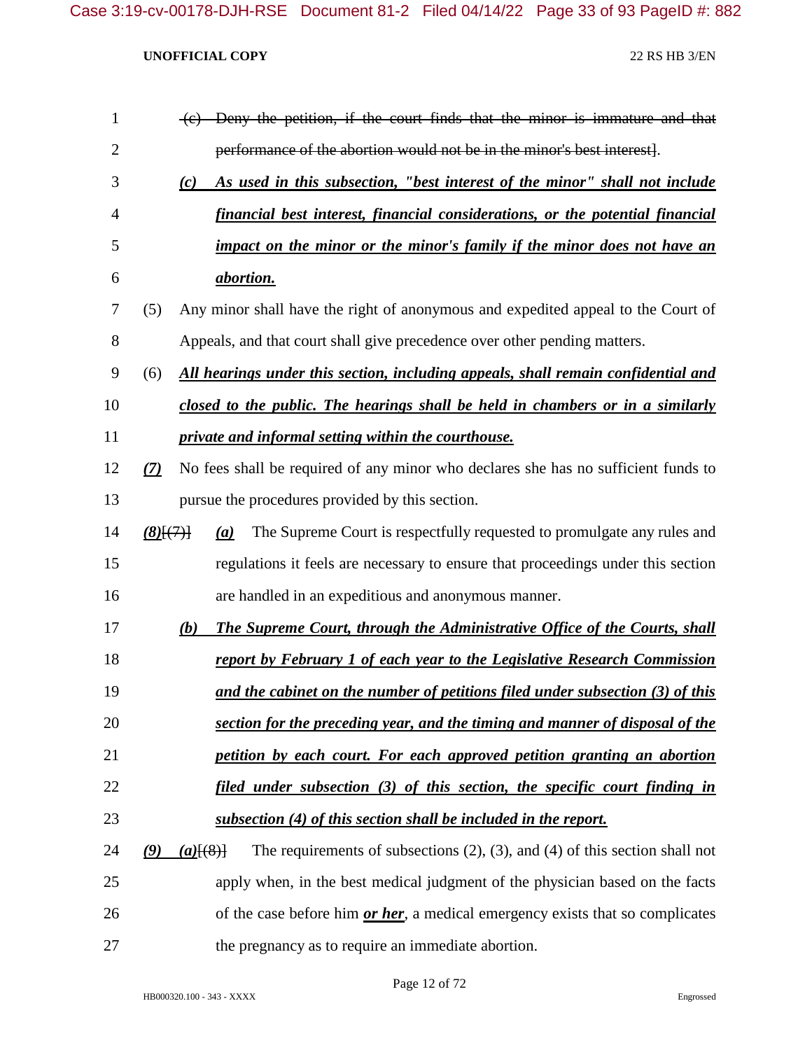~~(c) Deny the petition, if the court finds that the minor is immature and that performance of the abortion would not be in the minor's best interest]~~.

***(c) As used in this subsection, "best interest of the minor" shall not include financial best interest, financial considerations, or the potential financial impact on the minor or the minor's family if the minor does not have an abortion.***

(5) Any minor shall have the right of anonymous and expedited appeal to the Court of Appeals, and that court shall give precedence over other pending matters.

(6) ***All hearings under this section, including appeals, shall remain confidential and closed to the public. The hearings shall be held in chambers or in a similarly private and informal setting within the courthouse.***

***(7)*** No fees shall be required of any minor who declares she has no sufficient funds to pursue the procedures provided by this section.

***(8)***~~[(7)]~~ ***(a)*** The Supreme Court is respectfully requested to promulgate any rules and regulations it feels are necessary to ensure that proceedings under this section are handled in an expeditious and anonymous manner.

***(b) The Supreme Court, through the Administrative Office of the Courts, shall report by February 1 of each year to the Legislative Research Commission and the cabinet on the number of petitions filed under subsection (3) of this section for the preceding year, and the timing and manner of disposal of the petition by each court. For each approved petition granting an abortion filed under subsection (3) of this section, the specific court finding in subsection (4) of this section shall be included in the report.***

***(9) (a)***~~[(8)]~~ The requirements of subsections (2), (3), and (4) of this section shall not apply when, in the best medical judgment of the physician based on the facts of the case before him ***or her***, a medical emergency exists that so complicates the pregnancy as to require an immediate abortion.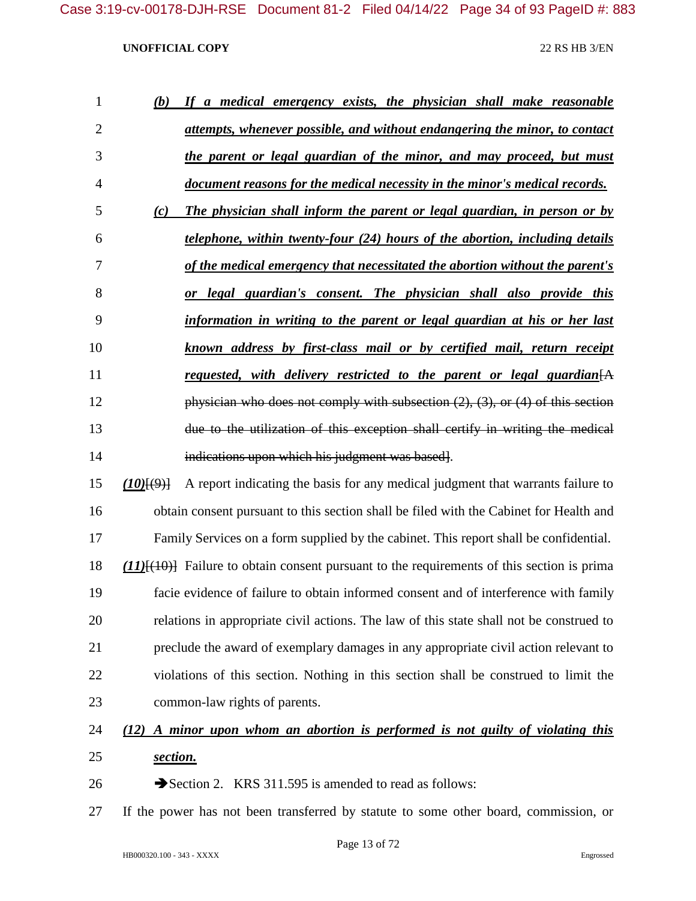*(b)* ***If a medical emergency exists, the physician shall make reasonable attempts, whenever possible, and without endangering the minor, to contact the parent or legal guardian of the minor, and may proceed, but must document reasons for the medical necessity in the minor's medical records.***

*(c)* ***The physician shall inform the parent or legal guardian, in person or by telephone, within twenty-four (24) hours of the abortion, including details of the medical emergency that necessitated the abortion without the parent's or legal guardian's consent. The physician shall also provide this information in writing to the parent or legal guardian at his or her last known address by first-class mail or by certified mail, return receipt requested, with delivery restricted to the parent or legal guardian***~~[A physician who does not comply with subsection (2), (3), or (4) of this section due to the utilization of this exception shall certify in writing the medical indications upon which his judgment was based]~~.

***(10)***~~[(9)]~~ A report indicating the basis for any medical judgment that warrants failure to obtain consent pursuant to this section shall be filed with the Cabinet for Health and Family Services on a form supplied by the cabinet. This report shall be confidential.

***(11)***~~[(10)]~~ Failure to obtain consent pursuant to the requirements of this section is prima facie evidence of failure to obtain informed consent and of interference with family relations in appropriate civil actions. The law of this state shall not be construed to preclude the award of exemplary damages in any appropriate civil action relevant to violations of this section. Nothing in this section shall be construed to limit the common-law rights of parents.

***(12) A minor upon whom an abortion is performed is not guilty of violating this section.***

➔Section 2. KRS 311.595 is amended to read as follows:

If the power has not been transferred by statute to some other board, commission, or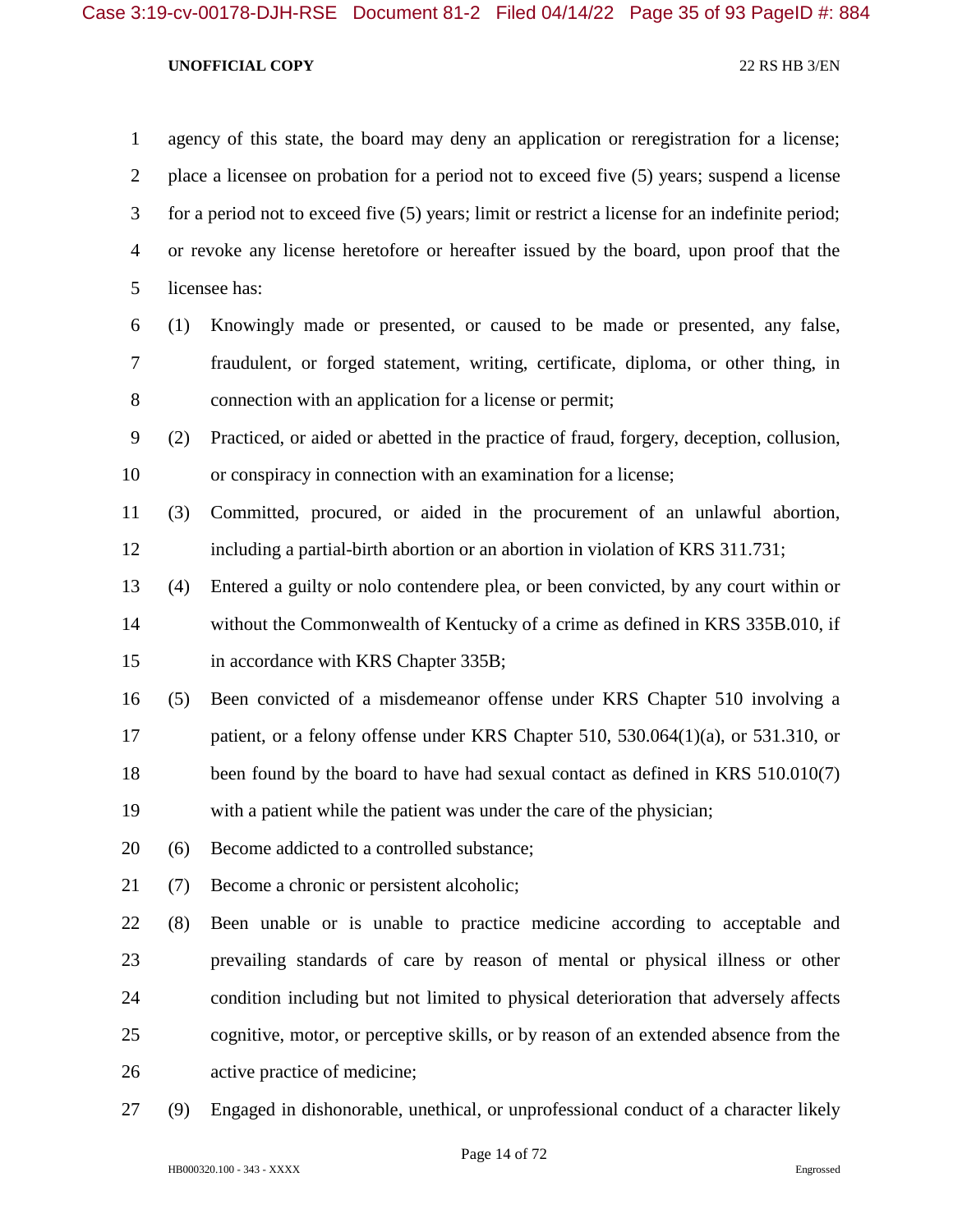agency of this state, the board may deny an application or reregistration for a license; place a licensee on probation for a period not to exceed five (5) years; suspend a license for a period not to exceed five (5) years; limit or restrict a license for an indefinite period; or revoke any license heretofore or hereafter issued by the board, upon proof that the licensee has:

(1) Knowingly made or presented, or caused to be made or presented, any false, fraudulent, or forged statement, writing, certificate, diploma, or other thing, in connection with an application for a license or permit;

(2) Practiced, or aided or abetted in the practice of fraud, forgery, deception, collusion, or conspiracy in connection with an examination for a license;

(3) Committed, procured, or aided in the procurement of an unlawful abortion, including a partial-birth abortion or an abortion in violation of KRS 311.731;

(4) Entered a guilty or nolo contendere plea, or been convicted, by any court within or without the Commonwealth of Kentucky of a crime as defined in KRS 335B.010, if in accordance with KRS Chapter 335B;

(5) Been convicted of a misdemeanor offense under KRS Chapter 510 involving a patient, or a felony offense under KRS Chapter 510, 530.064(1)(a), or 531.310, or been found by the board to have had sexual contact as defined in KRS 510.010(7) with a patient while the patient was under the care of the physician;

(6) Become addicted to a controlled substance;

(7) Become a chronic or persistent alcoholic;

(8) Been unable or is unable to practice medicine according to acceptable and prevailing standards of care by reason of mental or physical illness or other condition including but not limited to physical deterioration that adversely affects cognitive, motor, or perceptive skills, or by reason of an extended absence from the active practice of medicine;

(9) Engaged in dishonorable, unethical, or unprofessional conduct of a character likely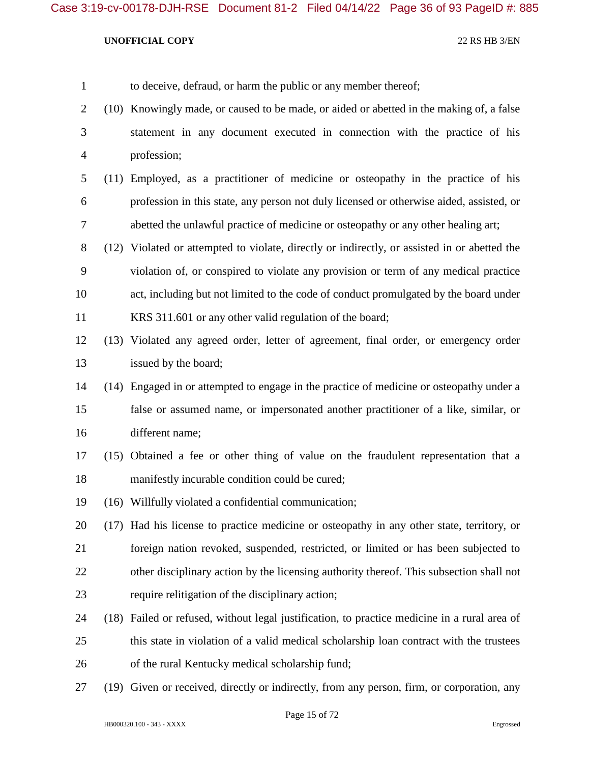to deceive, defraud, or harm the public or any member thereof;

(10) Knowingly made, or caused to be made, or aided or abetted in the making of, a false statement in any document executed in connection with the practice of his profession;

(11) Employed, as a practitioner of medicine or osteopathy in the practice of his profession in this state, any person not duly licensed or otherwise aided, assisted, or abetted the unlawful practice of medicine or osteopathy or any other healing art;

(12) Violated or attempted to violate, directly or indirectly, or assisted in or abetted the violation of, or conspired to violate any provision or term of any medical practice act, including but not limited to the code of conduct promulgated by the board under KRS 311.601 or any other valid regulation of the board;

(13) Violated any agreed order, letter of agreement, final order, or emergency order issued by the board;

(14) Engaged in or attempted to engage in the practice of medicine or osteopathy under a false or assumed name, or impersonated another practitioner of a like, similar, or different name;

(15) Obtained a fee or other thing of value on the fraudulent representation that a manifestly incurable condition could be cured;

(16) Willfully violated a confidential communication;

(17) Had his license to practice medicine or osteopathy in any other state, territory, or foreign nation revoked, suspended, restricted, or limited or has been subjected to other disciplinary action by the licensing authority thereof. This subsection shall not require relitigation of the disciplinary action;

(18) Failed or refused, without legal justification, to practice medicine in a rural area of this state in violation of a valid medical scholarship loan contract with the trustees of the rural Kentucky medical scholarship fund;

(19) Given or received, directly or indirectly, from any person, firm, or corporation, any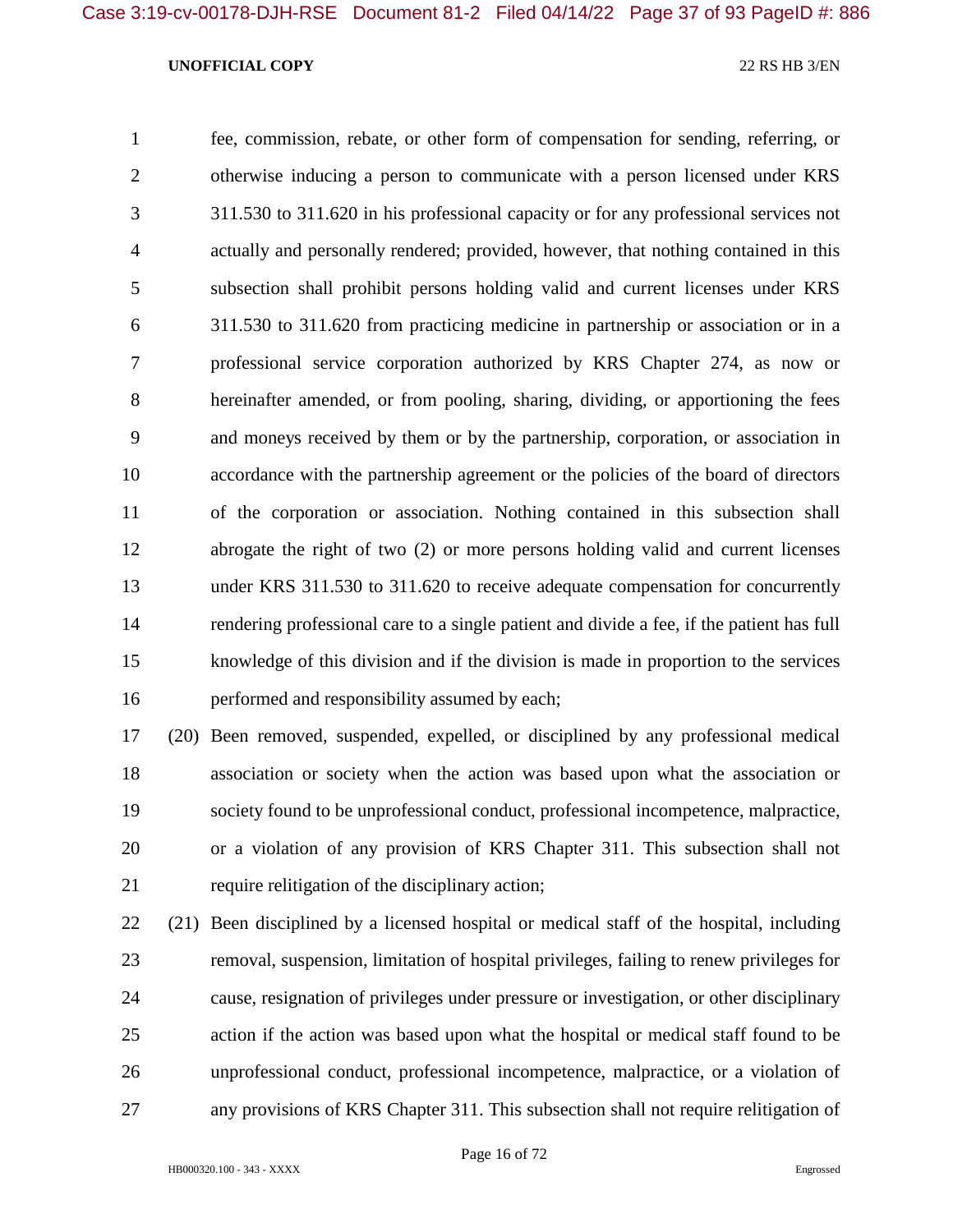fee, commission, rebate, or other form of compensation for sending, referring, or otherwise inducing a person to communicate with a person licensed under KRS 311.530 to 311.620 in his professional capacity or for any professional services not actually and personally rendered; provided, however, that nothing contained in this subsection shall prohibit persons holding valid and current licenses under KRS 311.530 to 311.620 from practicing medicine in partnership or association or in a professional service corporation authorized by KRS Chapter 274, as now or hereinafter amended, or from pooling, sharing, dividing, or apportioning the fees and moneys received by them or by the partnership, corporation, or association in accordance with the partnership agreement or the policies of the board of directors of the corporation or association. Nothing contained in this subsection shall abrogate the right of two (2) or more persons holding valid and current licenses under KRS 311.530 to 311.620 to receive adequate compensation for concurrently rendering professional care to a single patient and divide a fee, if the patient has full knowledge of this division and if the division is made in proportion to the services performed and responsibility assumed by each;

(20) Been removed, suspended, expelled, or disciplined by any professional medical association or society when the action was based upon what the association or society found to be unprofessional conduct, professional incompetence, malpractice, or a violation of any provision of KRS Chapter 311. This subsection shall not require relitigation of the disciplinary action;

(21) Been disciplined by a licensed hospital or medical staff of the hospital, including removal, suspension, limitation of hospital privileges, failing to renew privileges for cause, resignation of privileges under pressure or investigation, or other disciplinary action if the action was based upon what the hospital or medical staff found to be unprofessional conduct, professional incompetence, malpractice, or a violation of any provisions of KRS Chapter 311. This subsection shall not require relitigation of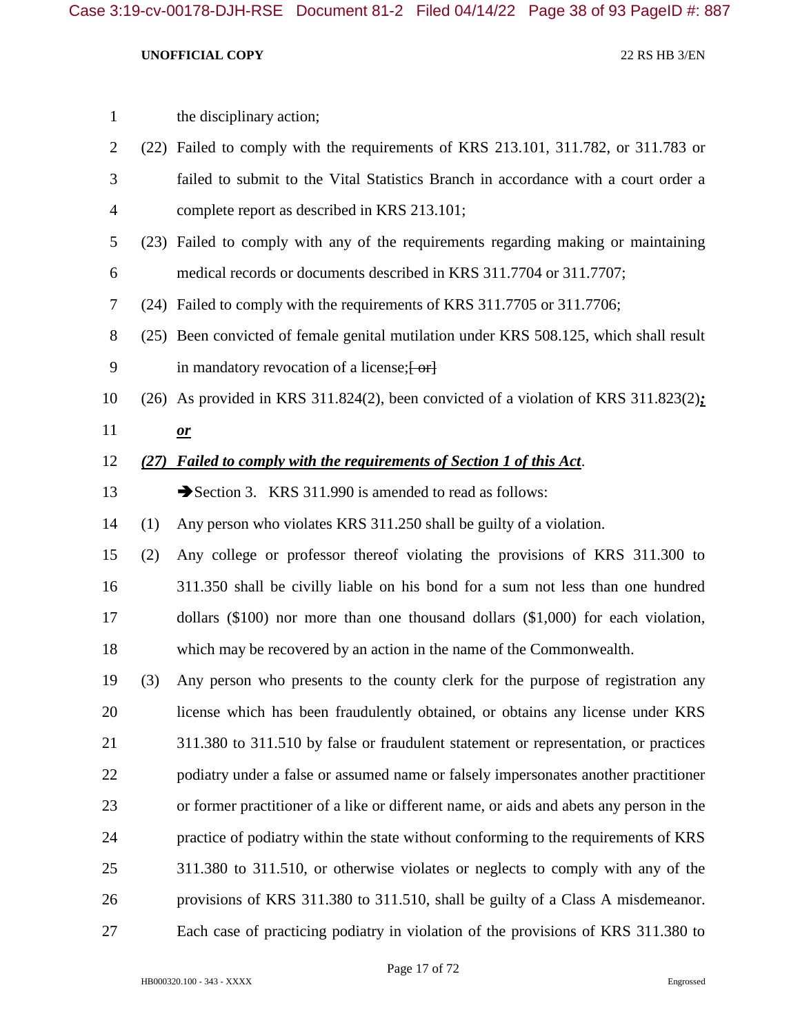the disciplinary action;

(22) Failed to comply with the requirements of KRS 213.101, 311.782, or 311.783 or failed to submit to the Vital Statistics Branch in accordance with a court order a complete report as described in KRS 213.101;

(23) Failed to comply with any of the requirements regarding making or maintaining medical records or documents described in KRS 311.7704 or 311.7707;

(24) Failed to comply with the requirements of KRS 311.7705 or 311.7706;

(25) Been convicted of female genital mutilation under KRS 508.125, which shall result in mandatory revocation of a license;~~[ or]~~

(26) As provided in KRS 311.824(2), been convicted of a violation of KRS 311.823(2)***;*** ***or***

***(27) Failed to comply with the requirements of Section 1 of this Act***.

➔Section 3. KRS 311.990 is amended to read as follows:

(1) Any person who violates KRS 311.250 shall be guilty of a violation.

(2) Any college or professor thereof violating the provisions of KRS 311.300 to 311.350 shall be civilly liable on his bond for a sum not less than one hundred dollars ($100) nor more than one thousand dollars ($1,000) for each violation, which may be recovered by an action in the name of the Commonwealth.

(3) Any person who presents to the county clerk for the purpose of registration any license which has been fraudulently obtained, or obtains any license under KRS 311.380 to 311.510 by false or fraudulent statement or representation, or practices podiatry under a false or assumed name or falsely impersonates another practitioner or former practitioner of a like or different name, or aids and abets any person in the practice of podiatry within the state without conforming to the requirements of KRS 311.380 to 311.510, or otherwise violates or neglects to comply with any of the provisions of KRS 311.380 to 311.510, shall be guilty of a Class A misdemeanor. Each case of practicing podiatry in violation of the provisions of KRS 311.380 to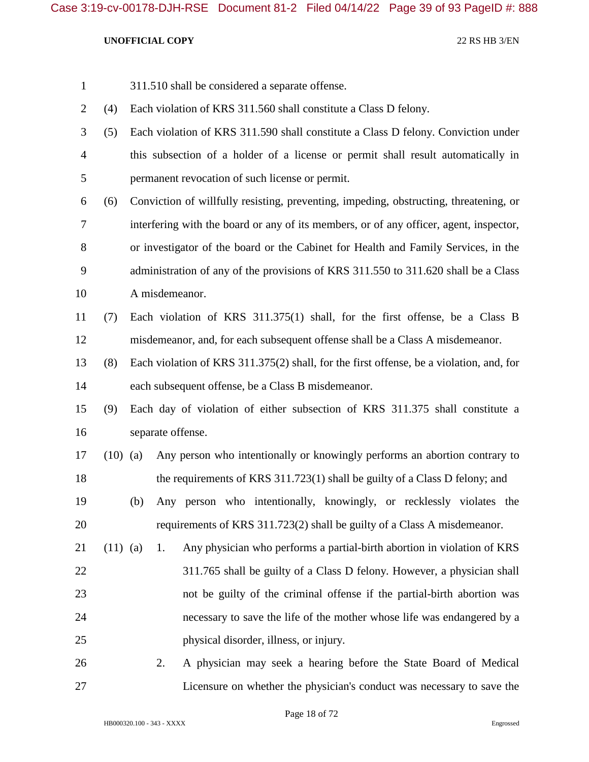311.510 shall be considered a separate offense.

(4) Each violation of KRS 311.560 shall constitute a Class D felony.

(5) Each violation of KRS 311.590 shall constitute a Class D felony. Conviction under this subsection of a holder of a license or permit shall result automatically in permanent revocation of such license or permit.

(6) Conviction of willfully resisting, preventing, impeding, obstructing, threatening, or interfering with the board or any of its members, or of any officer, agent, inspector, or investigator of the board or the Cabinet for Health and Family Services, in the administration of any of the provisions of KRS 311.550 to 311.620 shall be a Class A misdemeanor.

(7) Each violation of KRS 311.375(1) shall, for the first offense, be a Class B misdemeanor, and, for each subsequent offense shall be a Class A misdemeanor.

(8) Each violation of KRS 311.375(2) shall, for the first offense, be a violation, and, for each subsequent offense, be a Class B misdemeanor.

(9) Each day of violation of either subsection of KRS 311.375 shall constitute a separate offense.

(10) (a) Any person who intentionally or knowingly performs an abortion contrary to the requirements of KRS 311.723(1) shall be guilty of a Class D felony; and

(b) Any person who intentionally, knowingly, or recklessly violates the requirements of KRS 311.723(2) shall be guilty of a Class A misdemeanor.

(11) (a) 1. Any physician who performs a partial-birth abortion in violation of KRS 311.765 shall be guilty of a Class D felony. However, a physician shall not be guilty of the criminal offense if the partial-birth abortion was necessary to save the life of the mother whose life was endangered by a physical disorder, illness, or injury.

2. A physician may seek a hearing before the State Board of Medical Licensure on whether the physician's conduct was necessary to save the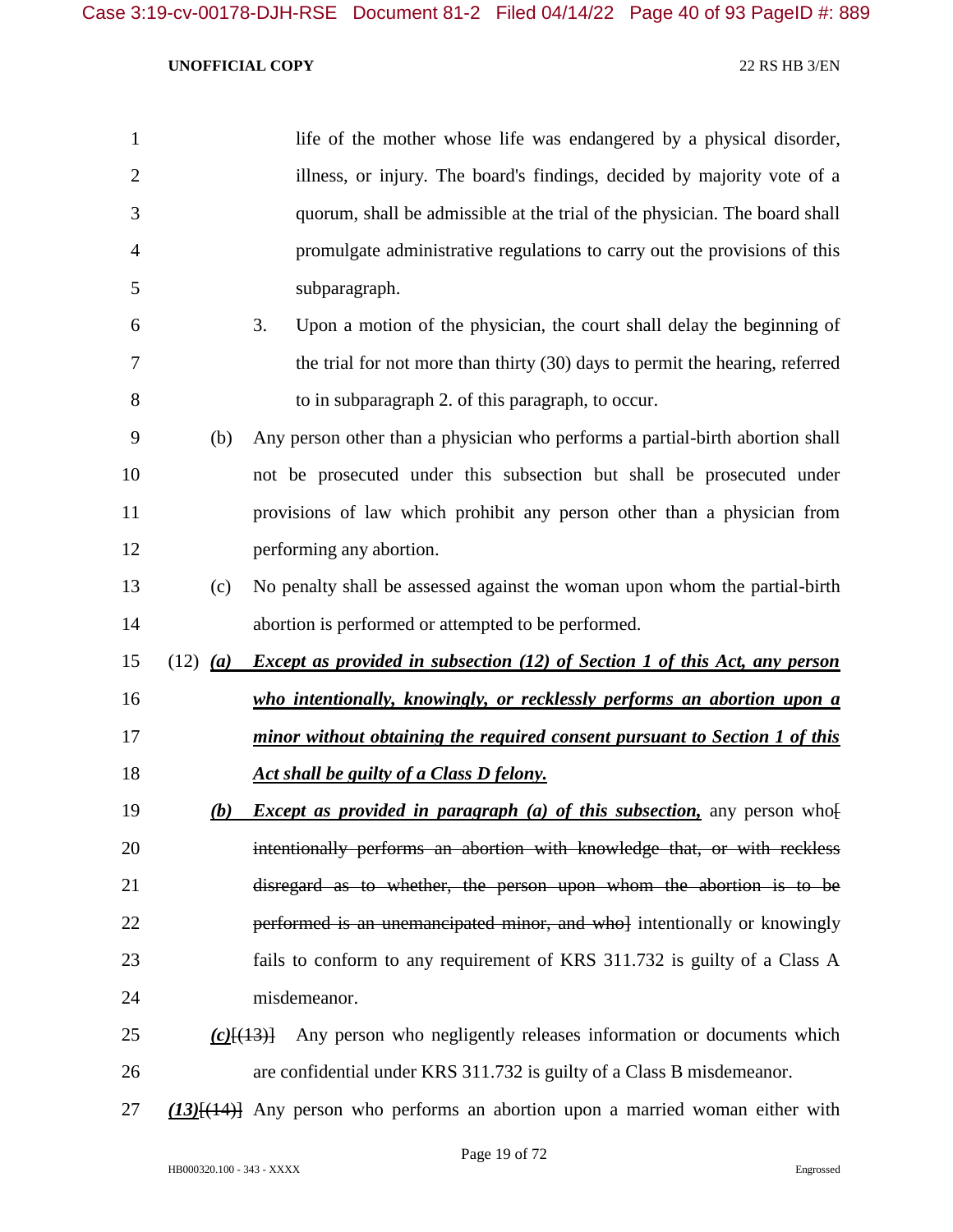life of the mother whose life was endangered by a physical disorder, illness, or injury. The board's findings, decided by majority vote of a quorum, shall be admissible at the trial of the physician. The board shall promulgate administrative regulations to carry out the provisions of this subparagraph.

3. Upon a motion of the physician, the court shall delay the beginning of the trial for not more than thirty (30) days to permit the hearing, referred to in subparagraph 2. of this paragraph, to occur.

(b) Any person other than a physician who performs a partial-birth abortion shall not be prosecuted under this subsection but shall be prosecuted under provisions of law which prohibit any person other than a physician from performing any abortion.

(c) No penalty shall be assessed against the woman upon whom the partial-birth abortion is performed or attempted to be performed.

(12) ***(a) Except as provided in subsection (12) of Section 1 of this Act, any person who intentionally, knowingly, or recklessly performs an abortion upon a minor without obtaining the required consent pursuant to Section 1 of this Act shall be guilty of a Class D felony.***

***(b) Except as provided in paragraph (a) of this subsection,*** any person who~~[ intentionally performs an abortion with knowledge that, or with reckless disregard as to whether, the person upon whom the abortion is to be performed is an unemancipated minor, and who]~~ intentionally or knowingly fails to conform to any requirement of KRS 311.732 is guilty of a Class A misdemeanor.

***(c)***~~[(13)]~~ Any person who negligently releases information or documents which are confidential under KRS 311.732 is guilty of a Class B misdemeanor.

***(13)***~~[(14)]~~ Any person who performs an abortion upon a married woman either with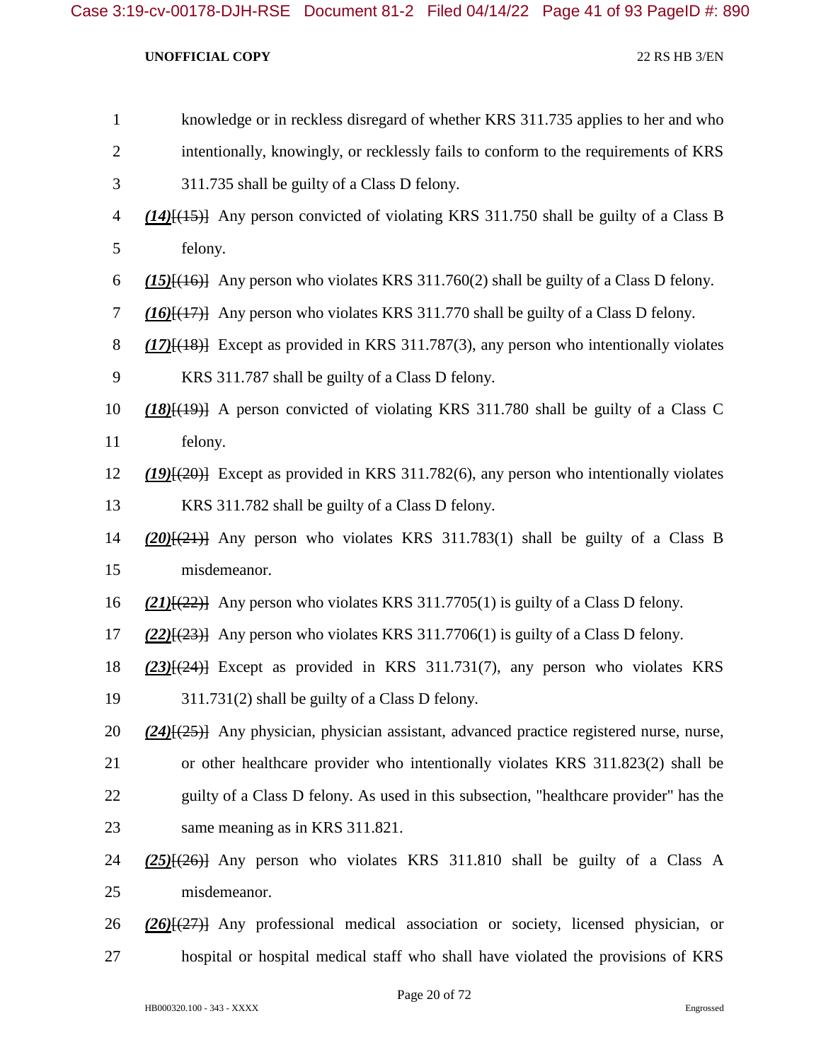knowledge or in reckless disregard of whether KRS 311.735 applies to her and who intentionally, knowingly, or recklessly fails to conform to the requirements of KRS 311.735 shall be guilty of a Class D felony.

***(14)***[(15)] Any person convicted of violating KRS 311.750 shall be guilty of a Class B felony.

***(15)***[(16)] Any person who violates KRS 311.760(2) shall be guilty of a Class D felony.

***(16)***[(17)] Any person who violates KRS 311.770 shall be guilty of a Class D felony.

***(17)***[(18)] Except as provided in KRS 311.787(3), any person who intentionally violates KRS 311.787 shall be guilty of a Class D felony.

***(18)***[(19)] A person convicted of violating KRS 311.780 shall be guilty of a Class C felony.

***(19)***[(20)] Except as provided in KRS 311.782(6), any person who intentionally violates KRS 311.782 shall be guilty of a Class D felony.

***(20)***[(21)] Any person who violates KRS 311.783(1) shall be guilty of a Class B misdemeanor.

***(21)***[(22)] Any person who violates KRS 311.7705(1) is guilty of a Class D felony.

***(22)***[(23)] Any person who violates KRS 311.7706(1) is guilty of a Class D felony.

***(23)***[(24)] Except as provided in KRS 311.731(7), any person who violates KRS 311.731(2) shall be guilty of a Class D felony.

***(24)***[(25)] Any physician, physician assistant, advanced practice registered nurse, nurse, or other healthcare provider who intentionally violates KRS 311.823(2) shall be guilty of a Class D felony. As used in this subsection, "healthcare provider" has the same meaning as in KRS 311.821.

***(25)***[(26)] Any person who violates KRS 311.810 shall be guilty of a Class A misdemeanor.

***(26)***[(27)] Any professional medical association or society, licensed physician, or hospital or hospital medical staff who shall have violated the provisions of KRS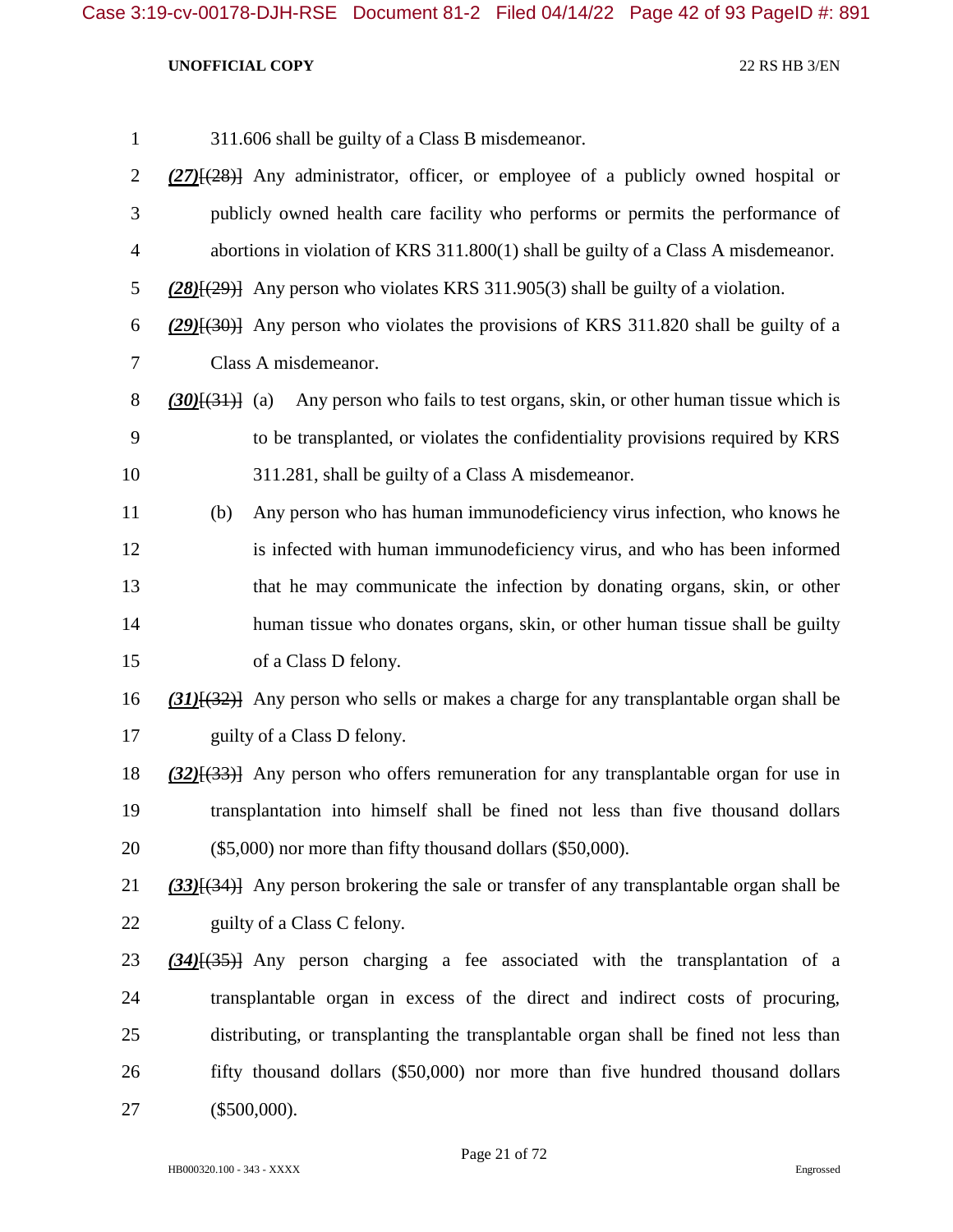311.606 shall be guilty of a Class B misdemeanor.

***(27)***[(28)] Any administrator, officer, or employee of a publicly owned hospital or publicly owned health care facility who performs or permits the performance of abortions in violation of KRS 311.800(1) shall be guilty of a Class A misdemeanor.

***(28)***[(29)] Any person who violates KRS 311.905(3) shall be guilty of a violation.

***(29)***[(30)] Any person who violates the provisions of KRS 311.820 shall be guilty of a Class A misdemeanor.

***(30)***[(31)] (a) Any person who fails to test organs, skin, or other human tissue which is to be transplanted, or violates the confidentiality provisions required by KRS 311.281, shall be guilty of a Class A misdemeanor.

(b) Any person who has human immunodeficiency virus infection, who knows he is infected with human immunodeficiency virus, and who has been informed that he may communicate the infection by donating organs, skin, or other human tissue who donates organs, skin, or other human tissue shall be guilty of a Class D felony.

***(31)***[(32)] Any person who sells or makes a charge for any transplantable organ shall be guilty of a Class D felony.

***(32)***[(33)] Any person who offers remuneration for any transplantable organ for use in transplantation into himself shall be fined not less than five thousand dollars ($5,000) nor more than fifty thousand dollars ($50,000).

***(33)***[(34)] Any person brokering the sale or transfer of any transplantable organ shall be guilty of a Class C felony.

***(34)***[(35)] Any person charging a fee associated with the transplantation of a transplantable organ in excess of the direct and indirect costs of procuring, distributing, or transplanting the transplantable organ shall be fined not less than fifty thousand dollars ($50,000) nor more than five hundred thousand dollars ($500,000).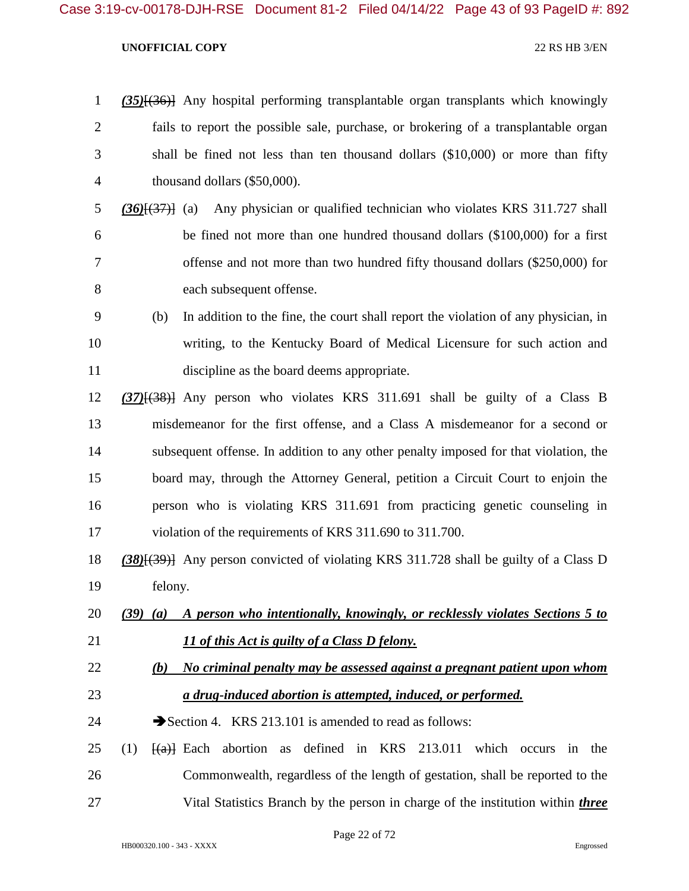*(35)*[(36)] Any hospital performing transplantable organ transplants which knowingly fails to report the possible sale, purchase, or brokering of a transplantable organ shall be fined not less than ten thousand dollars ($10,000) or more than fifty thousand dollars ($50,000).

*(36)*[(37)] (a) Any physician or qualified technician who violates KRS 311.727 shall be fined not more than one hundred thousand dollars ($100,000) for a first offense and not more than two hundred fifty thousand dollars ($250,000) for each subsequent offense.

(b) In addition to the fine, the court shall report the violation of any physician, in writing, to the Kentucky Board of Medical Licensure for such action and discipline as the board deems appropriate.

*(37)*[(38)] Any person who violates KRS 311.691 shall be guilty of a Class B misdemeanor for the first offense, and a Class A misdemeanor for a second or subsequent offense. In addition to any other penalty imposed for that violation, the board may, through the Attorney General, petition a Circuit Court to enjoin the person who is violating KRS 311.691 from practicing genetic counseling in violation of the requirements of KRS 311.690 to 311.700.

*(38)*[(39)] Any person convicted of violating KRS 311.728 shall be guilty of a Class D felony.

***(39) (a) A person who intentionally, knowingly, or recklessly violates Sections 5 to 11 of this Act is guilty of a Class D felony.***

***(b) No criminal penalty may be assessed against a pregnant patient upon whom a drug-induced abortion is attempted, induced, or performed.***

➔Section 4. KRS 213.101 is amended to read as follows:

(1) [(a)] Each abortion as defined in KRS 213.011 which occurs in the Commonwealth, regardless of the length of gestation, shall be reported to the Vital Statistics Branch by the person in charge of the institution within ***three***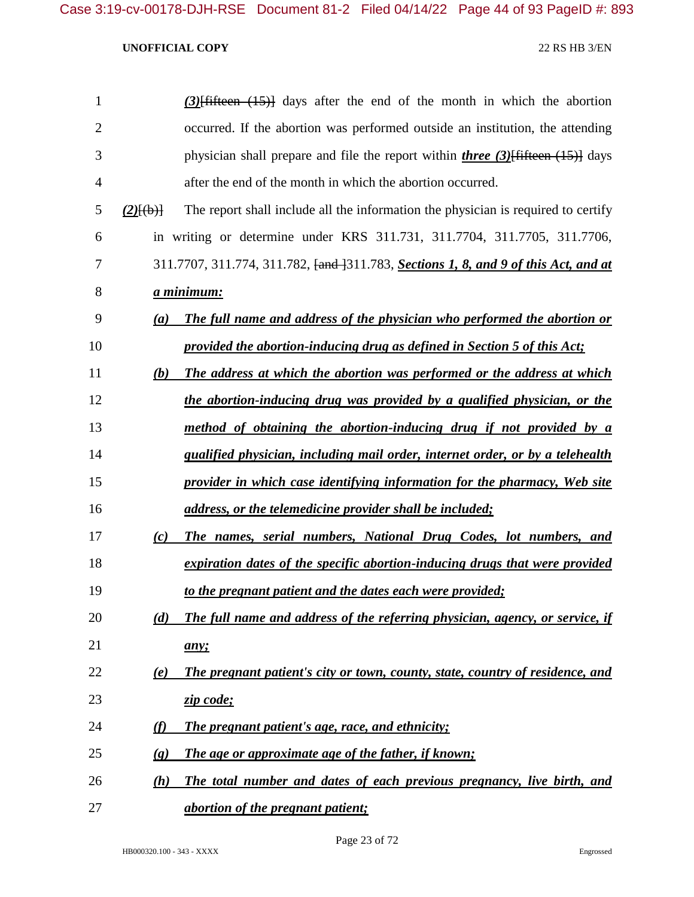*(3)*~~[fifteen (15)]~~ days after the end of the month in which the abortion occurred. If the abortion was performed outside an institution, the attending physician shall prepare and file the report within ***three (3)***~~[fifteen (15)]~~ days after the end of the month in which the abortion occurred.

*(2)*~~[(b)]~~ The report shall include all the information the physician is required to certify in writing or determine under KRS 311.731, 311.7704, 311.7705, 311.7706, 311.7707, 311.774, 311.782, ~~[and ]~~311.783, ***Sections 1, 8, and 9 of this Act, and at a minimum:***

*(a) The full name and address of the physician who performed the abortion or provided the abortion-inducing drug as defined in Section 5 of this Act;*

*(b) The address at which the abortion was performed or the address at which the abortion-inducing drug was provided by a qualified physician, or the method of obtaining the abortion-inducing drug if not provided by a qualified physician, including mail order, internet order, or by a telehealth provider in which case identifying information for the pharmacy, Web site address, or the telemedicine provider shall be included;*

*(c) The names, serial numbers, National Drug Codes, lot numbers, and expiration dates of the specific abortion-inducing drugs that were provided to the pregnant patient and the dates each were provided;*

*(d) The full name and address of the referring physician, agency, or service, if any;*

*(e) The pregnant patient's city or town, county, state, country of residence, and zip code;*

*(f) The pregnant patient's age, race, and ethnicity;*

*(g) The age or approximate age of the father, if known;*

*(h) The total number and dates of each previous pregnancy, live birth, and abortion of the pregnant patient;*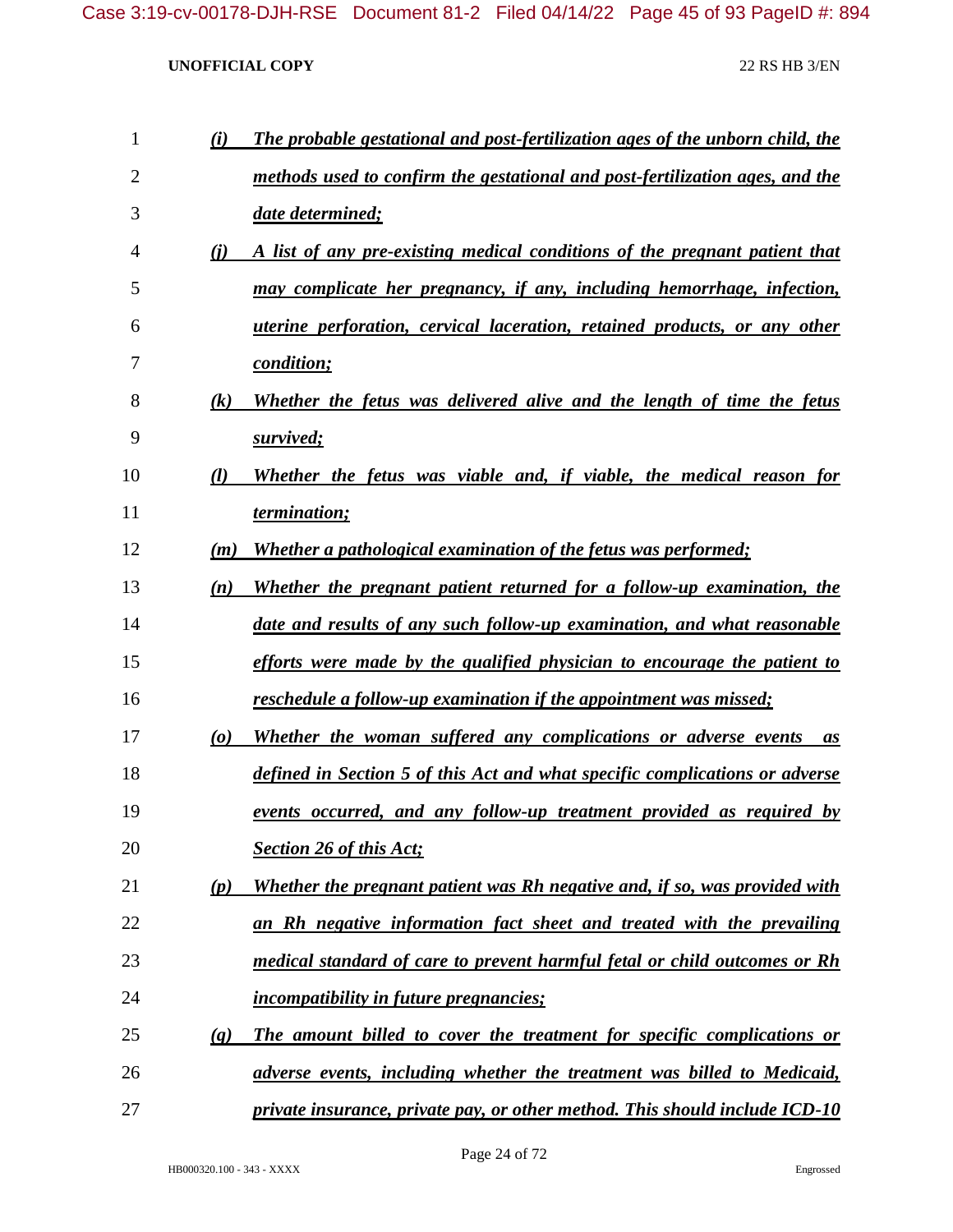*(i) The probable gestational and post-fertilization ages of the unborn child, the methods used to confirm the gestational and post-fertilization ages, and the date determined;*

*(j) A list of any pre-existing medical conditions of the pregnant patient that may complicate her pregnancy, if any, including hemorrhage, infection, uterine perforation, cervical laceration, retained products, or any other condition;*

*(k) Whether the fetus was delivered alive and the length of time the fetus survived;*

*(l) Whether the fetus was viable and, if viable, the medical reason for termination;*

*(m) Whether a pathological examination of the fetus was performed;*

*(n) Whether the pregnant patient returned for a follow-up examination, the date and results of any such follow-up examination, and what reasonable efforts were made by the qualified physician to encourage the patient to reschedule a follow-up examination if the appointment was missed;*

*(o) Whether the woman suffered any complications or adverse events as defined in Section 5 of this Act and what specific complications or adverse events occurred, and any follow-up treatment provided as required by Section 26 of this Act;*

*(p) Whether the pregnant patient was Rh negative and, if so, was provided with an Rh negative information fact sheet and treated with the prevailing medical standard of care to prevent harmful fetal or child outcomes or Rh incompatibility in future pregnancies;*

*(q) The amount billed to cover the treatment for specific complications or adverse events, including whether the treatment was billed to Medicaid, private insurance, private pay, or other method. This should include ICD-10*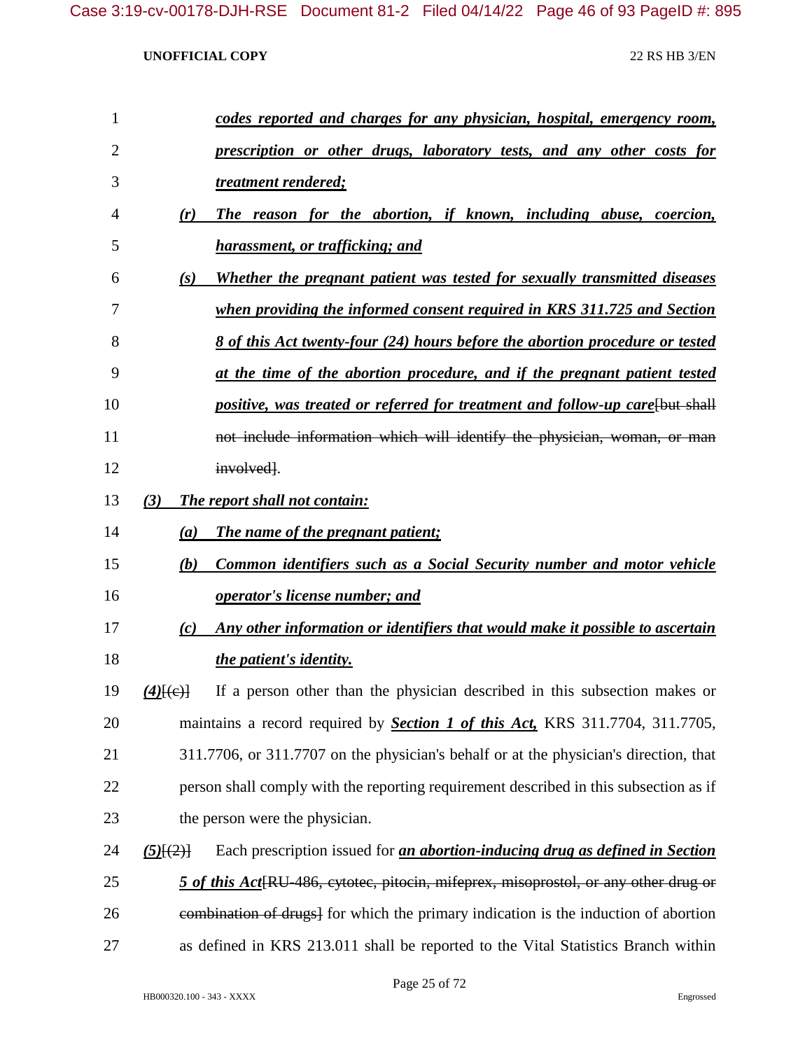***codes reported and charges for any physician, hospital, emergency room, prescription or other drugs, laboratory tests, and any other costs for treatment rendered;***

***(r) The reason for the abortion, if known, including abuse, coercion, harassment, or trafficking; and***

***(s) Whether the pregnant patient was tested for sexually transmitted diseases when providing the informed consent required in KRS 311.725 and Section 8 of this Act twenty-four (24) hours before the abortion procedure or tested at the time of the abortion procedure, and if the pregnant patient tested positive, was treated or referred for treatment and follow-up care***~~[but shall not include information which will identify the physician, woman, or man involved]~~.

***(3) The report shall not contain:***

***(a) The name of the pregnant patient;***

***(b) Common identifiers such as a Social Security number and motor vehicle operator's license number; and***

***(c) Any other information or identifiers that would make it possible to ascertain the patient's identity.***

***(4)***~~[(c)]~~ If a person other than the physician described in this subsection makes or maintains a record required by ***Section 1 of this Act,*** KRS 311.7704, 311.7705, 311.7706, or 311.7707 on the physician's behalf or at the physician's direction, that person shall comply with the reporting requirement described in this subsection as if the person were the physician.

***(5)***~~[(2)]~~ Each prescription issued for ***an abortion-inducing drug as defined in Section 5 of this Act***~~[RU-486, cytotec, pitocin, mifeprex, misoprostol, or any other drug or combination of drugs]~~ for which the primary indication is the induction of abortion as defined in KRS 213.011 shall be reported to the Vital Statistics Branch within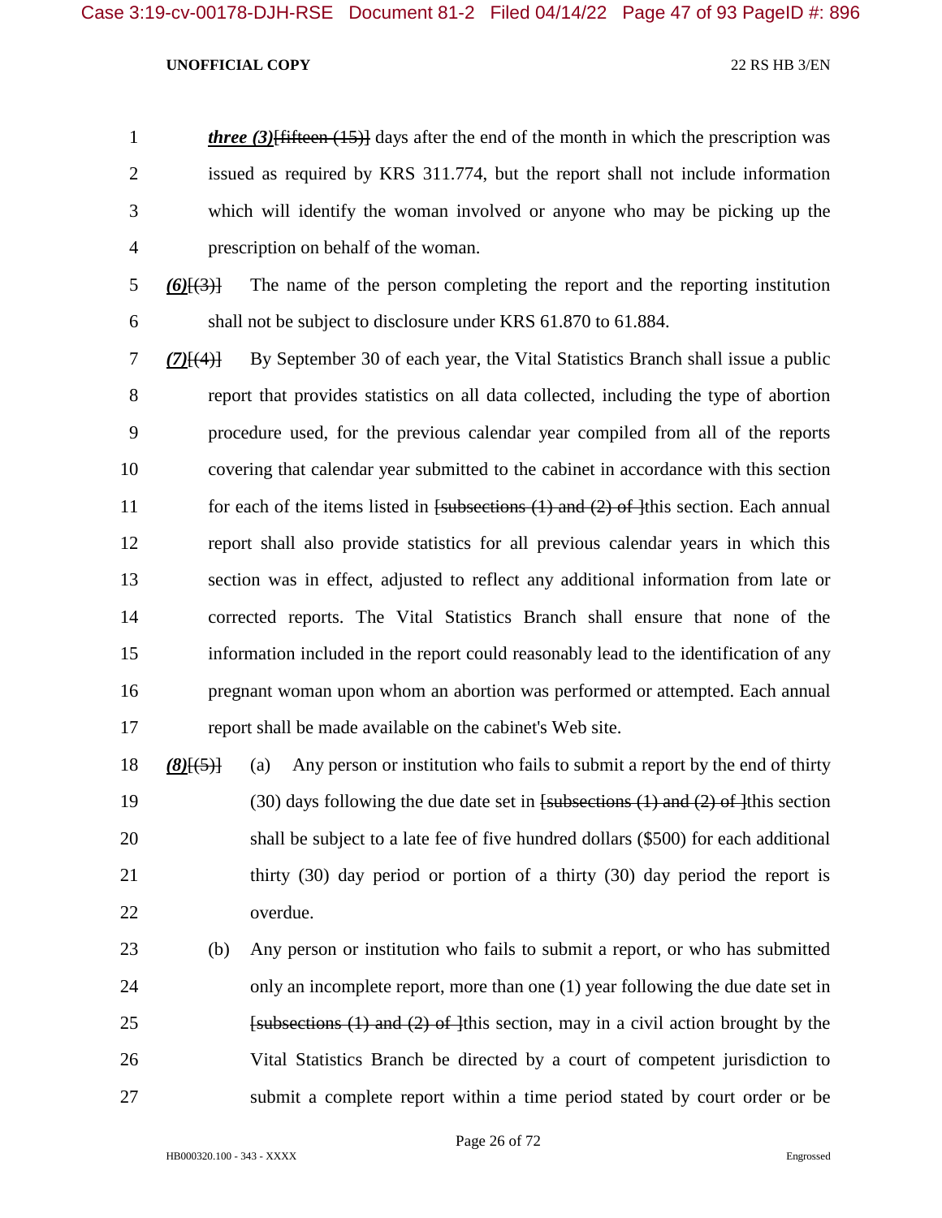***three (3)***[~~fifteen (15)~~] days after the end of the month in which the prescription was issued as required by KRS 311.774, but the report shall not include information which will identify the woman involved or anyone who may be picking up the prescription on behalf of the woman.

***(6)***[~~(3)~~] The name of the person completing the report and the reporting institution shall not be subject to disclosure under KRS 61.870 to 61.884.

***(7)***[~~(4)~~] By September 30 of each year, the Vital Statistics Branch shall issue a public report that provides statistics on all data collected, including the type of abortion procedure used, for the previous calendar year compiled from all of the reports covering that calendar year submitted to the cabinet in accordance with this section for each of the items listed in [~~subsections (1) and (2) of~~ ]this section. Each annual report shall also provide statistics for all previous calendar years in which this section was in effect, adjusted to reflect any additional information from late or corrected reports. The Vital Statistics Branch shall ensure that none of the information included in the report could reasonably lead to the identification of any pregnant woman upon whom an abortion was performed or attempted. Each annual report shall be made available on the cabinet's Web site.

***(8)***[~~(5)~~] (a) Any person or institution who fails to submit a report by the end of thirty (30) days following the due date set in [~~subsections (1) and (2) of~~ ]this section shall be subject to a late fee of five hundred dollars ($500) for each additional thirty (30) day period or portion of a thirty (30) day period the report is overdue.

(b) Any person or institution who fails to submit a report, or who has submitted only an incomplete report, more than one (1) year following the due date set in [~~subsections (1) and (2) of~~ ]this section, may in a civil action brought by the Vital Statistics Branch be directed by a court of competent jurisdiction to submit a complete report within a time period stated by court order or be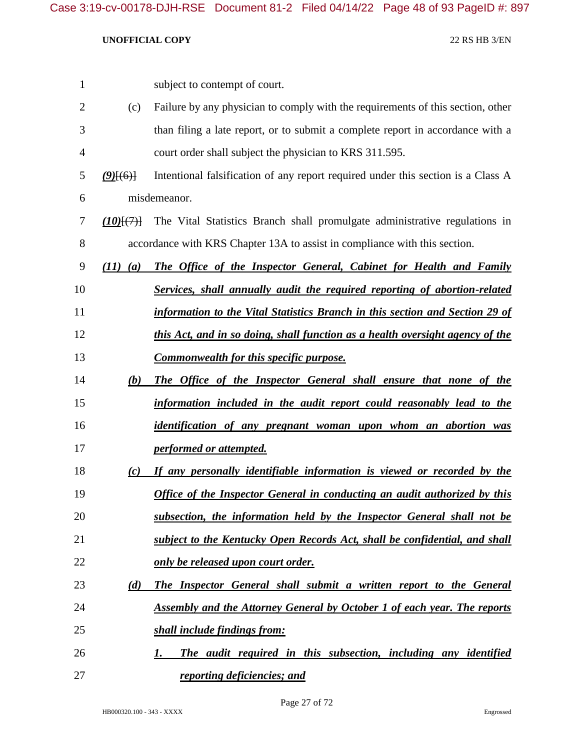subject to contempt of court.

(c) Failure by any physician to comply with the requirements of this section, other than filing a late report, or to submit a complete report in accordance with a court order shall subject the physician to KRS 311.595.

***(9)***[(6)] Intentional falsification of any report required under this section is a Class A misdemeanor.

***(10)***[(7)] The Vital Statistics Branch shall promulgate administrative regulations in accordance with KRS Chapter 13A to assist in compliance with this section.

***(11) (a) The Office of the Inspector General, Cabinet for Health and Family Services, shall annually audit the required reporting of abortion-related information to the Vital Statistics Branch in this section and Section 29 of this Act, and in so doing, shall function as a health oversight agency of the Commonwealth for this specific purpose.***

***(b) The Office of the Inspector General shall ensure that none of the information included in the audit report could reasonably lead to the identification of any pregnant woman upon whom an abortion was performed or attempted.***

***(c) If any personally identifiable information is viewed or recorded by the Office of the Inspector General in conducting an audit authorized by this subsection, the information held by the Inspector General shall not be subject to the Kentucky Open Records Act, shall be confidential, and shall only be released upon court order.***

***(d) The Inspector General shall submit a written report to the General Assembly and the Attorney General by October 1 of each year. The reports shall include findings from:***

***1. The audit required in this subsection, including any identified reporting deficiencies; and***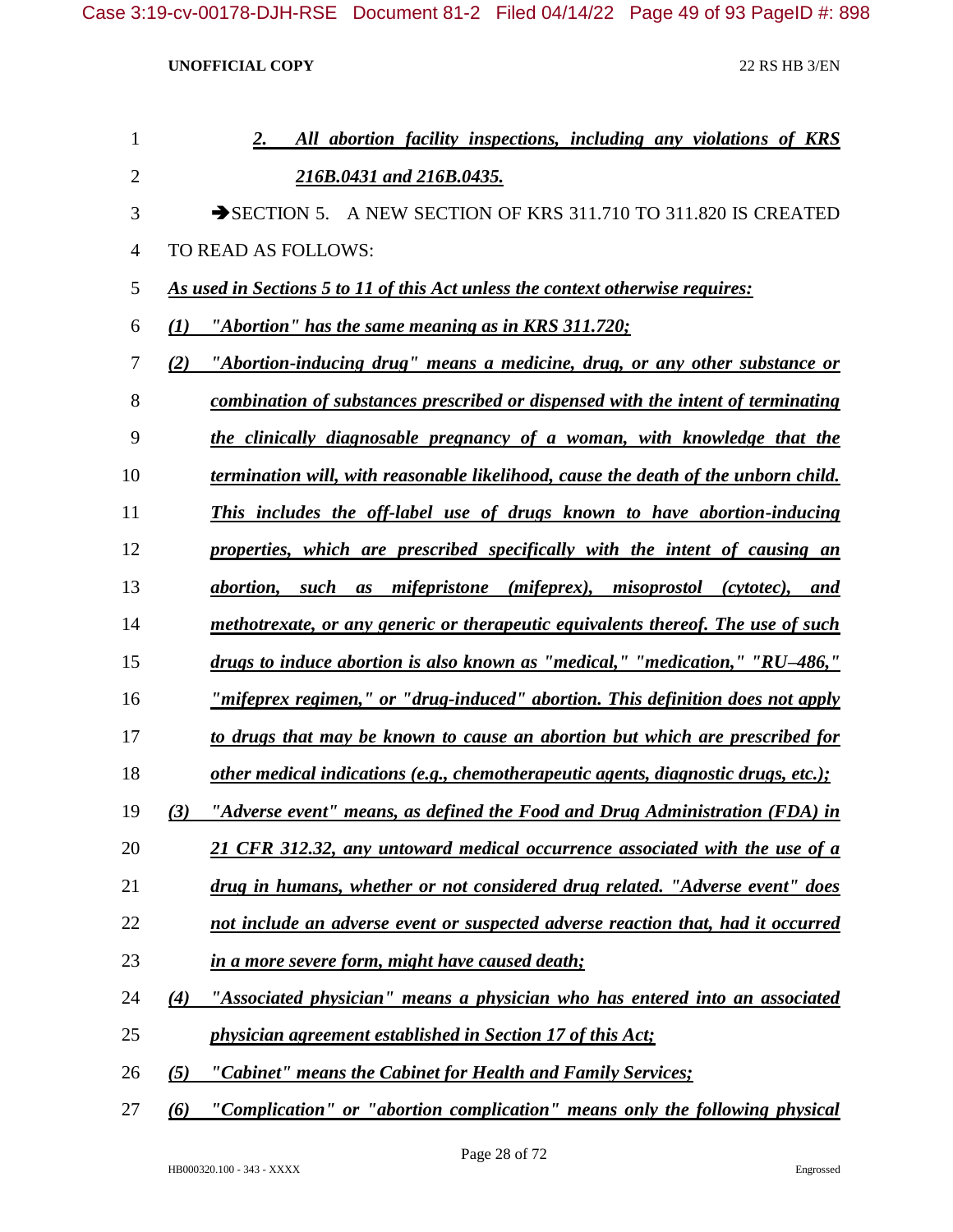*2. All abortion facility inspections, including any violations of KRS 216B.0431 and 216B.0435.*

➔SECTION 5. A NEW SECTION OF KRS 311.710 TO 311.820 IS CREATED TO READ AS FOLLOWS:

*As used in Sections 5 to 11 of this Act unless the context otherwise requires:*

*(1) "Abortion" has the same meaning as in KRS 311.720;*

*(2) "Abortion-inducing drug" means a medicine, drug, or any other substance or combination of substances prescribed or dispensed with the intent of terminating the clinically diagnosable pregnancy of a woman, with knowledge that the termination will, with reasonable likelihood, cause the death of the unborn child. This includes the off-label use of drugs known to have abortion-inducing properties, which are prescribed specifically with the intent of causing an abortion, such as mifepristone (mifeprex), misoprostol (cytotec), and methotrexate, or any generic or therapeutic equivalents thereof. The use of such drugs to induce abortion is also known as "medical," "medication," "RU–486," "mifeprex regimen," or "drug-induced" abortion. This definition does not apply to drugs that may be known to cause an abortion but which are prescribed for other medical indications (e.g., chemotherapeutic agents, diagnostic drugs, etc.);*

*(3) "Adverse event" means, as defined the Food and Drug Administration (FDA) in 21 CFR 312.32, any untoward medical occurrence associated with the use of a drug in humans, whether or not considered drug related. "Adverse event" does not include an adverse event or suspected adverse reaction that, had it occurred in a more severe form, might have caused death;*

*(4) "Associated physician" means a physician who has entered into an associated physician agreement established in Section 17 of this Act;*

*(5) "Cabinet" means the Cabinet for Health and Family Services;*

*(6) "Complication" or "abortion complication" means only the following physical*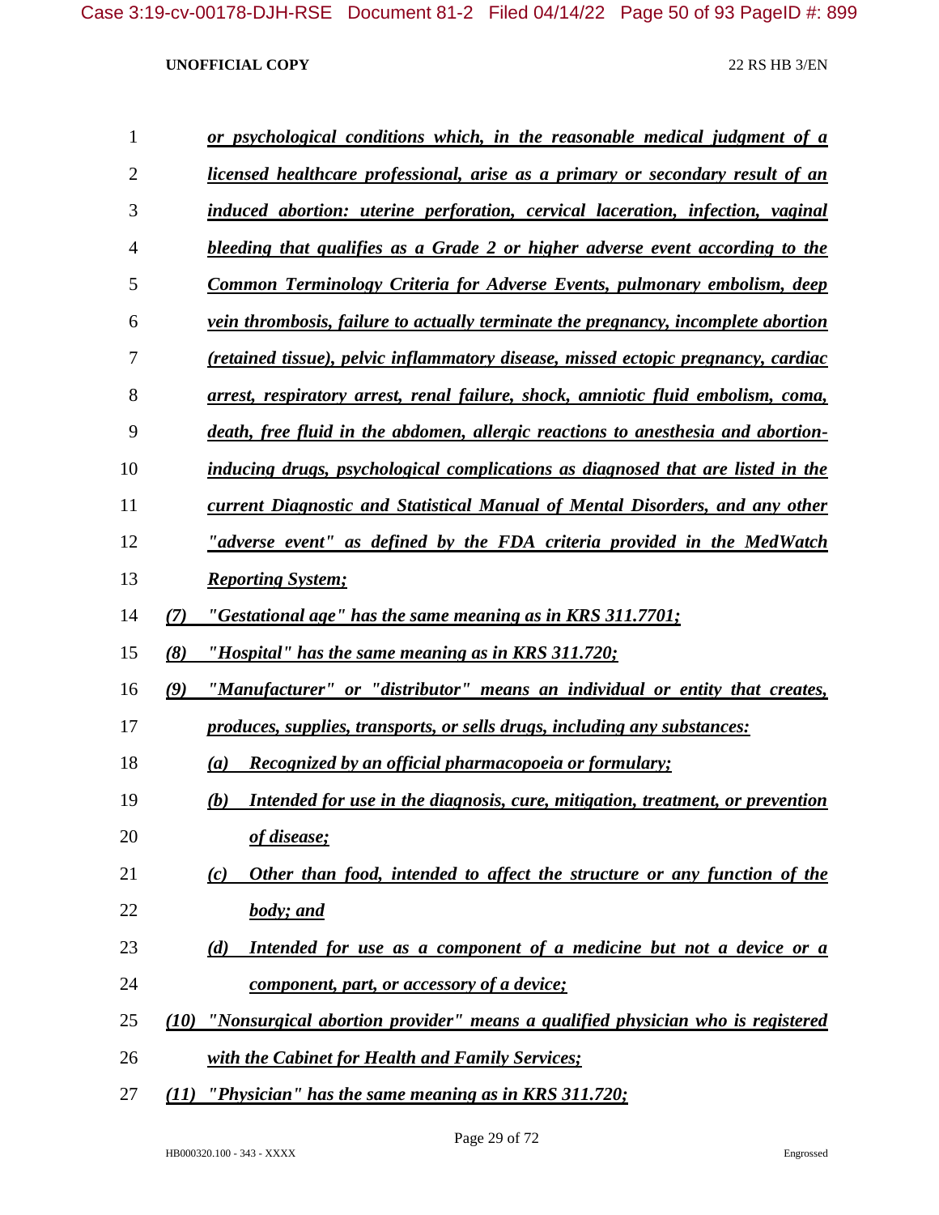*or psychological conditions which, in the reasonable medical judgment of a licensed healthcare professional, arise as a primary or secondary result of an induced abortion: uterine perforation, cervical laceration, infection, vaginal bleeding that qualifies as a Grade 2 or higher adverse event according to the Common Terminology Criteria for Adverse Events, pulmonary embolism, deep vein thrombosis, failure to actually terminate the pregnancy, incomplete abortion (retained tissue), pelvic inflammatory disease, missed ectopic pregnancy, cardiac arrest, respiratory arrest, renal failure, shock, amniotic fluid embolism, coma, death, free fluid in the abdomen, allergic reactions to anesthesia and abortion-inducing drugs, psychological complications as diagnosed that are listed in the current Diagnostic and Statistical Manual of Mental Disorders, and any other "adverse event" as defined by the FDA criteria provided in the MedWatch Reporting System;*

*(7) "Gestational age" has the same meaning as in KRS 311.7701;*

*(8) "Hospital" has the same meaning as in KRS 311.720;*

*(9) "Manufacturer" or "distributor" means an individual or entity that creates, produces, supplies, transports, or sells drugs, including any substances:*

*(a) Recognized by an official pharmacopoeia or formulary;*

*(b) Intended for use in the diagnosis, cure, mitigation, treatment, or prevention of disease;*

*(c) Other than food, intended to affect the structure or any function of the body; and*

*(d) Intended for use as a component of a medicine but not a device or a component, part, or accessory of a device;*

*(10) "Nonsurgical abortion provider" means a qualified physician who is registered with the Cabinet for Health and Family Services;*

*(11) "Physician" has the same meaning as in KRS 311.720;*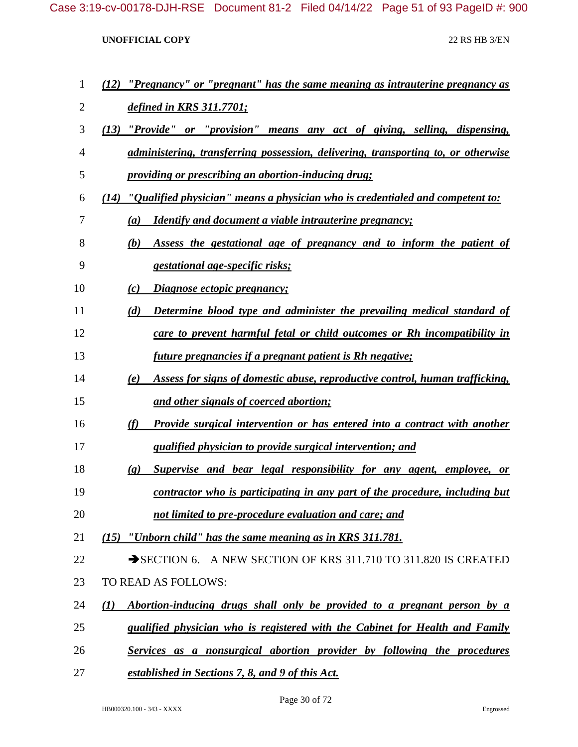***(12) "Pregnancy" or "pregnant" has the same meaning as intrauterine pregnancy as defined in KRS 311.7701;***

***(13) "Provide" or "provision" means any act of giving, selling, dispensing, administering, transferring possession, delivering, transporting to, or otherwise providing or prescribing an abortion-inducing drug;***

***(14) "Qualified physician" means a physician who is credentialed and competent to:***

***(a) Identify and document a viable intrauterine pregnancy;***

***(b) Assess the gestational age of pregnancy and to inform the patient of gestational age-specific risks;***

***(c) Diagnose ectopic pregnancy;***

***(d) Determine blood type and administer the prevailing medical standard of care to prevent harmful fetal or child outcomes or Rh incompatibility in future pregnancies if a pregnant patient is Rh negative;***

***(e) Assess for signs of domestic abuse, reproductive control, human trafficking, and other signals of coerced abortion;***

***(f) Provide surgical intervention or has entered into a contract with another qualified physician to provide surgical intervention; and***

***(g) Supervise and bear legal responsibility for any agent, employee, or contractor who is participating in any part of the procedure, including but not limited to pre-procedure evaluation and care; and***

***(15) "Unborn child" has the same meaning as in KRS 311.781.***

➔SECTION 6. A NEW SECTION OF KRS 311.710 TO 311.820 IS CREATED TO READ AS FOLLOWS:

***(1) Abortion-inducing drugs shall only be provided to a pregnant person by a qualified physician who is registered with the Cabinet for Health and Family Services as a nonsurgical abortion provider by following the procedures established in Sections 7, 8, and 9 of this Act.***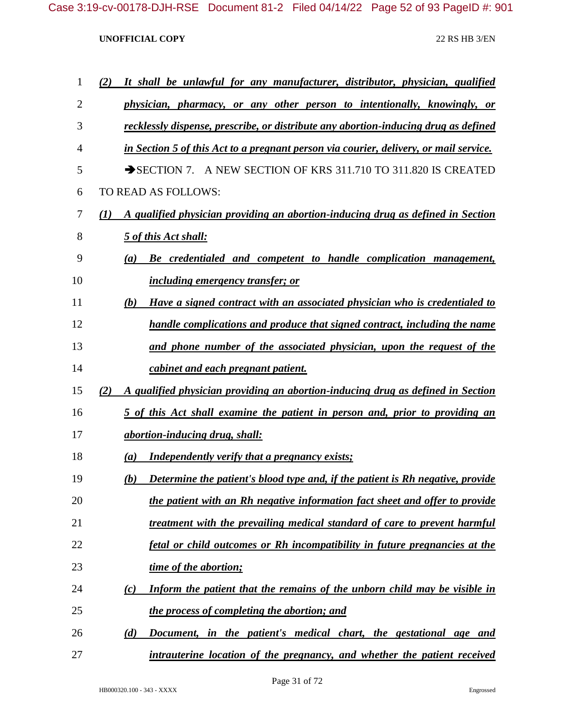*(2) It shall be unlawful for any manufacturer, distributor, physician, qualified physician, pharmacy, or any other person to intentionally, knowingly, or recklessly dispense, prescribe, or distribute any abortion-inducing drug as defined in Section 5 of this Act to a pregnant person via courier, delivery, or mail service.*

➔SECTION 7. A NEW SECTION OF KRS 311.710 TO 311.820 IS CREATED TO READ AS FOLLOWS:

*(1) A qualified physician providing an abortion-inducing drug as defined in Section 5 of this Act shall:*

*(a) Be credentialed and competent to handle complication management, including emergency transfer; or*

*(b) Have a signed contract with an associated physician who is credentialed to handle complications and produce that signed contract, including the name and phone number of the associated physician, upon the request of the cabinet and each pregnant patient.*

*(2) A qualified physician providing an abortion-inducing drug as defined in Section 5 of this Act shall examine the patient in person and, prior to providing an abortion-inducing drug, shall:*

*(a) Independently verify that a pregnancy exists;*

*(b) Determine the patient's blood type and, if the patient is Rh negative, provide the patient with an Rh negative information fact sheet and offer to provide treatment with the prevailing medical standard of care to prevent harmful fetal or child outcomes or Rh incompatibility in future pregnancies at the time of the abortion;*

*(c) Inform the patient that the remains of the unborn child may be visible in the process of completing the abortion; and*

*(d) Document, in the patient's medical chart, the gestational age and intrauterine location of the pregnancy, and whether the patient received*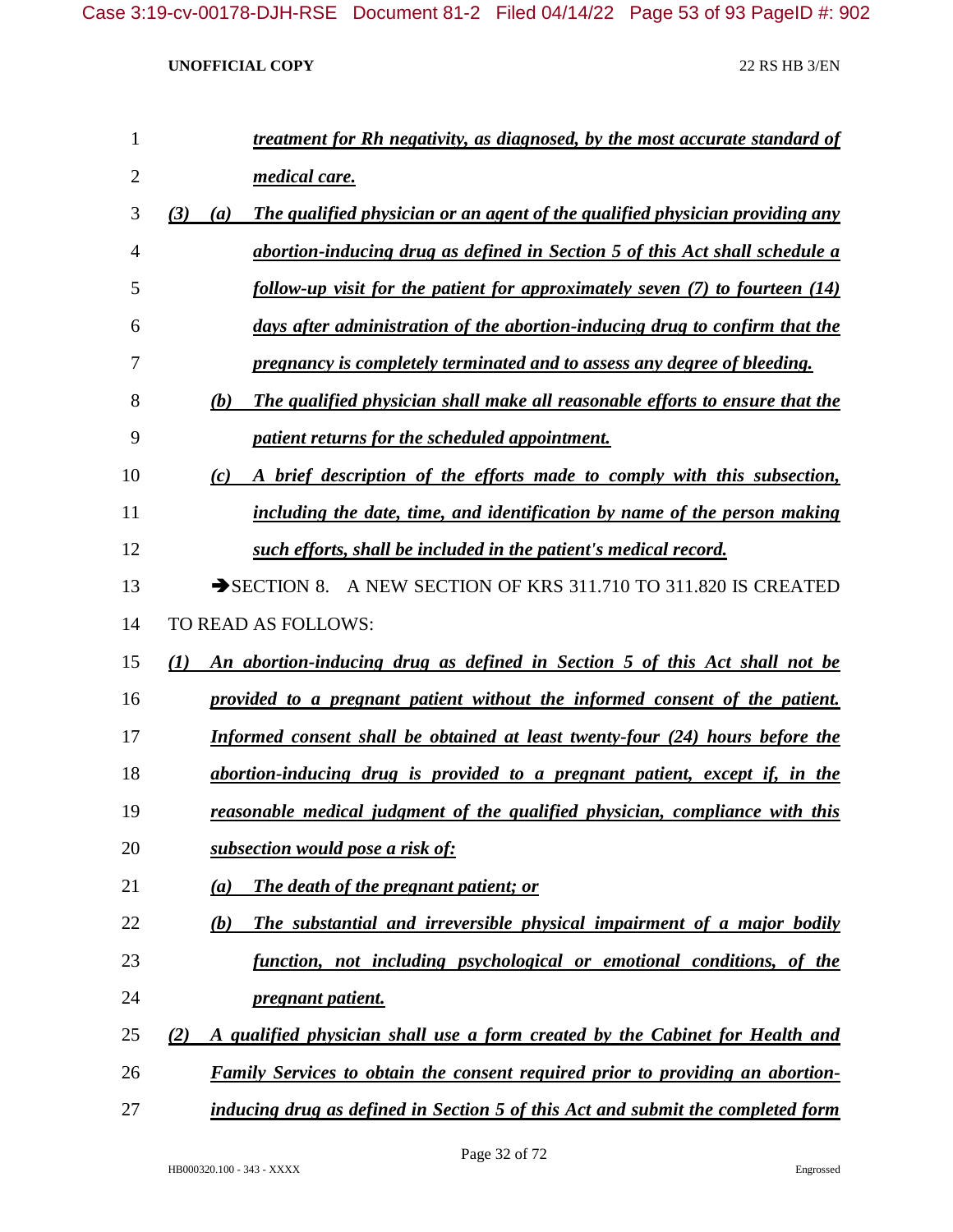***treatment for Rh negativity, as diagnosed, by the most accurate standard of medical care.***

***(3) (a) The qualified physician or an agent of the qualified physician providing any abortion-inducing drug as defined in Section 5 of this Act shall schedule a follow-up visit for the patient for approximately seven (7) to fourteen (14) days after administration of the abortion-inducing drug to confirm that the pregnancy is completely terminated and to assess any degree of bleeding.***

***(b) The qualified physician shall make all reasonable efforts to ensure that the patient returns for the scheduled appointment.***

***(c) A brief description of the efforts made to comply with this subsection, including the date, time, and identification by name of the person making such efforts, shall be included in the patient's medical record.***

➔SECTION 8. A NEW SECTION OF KRS 311.710 TO 311.820 IS CREATED TO READ AS FOLLOWS:

***(1) An abortion-inducing drug as defined in Section 5 of this Act shall not be provided to a pregnant patient without the informed consent of the patient. Informed consent shall be obtained at least twenty-four (24) hours before the abortion-inducing drug is provided to a pregnant patient, except if, in the reasonable medical judgment of the qualified physician, compliance with this subsection would pose a risk of:***

***(a) The death of the pregnant patient; or***

***(b) The substantial and irreversible physical impairment of a major bodily function, not including psychological or emotional conditions, of the pregnant patient.***

***(2) A qualified physician shall use a form created by the Cabinet for Health and Family Services to obtain the consent required prior to providing an abortion-inducing drug as defined in Section 5 of this Act and submit the completed form***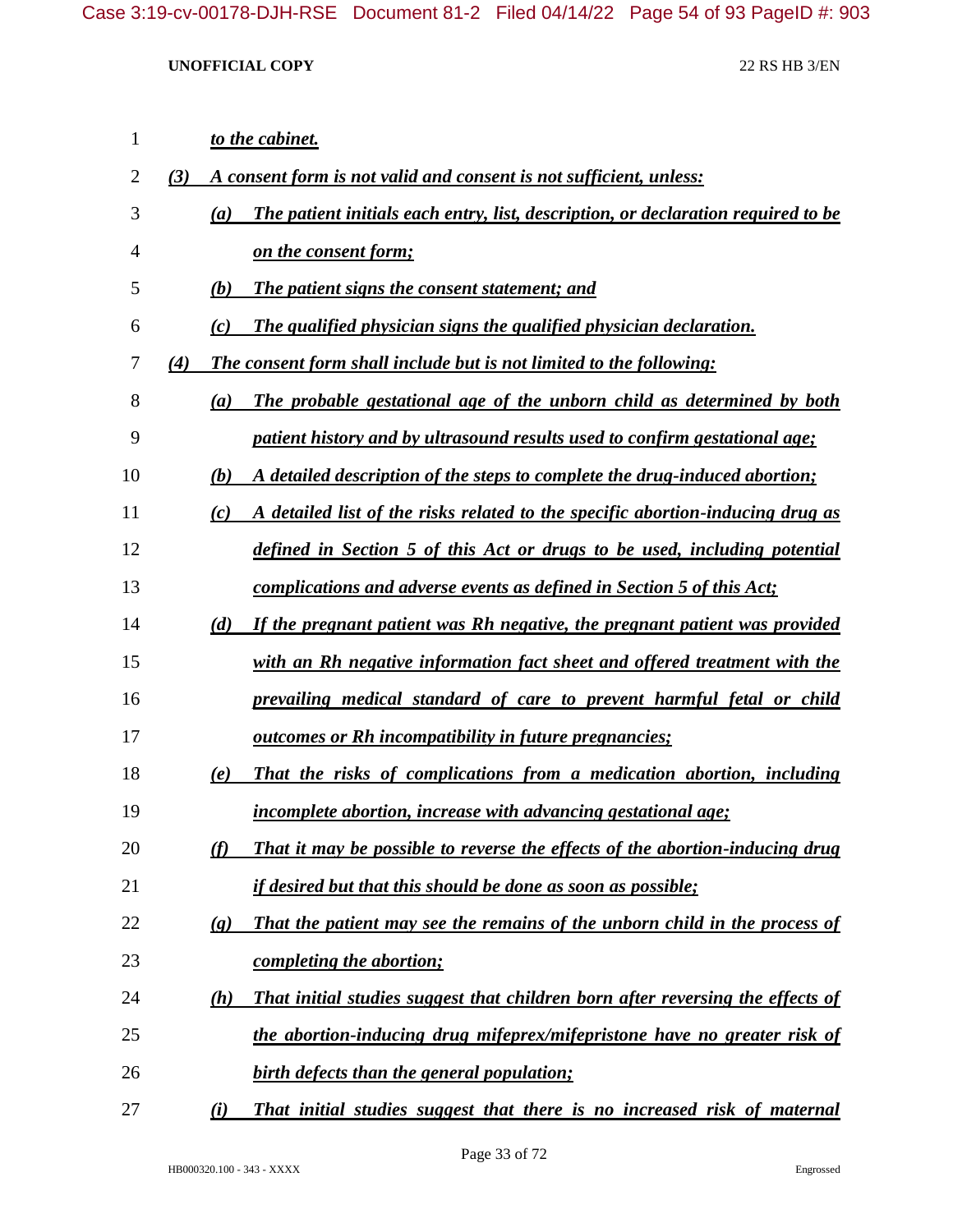*to the cabinet.*

*(3) A consent form is not valid and consent is not sufficient, unless:*

*(a) The patient initials each entry, list, description, or declaration required to be on the consent form;*

*(b) The patient signs the consent statement; and*

*(c) The qualified physician signs the qualified physician declaration.*

*(4) The consent form shall include but is not limited to the following:*

*(a) The probable gestational age of the unborn child as determined by both patient history and by ultrasound results used to confirm gestational age;*

*(b) A detailed description of the steps to complete the drug-induced abortion;*

*(c) A detailed list of the risks related to the specific abortion-inducing drug as defined in Section 5 of this Act or drugs to be used, including potential complications and adverse events as defined in Section 5 of this Act;*

*(d) If the pregnant patient was Rh negative, the pregnant patient was provided with an Rh negative information fact sheet and offered treatment with the prevailing medical standard of care to prevent harmful fetal or child outcomes or Rh incompatibility in future pregnancies;*

*(e) That the risks of complications from a medication abortion, including incomplete abortion, increase with advancing gestational age;*

*(f) That it may be possible to reverse the effects of the abortion-inducing drug if desired but that this should be done as soon as possible;*

*(g) That the patient may see the remains of the unborn child in the process of completing the abortion;*

*(h) That initial studies suggest that children born after reversing the effects of the abortion-inducing drug mifeprex/mifepristone have no greater risk of birth defects than the general population;*

*(i) That initial studies suggest that there is no increased risk of maternal*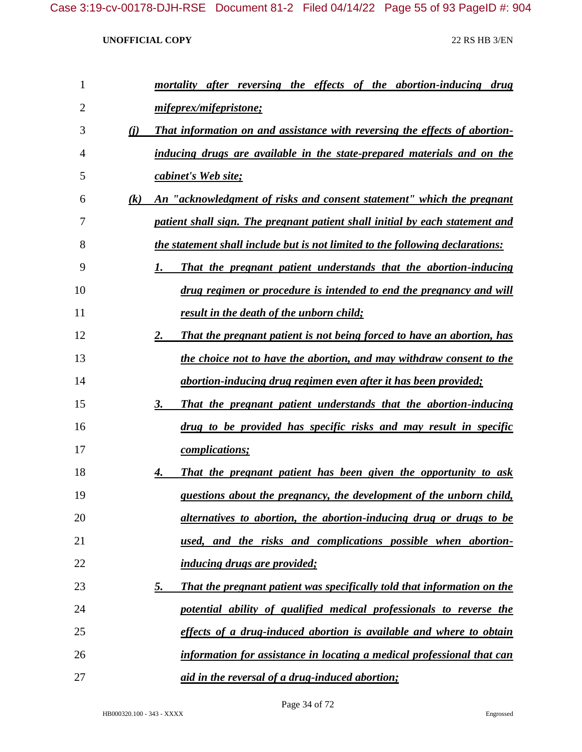***mortality after reversing the effects of the abortion-inducing drug mifeprex/mifepristone;***

***(j) That information on and assistance with reversing the effects of abortion-inducing drugs are available in the state-prepared materials and on the cabinet's Web site;***

***(k) An "acknowledgment of risks and consent statement" which the pregnant patient shall sign. The pregnant patient shall initial by each statement and the statement shall include but is not limited to the following declarations:***

***1. That the pregnant patient understands that the abortion-inducing drug regimen or procedure is intended to end the pregnancy and will result in the death of the unborn child;***

***2. That the pregnant patient is not being forced to have an abortion, has the choice not to have the abortion, and may withdraw consent to the abortion-inducing drug regimen even after it has been provided;***

***3. That the pregnant patient understands that the abortion-inducing drug to be provided has specific risks and may result in specific complications;***

***4. That the pregnant patient has been given the opportunity to ask questions about the pregnancy, the development of the unborn child, alternatives to abortion, the abortion-inducing drug or drugs to be used, and the risks and complications possible when abortion-inducing drugs are provided;***

***5. That the pregnant patient was specifically told that information on the potential ability of qualified medical professionals to reverse the effects of a drug-induced abortion is available and where to obtain information for assistance in locating a medical professional that can aid in the reversal of a drug-induced abortion;***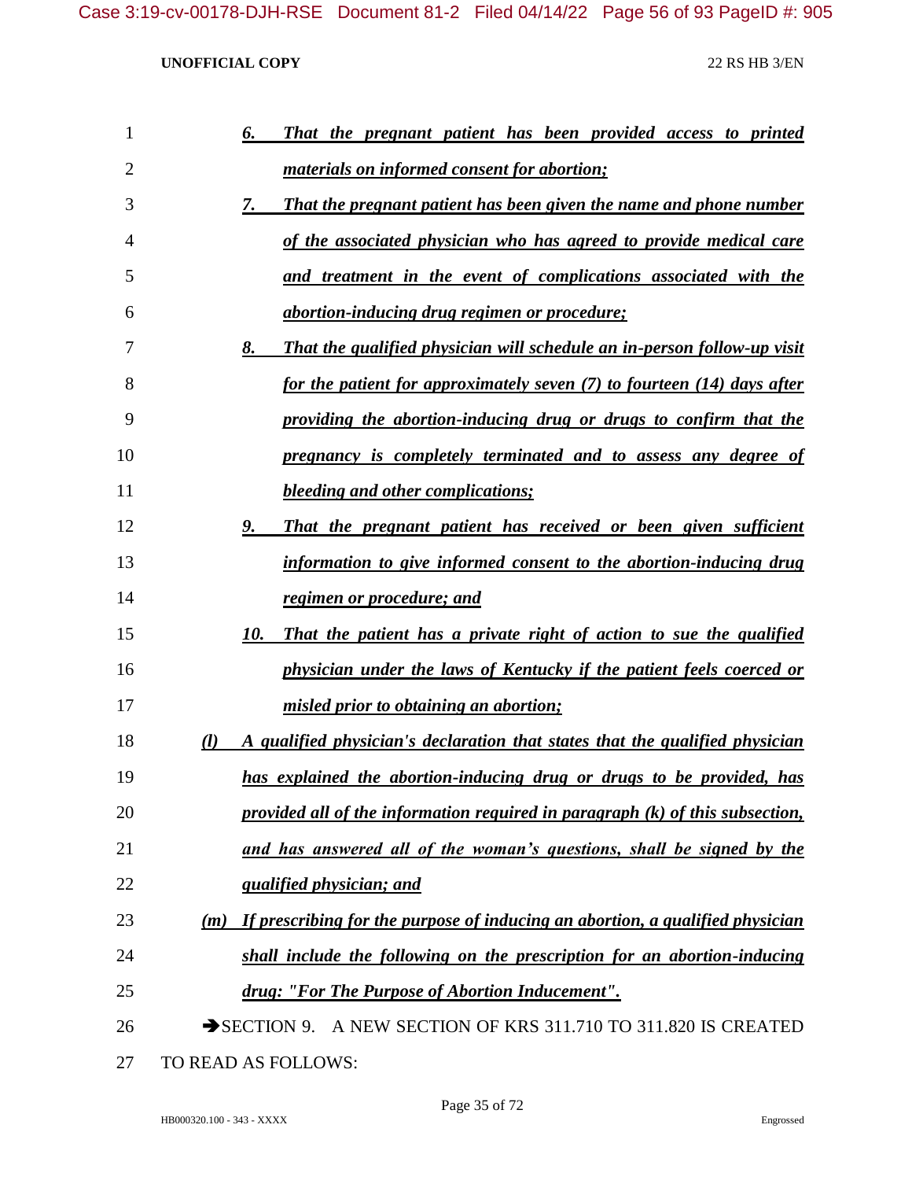*6. That the pregnant patient has been provided access to printed materials on informed consent for abortion;*

*7. That the pregnant patient has been given the name and phone number of the associated physician who has agreed to provide medical care and treatment in the event of complications associated with the abortion-inducing drug regimen or procedure;*

*8. That the qualified physician will schedule an in-person follow-up visit for the patient for approximately seven (7) to fourteen (14) days after providing the abortion-inducing drug or drugs to confirm that the pregnancy is completely terminated and to assess any degree of bleeding and other complications;*

*9. That the pregnant patient has received or been given sufficient information to give informed consent to the abortion-inducing drug regimen or procedure; and*

*10. That the patient has a private right of action to sue the qualified physician under the laws of Kentucky if the patient feels coerced or misled prior to obtaining an abortion;*

*(l) A qualified physician's declaration that states that the qualified physician has explained the abortion-inducing drug or drugs to be provided, has provided all of the information required in paragraph (k) of this subsection, and has answered all of the woman's questions, shall be signed by the qualified physician; and*

*(m) If prescribing for the purpose of inducing an abortion, a qualified physician shall include the following on the prescription for an abortion-inducing drug: "For The Purpose of Abortion Inducement".*

→SECTION 9. A NEW SECTION OF KRS 311.710 TO 311.820 IS CREATED TO READ AS FOLLOWS: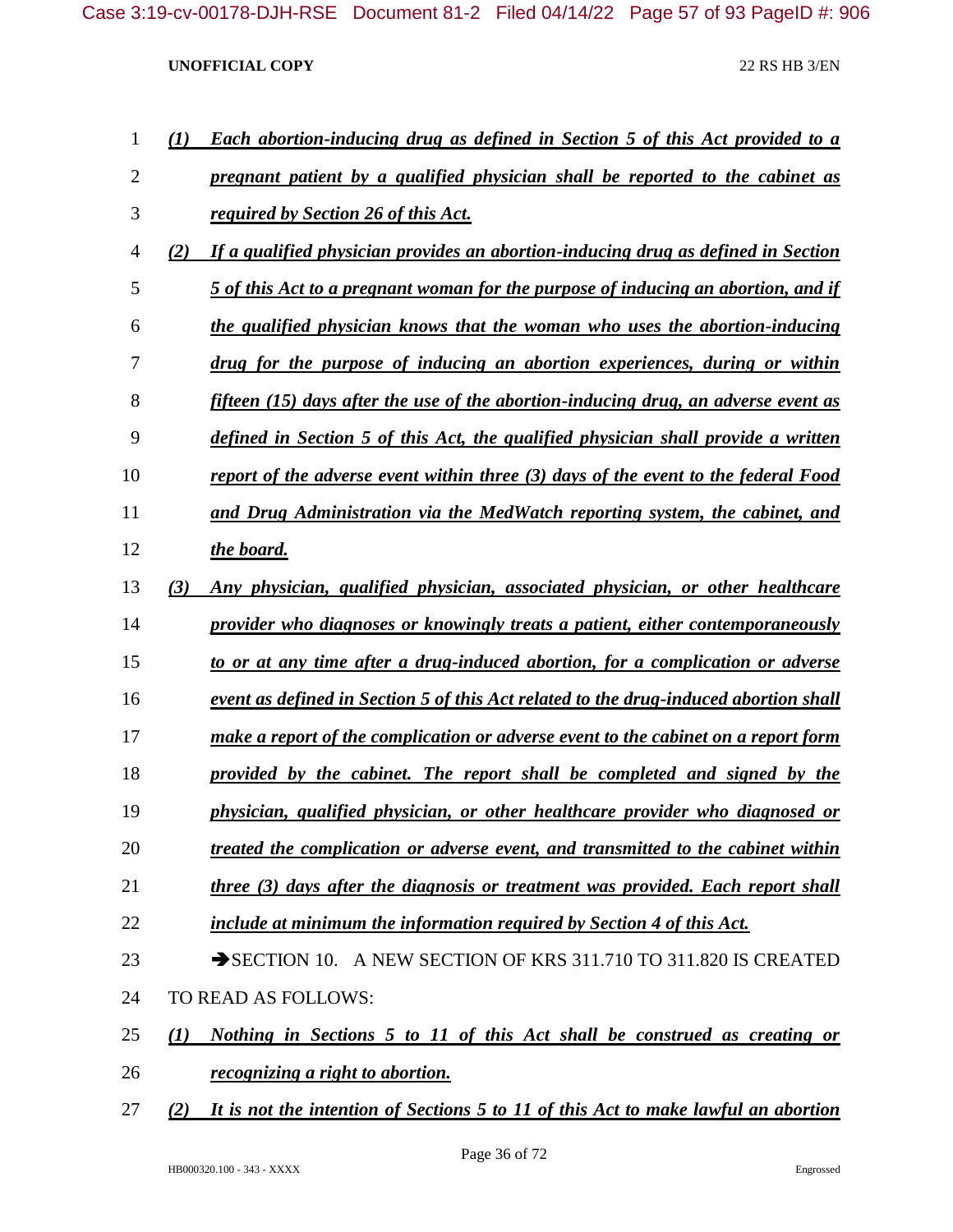*(1) Each abortion-inducing drug as defined in Section 5 of this Act provided to a pregnant patient by a qualified physician shall be reported to the cabinet as required by Section 26 of this Act.*

*(2) If a qualified physician provides an abortion-inducing drug as defined in Section 5 of this Act to a pregnant woman for the purpose of inducing an abortion, and if the qualified physician knows that the woman who uses the abortion-inducing drug for the purpose of inducing an abortion experiences, during or within fifteen (15) days after the use of the abortion-inducing drug, an adverse event as defined in Section 5 of this Act, the qualified physician shall provide a written report of the adverse event within three (3) days of the event to the federal Food and Drug Administration via the MedWatch reporting system, the cabinet, and the board.*

*(3) Any physician, qualified physician, associated physician, or other healthcare provider who diagnoses or knowingly treats a patient, either contemporaneously to or at any time after a drug-induced abortion, for a complication or adverse event as defined in Section 5 of this Act related to the drug-induced abortion shall make a report of the complication or adverse event to the cabinet on a report form provided by the cabinet. The report shall be completed and signed by the physician, qualified physician, or other healthcare provider who diagnosed or treated the complication or adverse event, and transmitted to the cabinet within three (3) days after the diagnosis or treatment was provided. Each report shall include at minimum the information required by Section 4 of this Act.*

➔SECTION 10. A NEW SECTION OF KRS 311.710 TO 311.820 IS CREATED TO READ AS FOLLOWS:

*(1) Nothing in Sections 5 to 11 of this Act shall be construed as creating or recognizing a right to abortion.*

*(2) It is not the intention of Sections 5 to 11 of this Act to make lawful an abortion*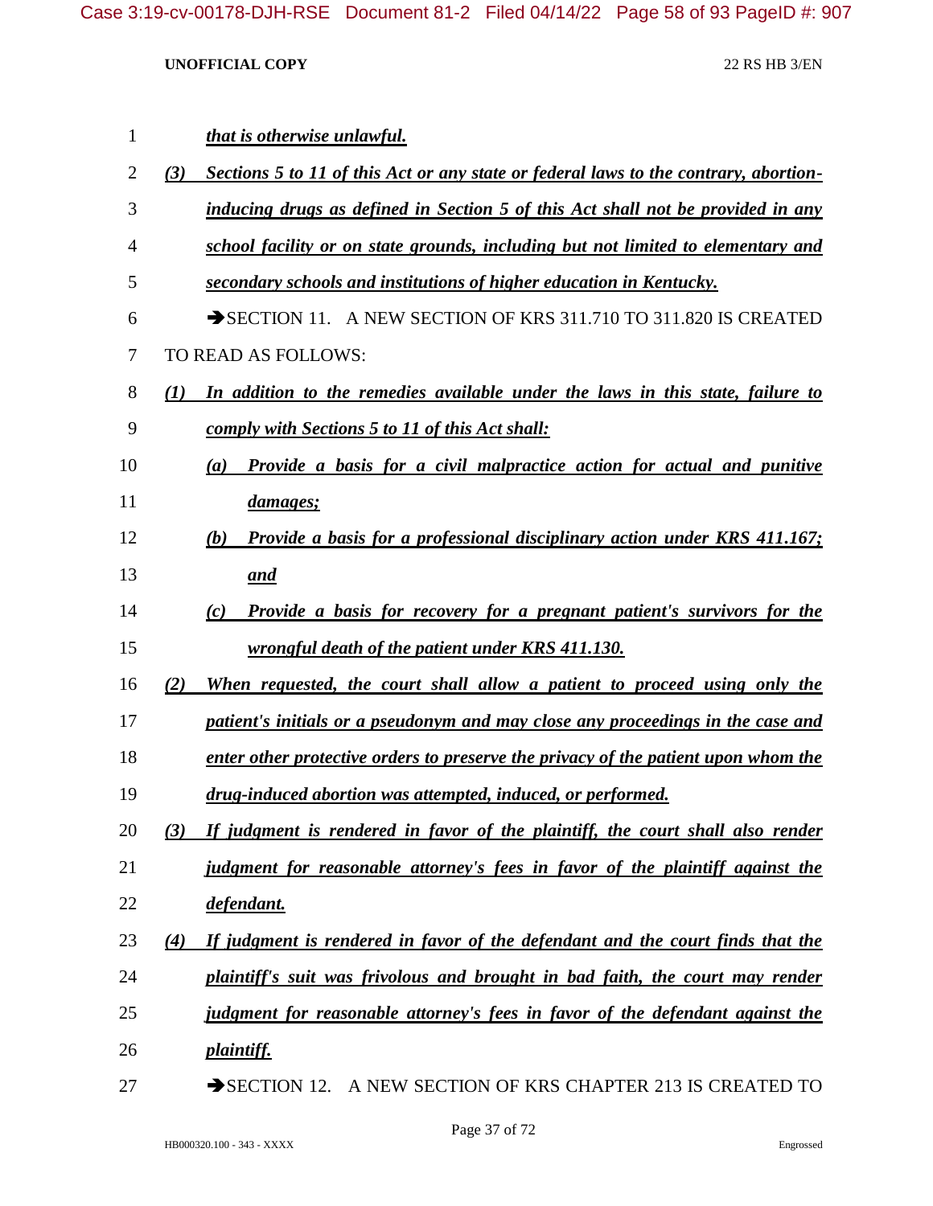*that is otherwise unlawful.*

*(3) Sections 5 to 11 of this Act or any state or federal laws to the contrary, abortion-inducing drugs as defined in Section 5 of this Act shall not be provided in any school facility or on state grounds, including but not limited to elementary and secondary schools and institutions of higher education in Kentucky.*

➔SECTION 11. A NEW SECTION OF KRS 311.710 TO 311.820 IS CREATED TO READ AS FOLLOWS:

*(1) In addition to the remedies available under the laws in this state, failure to comply with Sections 5 to 11 of this Act shall:*

*(a) Provide a basis for a civil malpractice action for actual and punitive damages;*

*(b) Provide a basis for a professional disciplinary action under KRS 411.167; and*

*(c) Provide a basis for recovery for a pregnant patient's survivors for the wrongful death of the patient under KRS 411.130.*

*(2) When requested, the court shall allow a patient to proceed using only the patient's initials or a pseudonym and may close any proceedings in the case and enter other protective orders to preserve the privacy of the patient upon whom the drug-induced abortion was attempted, induced, or performed.*

*(3) If judgment is rendered in favor of the plaintiff, the court shall also render judgment for reasonable attorney's fees in favor of the plaintiff against the defendant.*

*(4) If judgment is rendered in favor of the defendant and the court finds that the plaintiff's suit was frivolous and brought in bad faith, the court may render judgment for reasonable attorney's fees in favor of the defendant against the plaintiff.*

➔SECTION 12. A NEW SECTION OF KRS CHAPTER 213 IS CREATED TO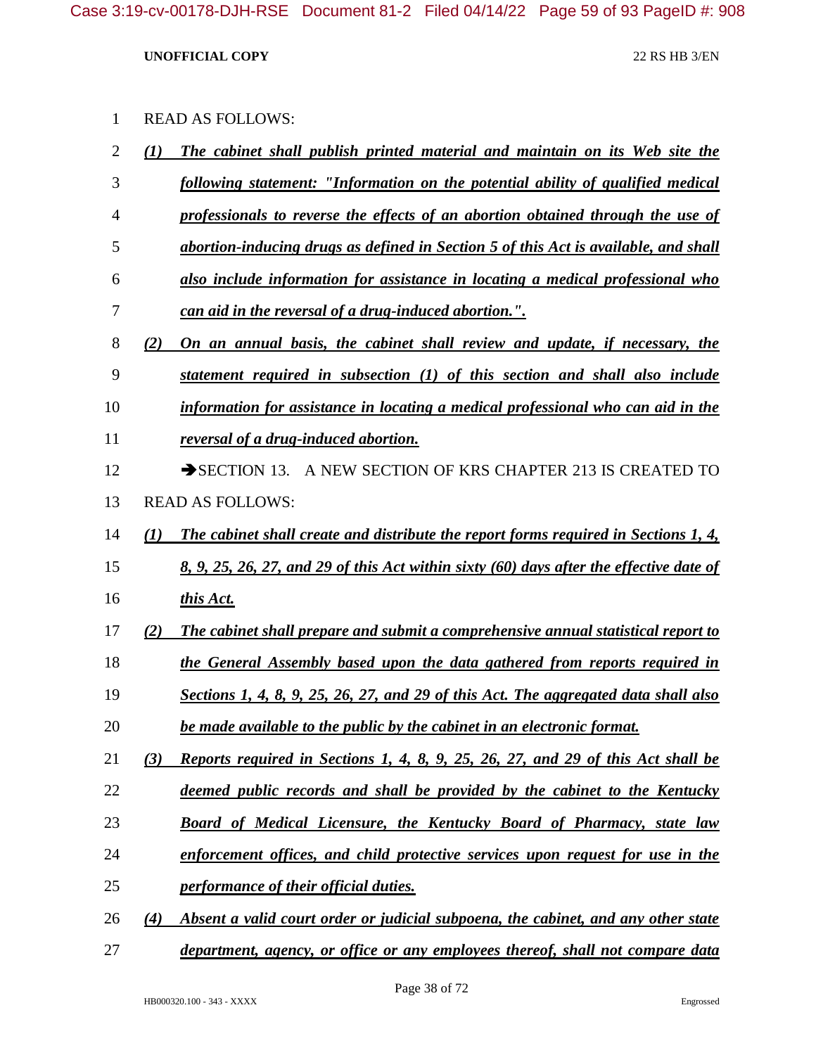READ AS FOLLOWS:

***(1) The cabinet shall publish printed material and maintain on its Web site the following statement: "Information on the potential ability of qualified medical professionals to reverse the effects of an abortion obtained through the use of abortion-inducing drugs as defined in Section 5 of this Act is available, and shall also include information for assistance in locating a medical professional who can aid in the reversal of a drug-induced abortion.".***

***(2) On an annual basis, the cabinet shall review and update, if necessary, the statement required in subsection (1) of this section and shall also include information for assistance in locating a medical professional who can aid in the reversal of a drug-induced abortion.***

➔SECTION 13. A NEW SECTION OF KRS CHAPTER 213 IS CREATED TO READ AS FOLLOWS:

***(1) The cabinet shall create and distribute the report forms required in Sections 1, 4, 8, 9, 25, 26, 27, and 29 of this Act within sixty (60) days after the effective date of this Act.***

***(2) The cabinet shall prepare and submit a comprehensive annual statistical report to the General Assembly based upon the data gathered from reports required in Sections 1, 4, 8, 9, 25, 26, 27, and 29 of this Act. The aggregated data shall also be made available to the public by the cabinet in an electronic format.***

***(3) Reports required in Sections 1, 4, 8, 9, 25, 26, 27, and 29 of this Act shall be deemed public records and shall be provided by the cabinet to the Kentucky Board of Medical Licensure, the Kentucky Board of Pharmacy, state law enforcement offices, and child protective services upon request for use in the performance of their official duties.***

***(4) Absent a valid court order or judicial subpoena, the cabinet, and any other state department, agency, or office or any employees thereof, shall not compare data***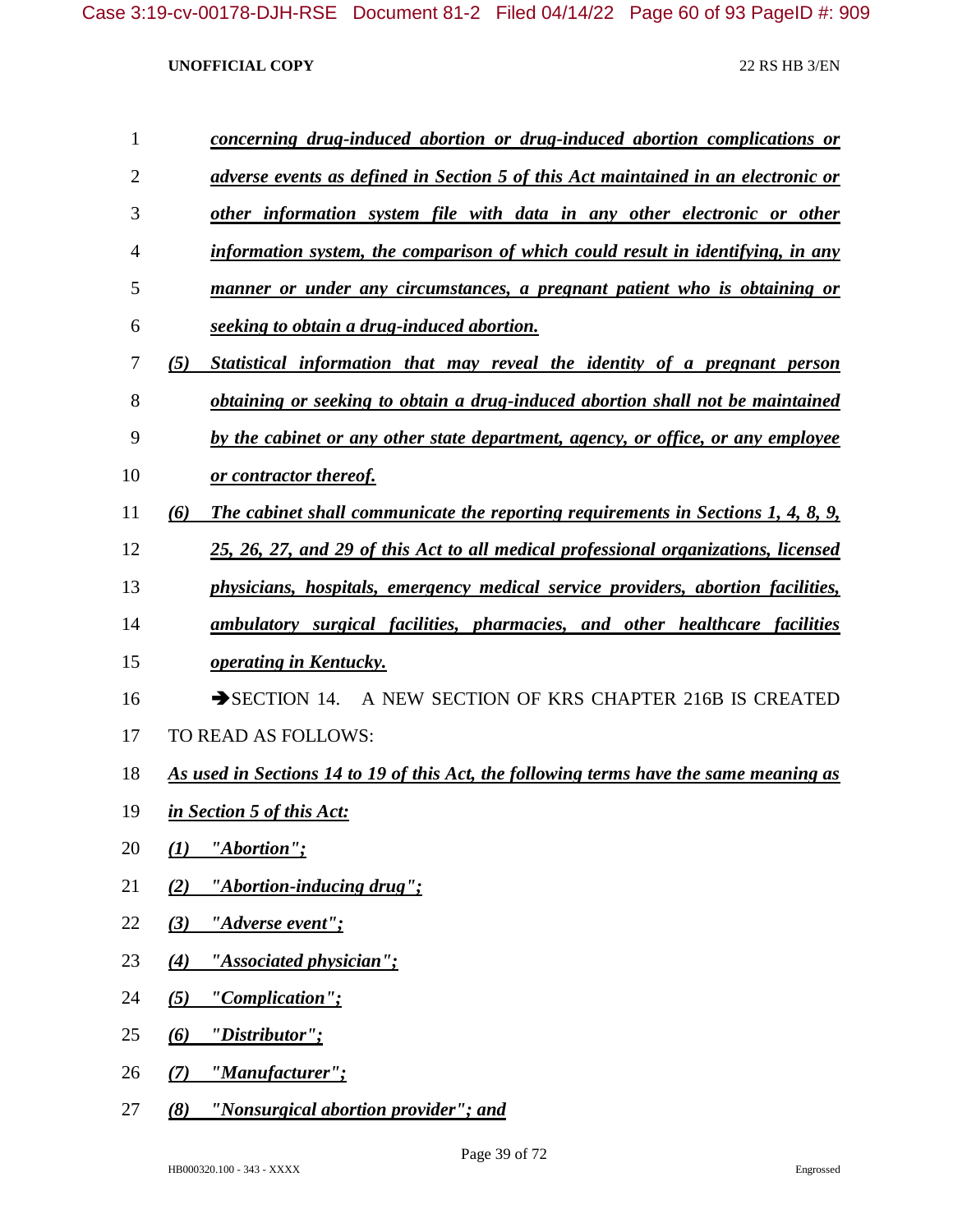*concerning drug-induced abortion or drug-induced abortion complications or adverse events as defined in Section 5 of this Act maintained in an electronic or other information system file with data in any other electronic or other information system, the comparison of which could result in identifying, in any manner or under any circumstances, a pregnant patient who is obtaining or seeking to obtain a drug-induced abortion.*

*(5) Statistical information that may reveal the identity of a pregnant person obtaining or seeking to obtain a drug-induced abortion shall not be maintained by the cabinet or any other state department, agency, or office, or any employee or contractor thereof.*

*(6) The cabinet shall communicate the reporting requirements in Sections 1, 4, 8, 9, 25, 26, 27, and 29 of this Act to all medical professional organizations, licensed physicians, hospitals, emergency medical service providers, abortion facilities, ambulatory surgical facilities, pharmacies, and other healthcare facilities operating in Kentucky.*

➔SECTION 14. A NEW SECTION OF KRS CHAPTER 216B IS CREATED TO READ AS FOLLOWS:

*As used in Sections 14 to 19 of this Act, the following terms have the same meaning as in Section 5 of this Act:*

*(1) "Abortion";*

*(2) "Abortion-inducing drug";*

*(3) "Adverse event";*

*(4) "Associated physician";*

*(5) "Complication";*

*(6) "Distributor";*

*(7) "Manufacturer";*

*(8) "Nonsurgical abortion provider"; and*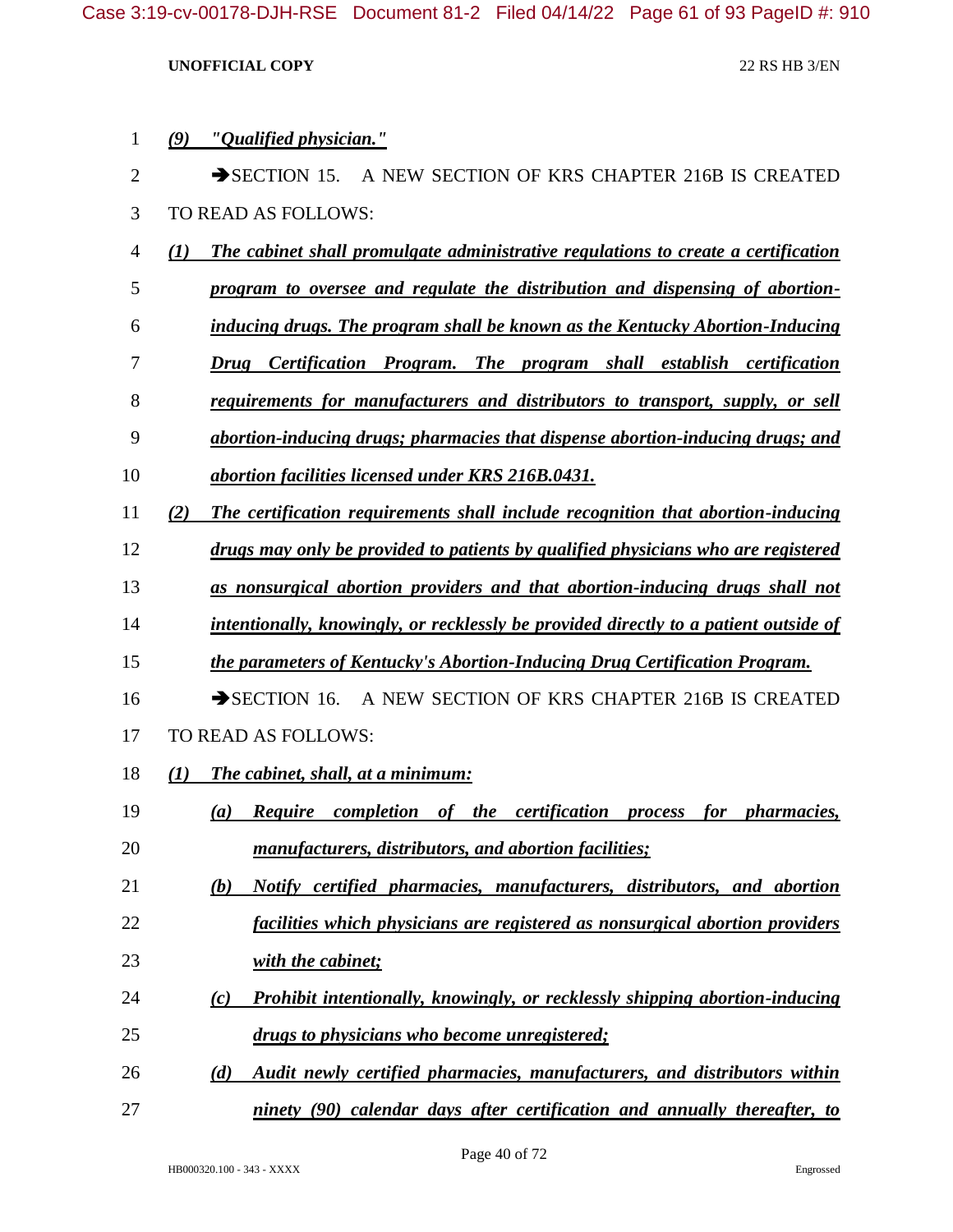*(9) "Qualified physician."*

➔SECTION 15. A NEW SECTION OF KRS CHAPTER 216B IS CREATED TO READ AS FOLLOWS:

*(1) The cabinet shall promulgate administrative regulations to create a certification program to oversee and regulate the distribution and dispensing of abortion-inducing drugs. The program shall be known as the Kentucky Abortion-Inducing Drug Certification Program. The program shall establish certification requirements for manufacturers and distributors to transport, supply, or sell abortion-inducing drugs; pharmacies that dispense abortion-inducing drugs; and abortion facilities licensed under KRS 216B.0431.*

*(2) The certification requirements shall include recognition that abortion-inducing drugs may only be provided to patients by qualified physicians who are registered as nonsurgical abortion providers and that abortion-inducing drugs shall not intentionally, knowingly, or recklessly be provided directly to a patient outside of the parameters of Kentucky's Abortion-Inducing Drug Certification Program.*

➔SECTION 16. A NEW SECTION OF KRS CHAPTER 216B IS CREATED TO READ AS FOLLOWS:

*(1) The cabinet, shall, at a minimum:*

*(a) Require completion of the certification process for pharmacies, manufacturers, distributors, and abortion facilities;*

*(b) Notify certified pharmacies, manufacturers, distributors, and abortion facilities which physicians are registered as nonsurgical abortion providers with the cabinet;*

*(c) Prohibit intentionally, knowingly, or recklessly shipping abortion-inducing drugs to physicians who become unregistered;*

*(d) Audit newly certified pharmacies, manufacturers, and distributors within ninety (90) calendar days after certification and annually thereafter, to*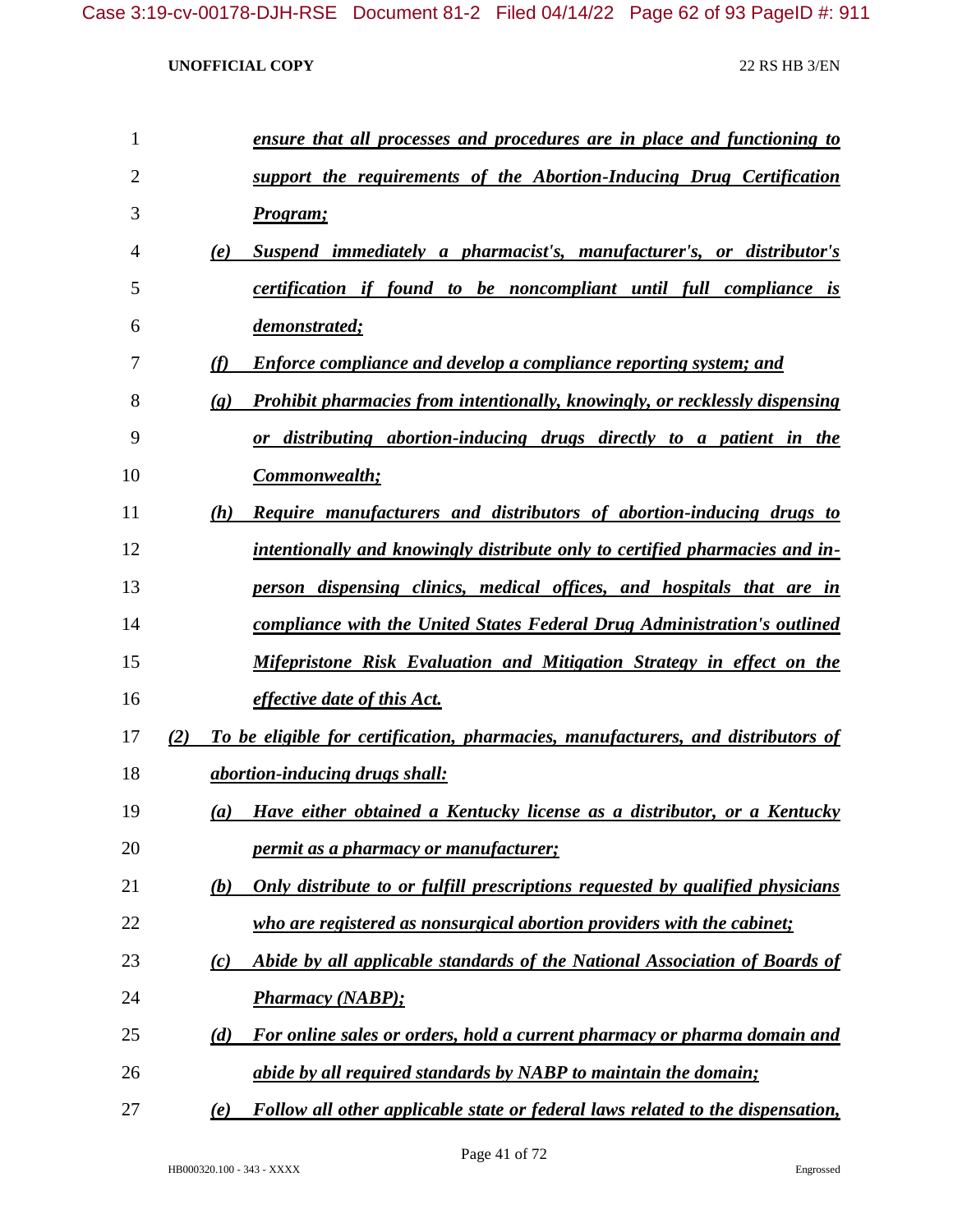*__ensure that all processes and procedures are in place and functioning to support the requirements of the Abortion-Inducing Drug Certification Program;__*

*__(e) Suspend immediately a pharmacist's, manufacturer's, or distributor's certification if found to be noncompliant until full compliance is demonstrated;__*

*__(f) Enforce compliance and develop a compliance reporting system; and__*

*__(g) Prohibit pharmacies from intentionally, knowingly, or recklessly dispensing or distributing abortion-inducing drugs directly to a patient in the Commonwealth;__*

*__(h) Require manufacturers and distributors of abortion-inducing drugs to intentionally and knowingly distribute only to certified pharmacies and in-person dispensing clinics, medical offices, and hospitals that are in compliance with the United States Federal Drug Administration's outlined Mifepristone Risk Evaluation and Mitigation Strategy in effect on the effective date of this Act.__*

*__(2) To be eligible for certification, pharmacies, manufacturers, and distributors of abortion-inducing drugs shall:__*

*__(a) Have either obtained a Kentucky license as a distributor, or a Kentucky permit as a pharmacy or manufacturer;__*

*__(b) Only distribute to or fulfill prescriptions requested by qualified physicians who are registered as nonsurgical abortion providers with the cabinet;__*

*__(c) Abide by all applicable standards of the National Association of Boards of Pharmacy (NABP);__*

*__(d) For online sales or orders, hold a current pharmacy or pharma domain and abide by all required standards by NABP to maintain the domain;__*

*__(e) Follow all other applicable state or federal laws related to the dispensation,__*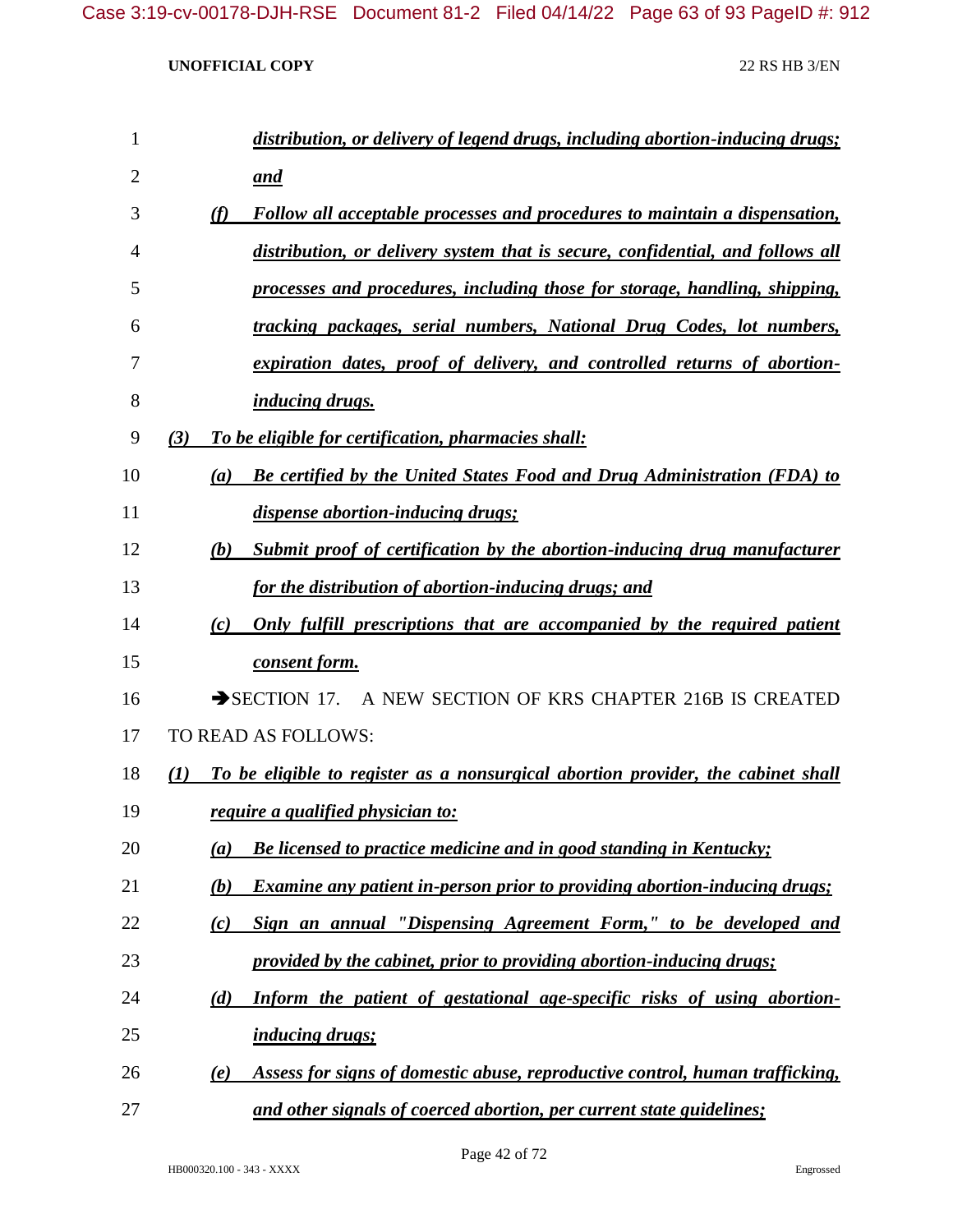*distribution, or delivery of legend drugs, including abortion-inducing drugs; and*

*(f) Follow all acceptable processes and procedures to maintain a dispensation, distribution, or delivery system that is secure, confidential, and follows all processes and procedures, including those for storage, handling, shipping, tracking packages, serial numbers, National Drug Codes, lot numbers, expiration dates, proof of delivery, and controlled returns of abortion-inducing drugs.*

*(3) To be eligible for certification, pharmacies shall:*

*(a) Be certified by the United States Food and Drug Administration (FDA) to dispense abortion-inducing drugs;*

*(b) Submit proof of certification by the abortion-inducing drug manufacturer for the distribution of abortion-inducing drugs; and*

*(c) Only fulfill prescriptions that are accompanied by the required patient consent form.*

➔SECTION 17. A NEW SECTION OF KRS CHAPTER 216B IS CREATED TO READ AS FOLLOWS:

*(1) To be eligible to register as a nonsurgical abortion provider, the cabinet shall require a qualified physician to:*

*(a) Be licensed to practice medicine and in good standing in Kentucky;*

*(b) Examine any patient in-person prior to providing abortion-inducing drugs;*

*(c) Sign an annual "Dispensing Agreement Form," to be developed and provided by the cabinet, prior to providing abortion-inducing drugs;*

*(d) Inform the patient of gestational age-specific risks of using abortion-inducing drugs;*

*(e) Assess for signs of domestic abuse, reproductive control, human trafficking, and other signals of coerced abortion, per current state guidelines;*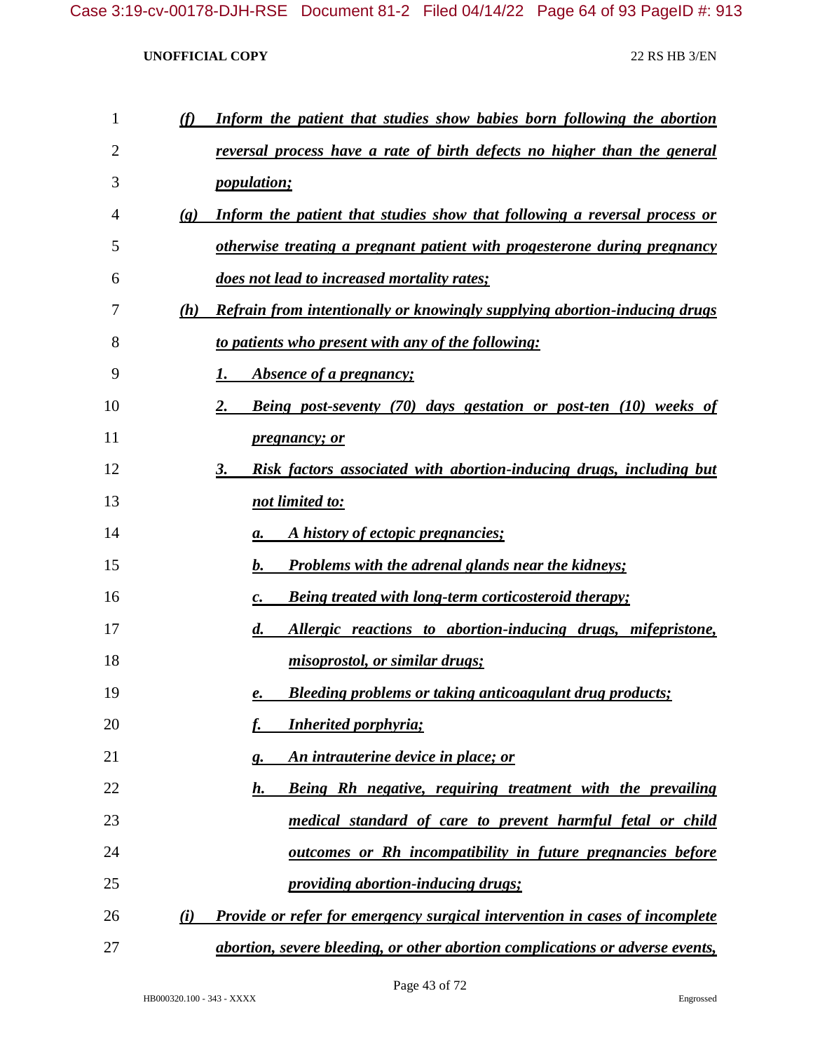*(f) Inform the patient that studies show babies born following the abortion reversal process have a rate of birth defects no higher than the general population;*

*(g) Inform the patient that studies show that following a reversal process or otherwise treating a pregnant patient with progesterone during pregnancy does not lead to increased mortality rates;*

*(h) Refrain from intentionally or knowingly supplying abortion-inducing drugs to patients who present with any of the following:*

*1. Absence of a pregnancy;*

*2. Being post-seventy (70) days gestation or post-ten (10) weeks of pregnancy; or*

*3. Risk factors associated with abortion-inducing drugs, including but not limited to:*

*a. A history of ectopic pregnancies;*

*b. Problems with the adrenal glands near the kidneys;*

*c. Being treated with long-term corticosteroid therapy;*

*d. Allergic reactions to abortion-inducing drugs, mifepristone, misoprostol, or similar drugs;*

*e. Bleeding problems or taking anticoagulant drug products;*

*f. Inherited porphyria;*

*g. An intrauterine device in place; or*

*h. Being Rh negative, requiring treatment with the prevailing medical standard of care to prevent harmful fetal or child outcomes or Rh incompatibility in future pregnancies before providing abortion-inducing drugs;*

*(i) Provide or refer for emergency surgical intervention in cases of incomplete abortion, severe bleeding, or other abortion complications or adverse events,*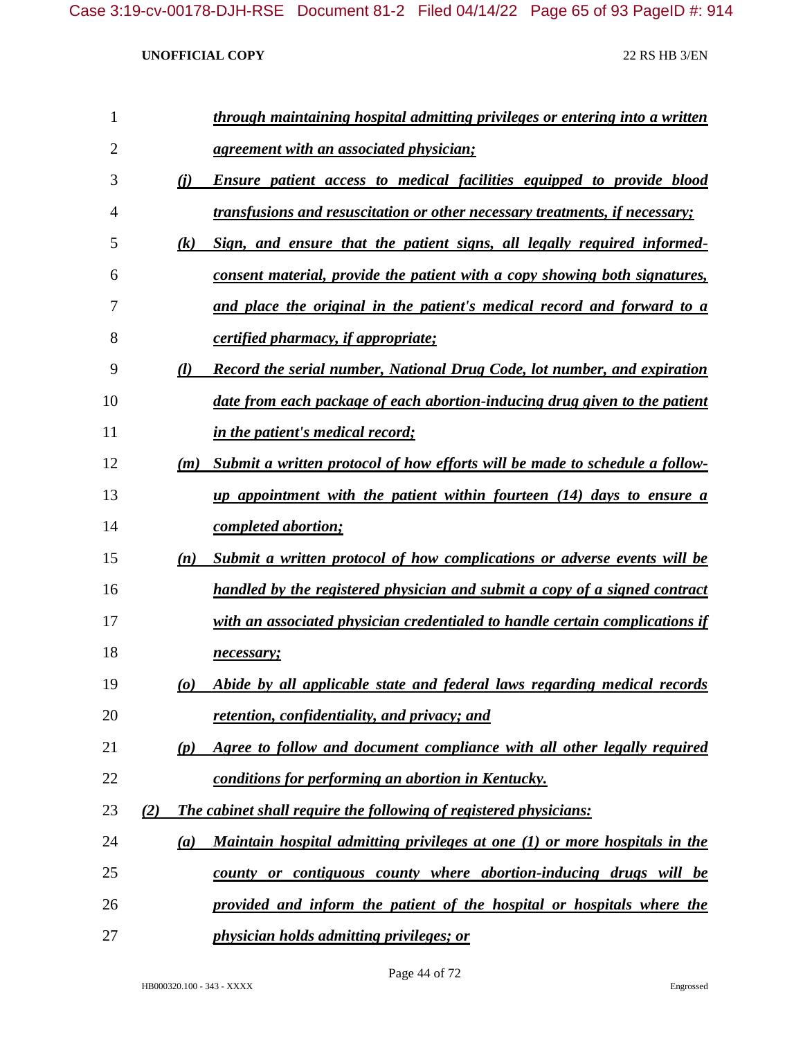*through maintaining hospital admitting privileges or entering into a written agreement with an associated physician;*

*(j) Ensure patient access to medical facilities equipped to provide blood transfusions and resuscitation or other necessary treatments, if necessary;*

*(k) Sign, and ensure that the patient signs, all legally required informed-consent material, provide the patient with a copy showing both signatures, and place the original in the patient's medical record and forward to a certified pharmacy, if appropriate;*

*(l) Record the serial number, National Drug Code, lot number, and expiration date from each package of each abortion-inducing drug given to the patient in the patient's medical record;*

*(m) Submit a written protocol of how efforts will be made to schedule a follow-up appointment with the patient within fourteen (14) days to ensure a completed abortion;*

*(n) Submit a written protocol of how complications or adverse events will be handled by the registered physician and submit a copy of a signed contract with an associated physician credentialed to handle certain complications if necessary;*

*(o) Abide by all applicable state and federal laws regarding medical records retention, confidentiality, and privacy; and*

*(p) Agree to follow and document compliance with all other legally required conditions for performing an abortion in Kentucky.*

*(2) The cabinet shall require the following of registered physicians:*

*(a) Maintain hospital admitting privileges at one (1) or more hospitals in the county or contiguous county where abortion-inducing drugs will be provided and inform the patient of the hospital or hospitals where the physician holds admitting privileges; or*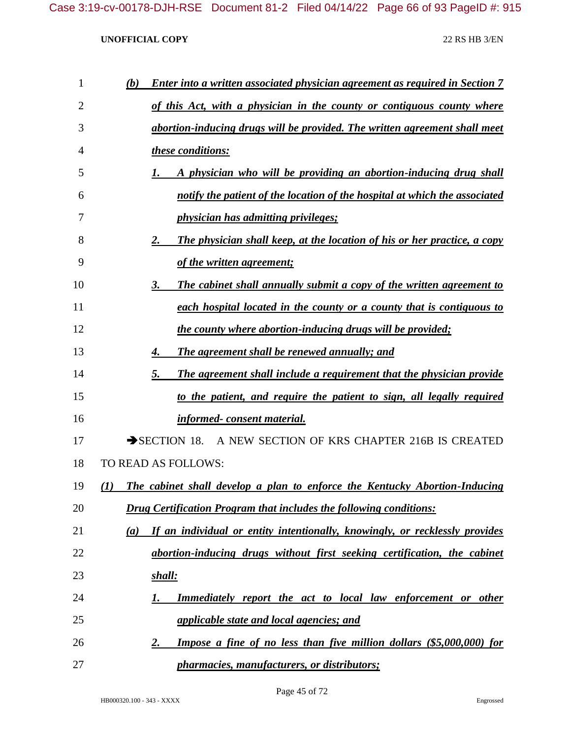***(b) Enter into a written associated physician agreement as required in Section 7 of this Act, with a physician in the county or contiguous county where abortion-inducing drugs will be provided. The written agreement shall meet these conditions:***

***1. A physician who will be providing an abortion-inducing drug shall notify the patient of the location of the hospital at which the associated physician has admitting privileges;***

***2. The physician shall keep, at the location of his or her practice, a copy of the written agreement;***

***3. The cabinet shall annually submit a copy of the written agreement to each hospital located in the county or a county that is contiguous to the county where abortion-inducing drugs will be provided;***

***4. The agreement shall be renewed annually; and***

***5. The agreement shall include a requirement that the physician provide to the patient, and require the patient to sign, all legally required informed- consent material.***

➔SECTION 18. A NEW SECTION OF KRS CHAPTER 216B IS CREATED TO READ AS FOLLOWS:

***(1) The cabinet shall develop a plan to enforce the Kentucky Abortion-Inducing Drug Certification Program that includes the following conditions:***

***(a) If an individual or entity intentionally, knowingly, or recklessly provides abortion-inducing drugs without first seeking certification, the cabinet shall:***

***1. Immediately report the act to local law enforcement or other applicable state and local agencies; and***

***2. Impose a fine of no less than five million dollars ($5,000,000) for pharmacies, manufacturers, or distributors;***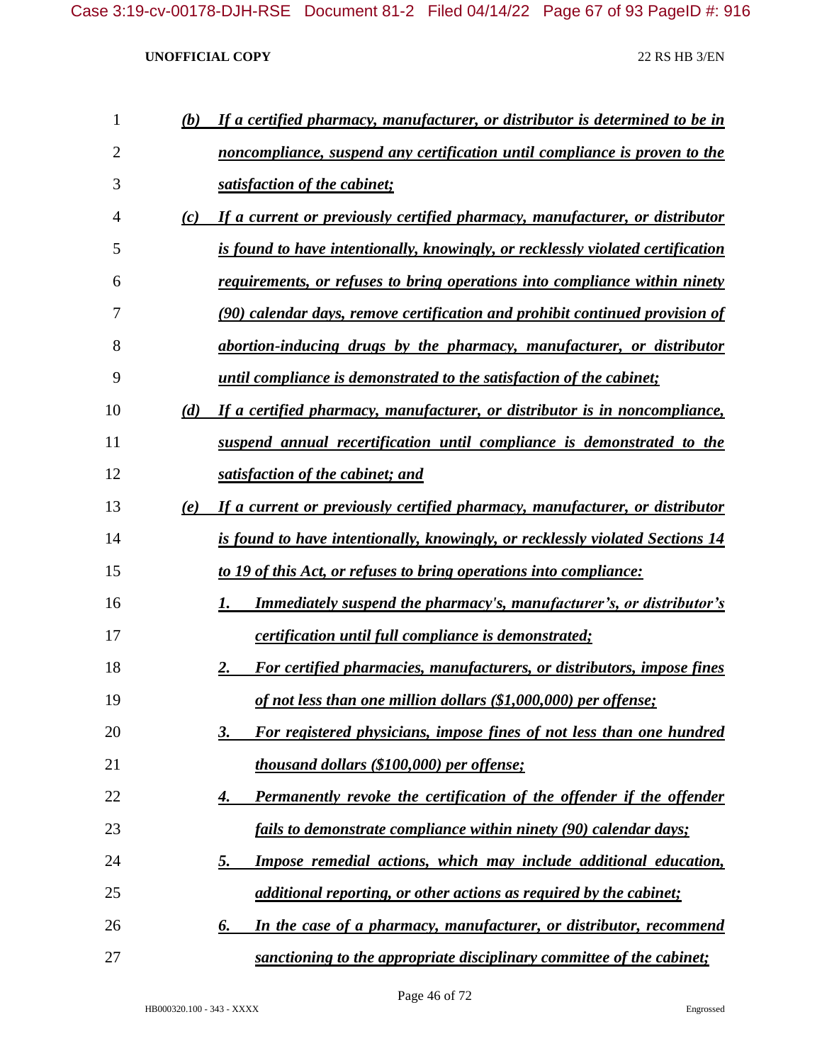*(b) If a certified pharmacy, manufacturer, or distributor is determined to be in noncompliance, suspend any certification until compliance is proven to the satisfaction of the cabinet;*

*(c) If a current or previously certified pharmacy, manufacturer, or distributor is found to have intentionally, knowingly, or recklessly violated certification requirements, or refuses to bring operations into compliance within ninety (90) calendar days, remove certification and prohibit continued provision of abortion-inducing drugs by the pharmacy, manufacturer, or distributor until compliance is demonstrated to the satisfaction of the cabinet;*

*(d) If a certified pharmacy, manufacturer, or distributor is in noncompliance, suspend annual recertification until compliance is demonstrated to the satisfaction of the cabinet; and*

*(e) If a current or previously certified pharmacy, manufacturer, or distributor is found to have intentionally, knowingly, or recklessly violated Sections 14 to 19 of this Act, or refuses to bring operations into compliance:*

*1. Immediately suspend the pharmacy's, manufacturer's, or distributor's certification until full compliance is demonstrated;*

*2. For certified pharmacies, manufacturers, or distributors, impose fines of not less than one million dollars ($1,000,000) per offense;*

*3. For registered physicians, impose fines of not less than one hundred thousand dollars ($100,000) per offense;*

*4. Permanently revoke the certification of the offender if the offender fails to demonstrate compliance within ninety (90) calendar days;*

*5. Impose remedial actions, which may include additional education, additional reporting, or other actions as required by the cabinet;*

*6. In the case of a pharmacy, manufacturer, or distributor, recommend sanctioning to the appropriate disciplinary committee of the cabinet;*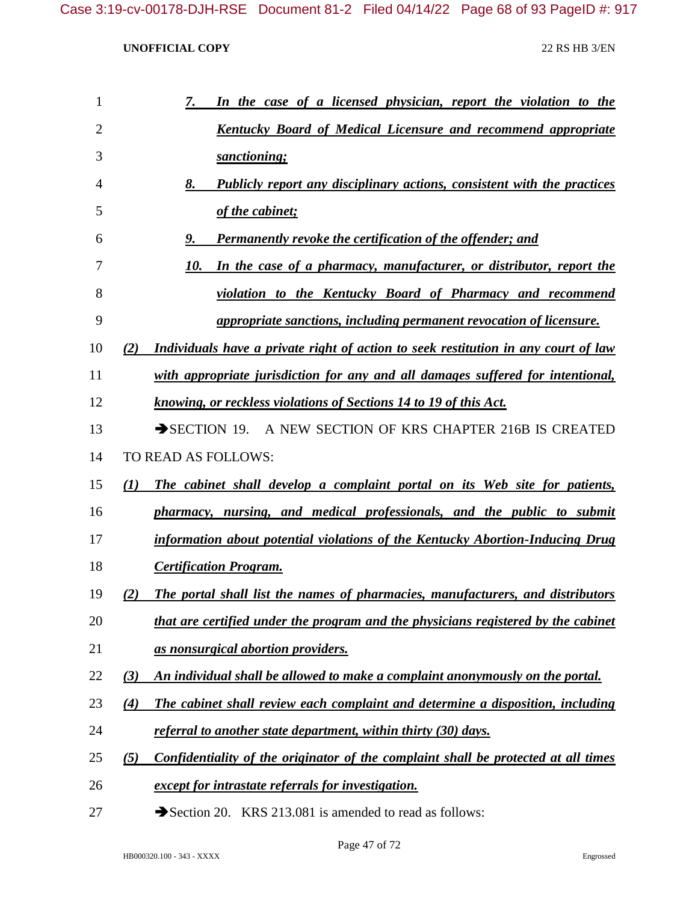7. ***In the case of a licensed physician, report the violation to the Kentucky Board of Medical Licensure and recommend appropriate sanctioning;***

8. ***Publicly report any disciplinary actions, consistent with the practices of the cabinet;***

9. ***Permanently revoke the certification of the offender; and***

10. ***In the case of a pharmacy, manufacturer, or distributor, report the violation to the Kentucky Board of Pharmacy and recommend appropriate sanctions, including permanent revocation of licensure.***

***(2) Individuals have a private right of action to seek restitution in any court of law with appropriate jurisdiction for any and all damages suffered for intentional, knowing, or reckless violations of Sections 14 to 19 of this Act.***

➔SECTION 19. A NEW SECTION OF KRS CHAPTER 216B IS CREATED TO READ AS FOLLOWS:

***(1) The cabinet shall develop a complaint portal on its Web site for patients, pharmacy, nursing, and medical professionals, and the public to submit information about potential violations of the Kentucky Abortion-Inducing Drug Certification Program.***

***(2) The portal shall list the names of pharmacies, manufacturers, and distributors that are certified under the program and the physicians registered by the cabinet as nonsurgical abortion providers.***

***(3) An individual shall be allowed to make a complaint anonymously on the portal.***

***(4) The cabinet shall review each complaint and determine a disposition, including referral to another state department, within thirty (30) days.***

***(5) Confidentiality of the originator of the complaint shall be protected at all times except for intrastate referrals for investigation.***

➔Section 20. KRS 213.081 is amended to read as follows: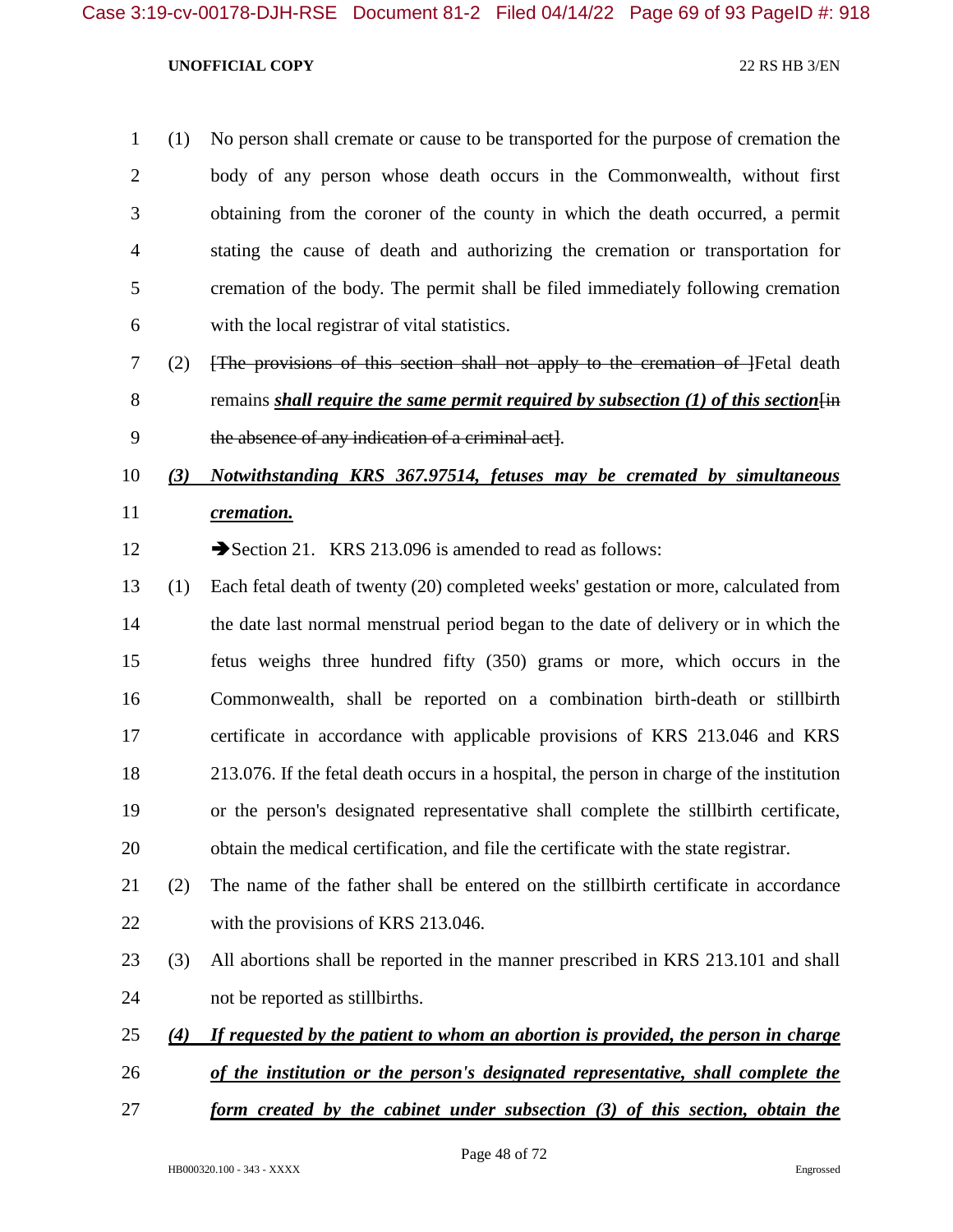(1) No person shall cremate or cause to be transported for the purpose of cremation the body of any person whose death occurs in the Commonwealth, without first obtaining from the coroner of the county in which the death occurred, a permit stating the cause of death and authorizing the cremation or transportation for cremation of the body. The permit shall be filed immediately following cremation with the local registrar of vital statistics.

(2) ~~[The provisions of this section shall not apply to the cremation of ]~~Fetal death remains ***shall require the same permit required by subsection (1) of this section***~~[in the absence of any indication of a criminal act]~~.

***(3) Notwithstanding KRS 367.97514, fetuses may be cremated by simultaneous cremation.***

➔Section 21. KRS 213.096 is amended to read as follows:

(1) Each fetal death of twenty (20) completed weeks' gestation or more, calculated from the date last normal menstrual period began to the date of delivery or in which the fetus weighs three hundred fifty (350) grams or more, which occurs in the Commonwealth, shall be reported on a combination birth-death or stillbirth certificate in accordance with applicable provisions of KRS 213.046 and KRS 213.076. If the fetal death occurs in a hospital, the person in charge of the institution or the person's designated representative shall complete the stillbirth certificate, obtain the medical certification, and file the certificate with the state registrar.

(2) The name of the father shall be entered on the stillbirth certificate in accordance with the provisions of KRS 213.046.

(3) All abortions shall be reported in the manner prescribed in KRS 213.101 and shall not be reported as stillbirths.

***(4) If requested by the patient to whom an abortion is provided, the person in charge of the institution or the person's designated representative, shall complete the form created by the cabinet under subsection (3) of this section, obtain the***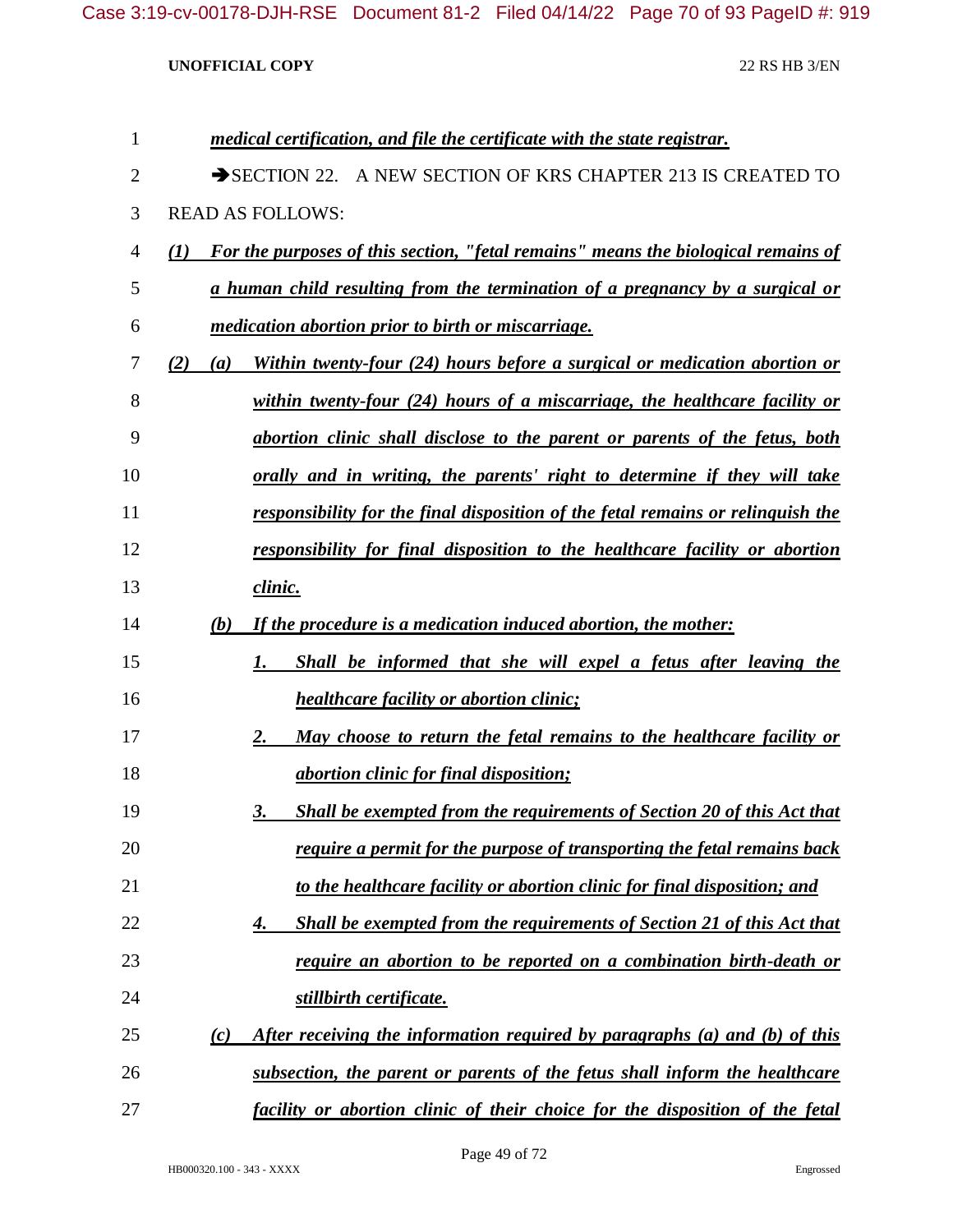***medical certification, and file the certificate with the state registrar.***

➔SECTION 22. A NEW SECTION OF KRS CHAPTER 213 IS CREATED TO READ AS FOLLOWS:

***(1) For the purposes of this section, "fetal remains" means the biological remains of a human child resulting from the termination of a pregnancy by a surgical or medication abortion prior to birth or miscarriage.***

***(2) (a) Within twenty-four (24) hours before a surgical or medication abortion or within twenty-four (24) hours of a miscarriage, the healthcare facility or abortion clinic shall disclose to the parent or parents of the fetus, both orally and in writing, the parents' right to determine if they will take responsibility for the final disposition of the fetal remains or relinquish the responsibility for final disposition to the healthcare facility or abortion clinic.***

***(b) If the procedure is a medication induced abortion, the mother:***

***1. Shall be informed that she will expel a fetus after leaving the healthcare facility or abortion clinic;***

***2. May choose to return the fetal remains to the healthcare facility or abortion clinic for final disposition;***

***3. Shall be exempted from the requirements of Section 20 of this Act that require a permit for the purpose of transporting the fetal remains back to the healthcare facility or abortion clinic for final disposition; and***

***4. Shall be exempted from the requirements of Section 21 of this Act that require an abortion to be reported on a combination birth-death or stillbirth certificate.***

***(c) After receiving the information required by paragraphs (a) and (b) of this subsection, the parent or parents of the fetus shall inform the healthcare facility or abortion clinic of their choice for the disposition of the fetal***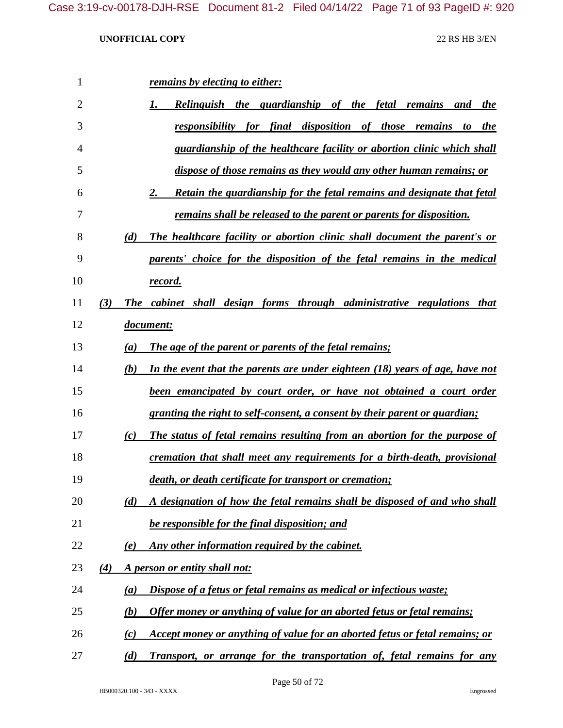*remains by electing to either:*

1. *Relinquish the guardianship of the fetal remains and the responsibility for final disposition of those remains to the guardianship of the healthcare facility or abortion clinic which shall dispose of those remains as they would any other human remains; or*
2. *Retain the guardianship for the fetal remains and designate that fetal remains shall be released to the parent or parents for disposition.*

*(d) The healthcare facility or abortion clinic shall document the parent's or parents' choice for the disposition of the fetal remains in the medical record.*

*(3) The cabinet shall design forms through administrative regulations that document:*

*(a) The age of the parent or parents of the fetal remains;*

*(b) In the event that the parents are under eighteen (18) years of age, have not been emancipated by court order, or have not obtained a court order granting the right to self-consent, a consent by their parent or guardian;*

*(c) The status of fetal remains resulting from an abortion for the purpose of cremation that shall meet any requirements for a birth-death, provisional death, or death certificate for transport or cremation;*

*(d) A designation of how the fetal remains shall be disposed of and who shall be responsible for the final disposition; and*

*(e) Any other information required by the cabinet.*

*(4) A person or entity shall not:*

*(a) Dispose of a fetus or fetal remains as medical or infectious waste;*

*(b) Offer money or anything of value for an aborted fetus or fetal remains;*

*(c) Accept money or anything of value for an aborted fetus or fetal remains; or*

*(d) Transport, or arrange for the transportation of, fetal remains for any*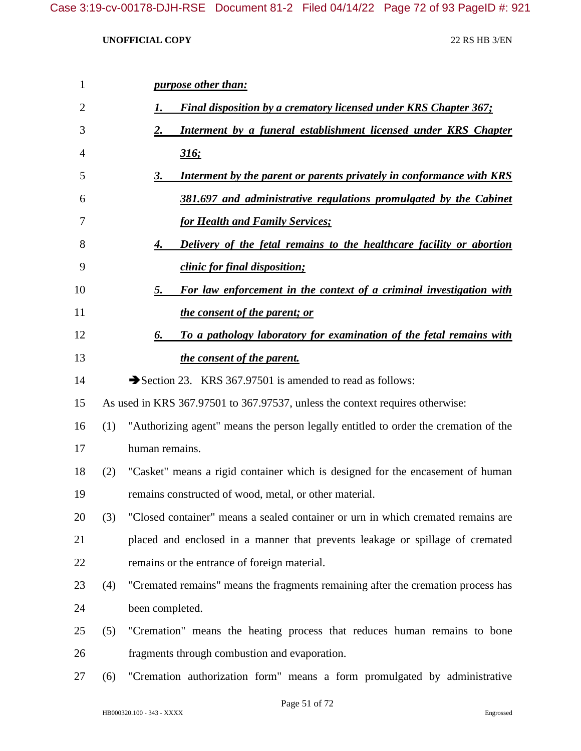***purpose other than:***

1. ***Final disposition by a crematory licensed under KRS Chapter 367;***
2. ***Interment by a funeral establishment licensed under KRS Chapter 316;***
3. ***Interment by the parent or parents privately in conformance with KRS 381.697 and administrative regulations promulgated by the Cabinet for Health and Family Services;***
4. ***Delivery of the fetal remains to the healthcare facility or abortion clinic for final disposition;***
5. ***For law enforcement in the context of a criminal investigation with the consent of the parent; or***
6. ***To a pathology laboratory for examination of the fetal remains with the consent of the parent.***

➔Section 23. KRS 367.97501 is amended to read as follows:

As used in KRS 367.97501 to 367.97537, unless the context requires otherwise:

(1) "Authorizing agent" means the person legally entitled to order the cremation of the human remains.

(2) "Casket" means a rigid container which is designed for the encasement of human remains constructed of wood, metal, or other material.

(3) "Closed container" means a sealed container or urn in which cremated remains are placed and enclosed in a manner that prevents leakage or spillage of cremated remains or the entrance of foreign material.

(4) "Cremated remains" means the fragments remaining after the cremation process has been completed.

(5) "Cremation" means the heating process that reduces human remains to bone fragments through combustion and evaporation.

(6) "Cremation authorization form" means a form promulgated by administrative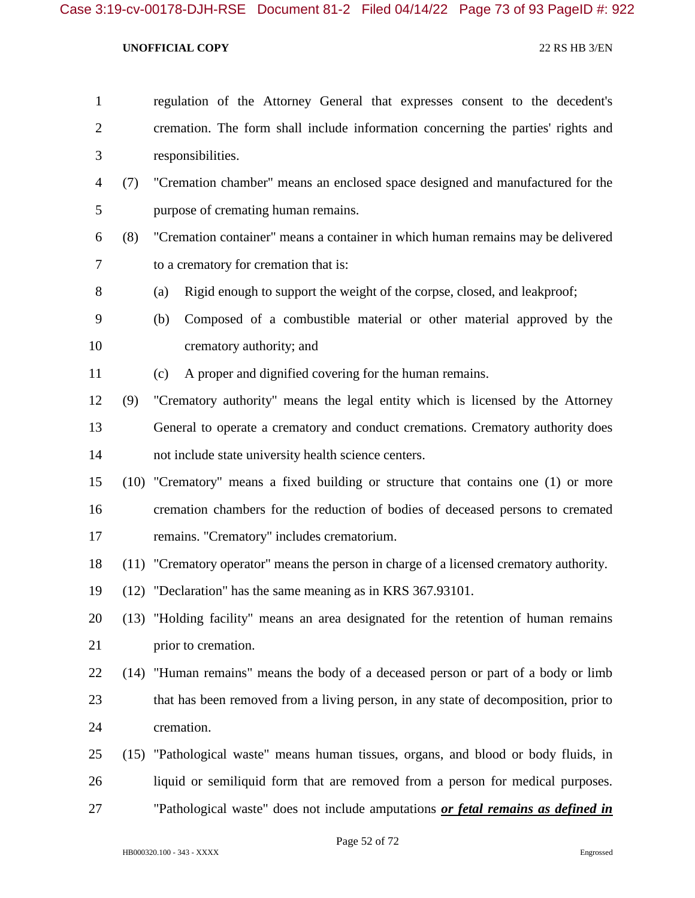regulation of the Attorney General that expresses consent to the decedent's cremation. The form shall include information concerning the parties' rights and responsibilities.

(7) "Cremation chamber" means an enclosed space designed and manufactured for the purpose of cremating human remains.

(8) "Cremation container" means a container in which human remains may be delivered to a crematory for cremation that is:

(a) Rigid enough to support the weight of the corpse, closed, and leakproof;

(b) Composed of a combustible material or other material approved by the crematory authority; and

(c) A proper and dignified covering for the human remains.

(9) "Crematory authority" means the legal entity which is licensed by the Attorney General to operate a crematory and conduct cremations. Crematory authority does not include state university health science centers.

(10) "Crematory" means a fixed building or structure that contains one (1) or more cremation chambers for the reduction of bodies of deceased persons to cremated remains. "Crematory" includes crematorium.

(11) "Crematory operator" means the person in charge of a licensed crematory authority.

(12) "Declaration" has the same meaning as in KRS 367.93101.

(13) "Holding facility" means an area designated for the retention of human remains prior to cremation.

(14) "Human remains" means the body of a deceased person or part of a body or limb that has been removed from a living person, in any state of decomposition, prior to cremation.

(15) "Pathological waste" means human tissues, organs, and blood or body fluids, in liquid or semiliquid form that are removed from a person for medical purposes. "Pathological waste" does not include amputations ***or fetal remains as defined in***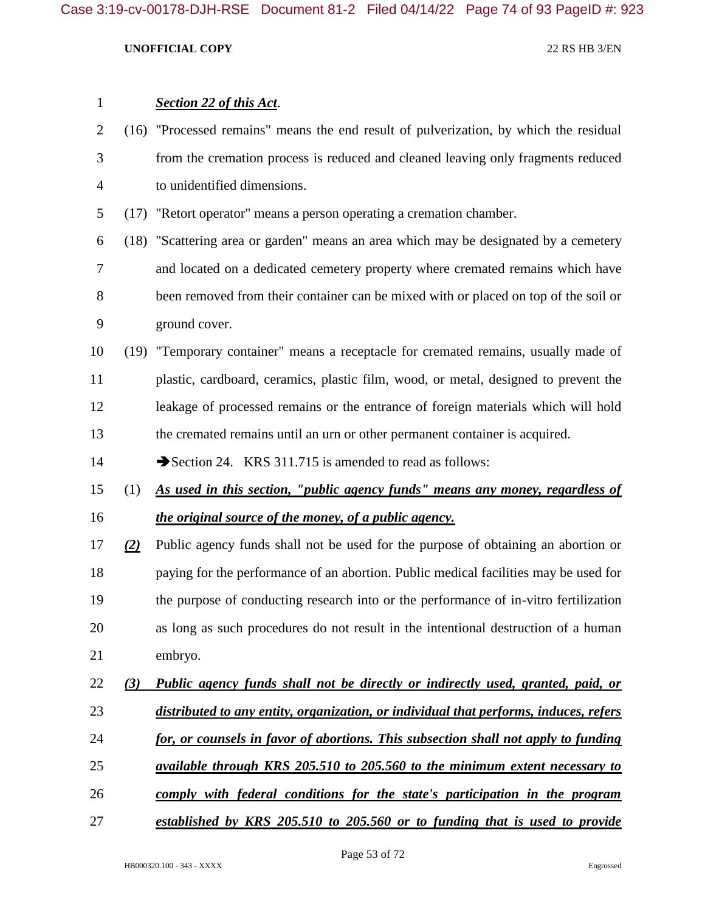***Section 22 of this Act***.

(16) "Processed remains" means the end result of pulverization, by which the residual from the cremation process is reduced and cleaned leaving only fragments reduced to unidentified dimensions.

(17) "Retort operator" means a person operating a cremation chamber.

(18) "Scattering area or garden" means an area which may be designated by a cemetery and located on a dedicated cemetery property where cremated remains which have been removed from their container can be mixed with or placed on top of the soil or ground cover.

(19) "Temporary container" means a receptacle for cremated remains, usually made of plastic, cardboard, ceramics, plastic film, wood, or metal, designed to prevent the leakage of processed remains or the entrance of foreign materials which will hold the cremated remains until an urn or other permanent container is acquired.

➔Section 24. KRS 311.715 is amended to read as follows:

(1) ***As used in this section, "public agency funds" means any money, regardless of the original source of the money, of a public agency.***

***(2)*** Public agency funds shall not be used for the purpose of obtaining an abortion or paying for the performance of an abortion. Public medical facilities may be used for the purpose of conducting research into or the performance of in-vitro fertilization as long as such procedures do not result in the intentional destruction of a human embryo.

***(3) Public agency funds shall not be directly or indirectly used, granted, paid, or distributed to any entity, organization, or individual that performs, induces, refers for, or counsels in favor of abortions. This subsection shall not apply to funding available through KRS 205.510 to 205.560 to the minimum extent necessary to comply with federal conditions for the state's participation in the program established by KRS 205.510 to 205.560 or to funding that is used to provide***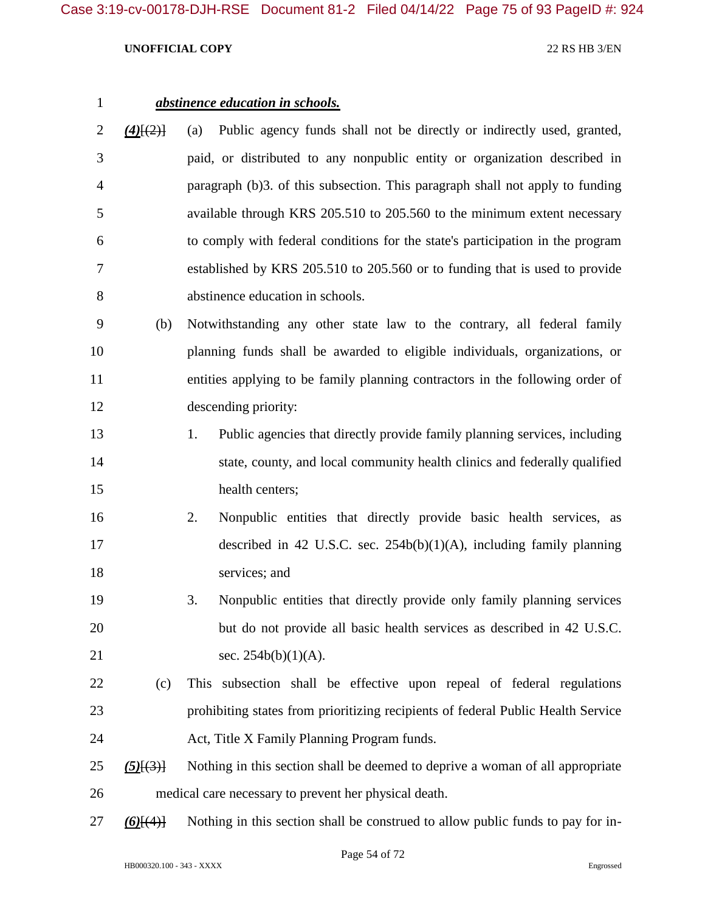***abstinence education in schools.***

***(4)***[(2)] (a) Public agency funds shall not be directly or indirectly used, granted, paid, or distributed to any nonpublic entity or organization described in paragraph (b)3. of this subsection. This paragraph shall not apply to funding available through KRS 205.510 to 205.560 to the minimum extent necessary to comply with federal conditions for the state's participation in the program established by KRS 205.510 to 205.560 or to funding that is used to provide abstinence education in schools.

(b) Notwithstanding any other state law to the contrary, all federal family planning funds shall be awarded to eligible individuals, organizations, or entities applying to be family planning contractors in the following order of descending priority:

1. Public agencies that directly provide family planning services, including state, county, and local community health clinics and federally qualified health centers;
2. Nonpublic entities that directly provide basic health services, as described in 42 U.S.C. sec. 254b(b)(1)(A), including family planning services; and
3. Nonpublic entities that directly provide only family planning services but do not provide all basic health services as described in 42 U.S.C. sec. 254b(b)(1)(A).

(c) This subsection shall be effective upon repeal of federal regulations prohibiting states from prioritizing recipients of federal Public Health Service Act, Title X Family Planning Program funds.

***(5)***[(3)] Nothing in this section shall be deemed to deprive a woman of all appropriate medical care necessary to prevent her physical death.

***(6)***[(4)] Nothing in this section shall be construed to allow public funds to pay for in-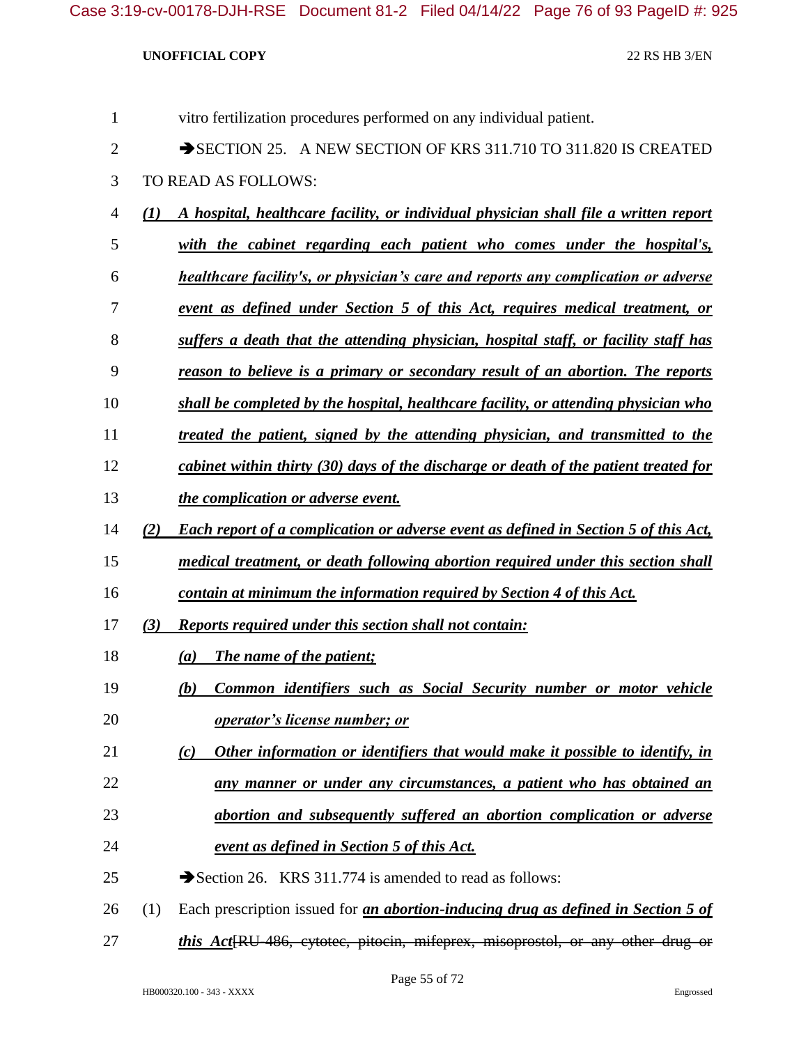vitro fertilization procedures performed on any individual patient.

➔SECTION 25. A NEW SECTION OF KRS 311.710 TO 311.820 IS CREATED TO READ AS FOLLOWS:

***(1) A hospital, healthcare facility, or individual physician shall file a written report with the cabinet regarding each patient who comes under the hospital's, healthcare facility's, or physician's care and reports any complication or adverse event as defined under Section 5 of this Act, requires medical treatment, or suffers a death that the attending physician, hospital staff, or facility staff has reason to believe is a primary or secondary result of an abortion. The reports shall be completed by the hospital, healthcare facility, or attending physician who treated the patient, signed by the attending physician, and transmitted to the cabinet within thirty (30) days of the discharge or death of the patient treated for the complication or adverse event.***

***(2) Each report of a complication or adverse event as defined in Section 5 of this Act, medical treatment, or death following abortion required under this section shall contain at minimum the information required by Section 4 of this Act.***

***(3) Reports required under this section shall not contain:***

***(a) The name of the patient;***

***(b) Common identifiers such as Social Security number or motor vehicle operator's license number; or***

***(c) Other information or identifiers that would make it possible to identify, in any manner or under any circumstances, a patient who has obtained an abortion and subsequently suffered an abortion complication or adverse event as defined in Section 5 of this Act.***

➔Section 26. KRS 311.774 is amended to read as follows:

(1) Each prescription issued for ***an abortion-inducing drug as defined in Section 5 of this Act***[~~RU-486, cytotec, pitocin, mifeprex, misoprostol, or any other drug or~~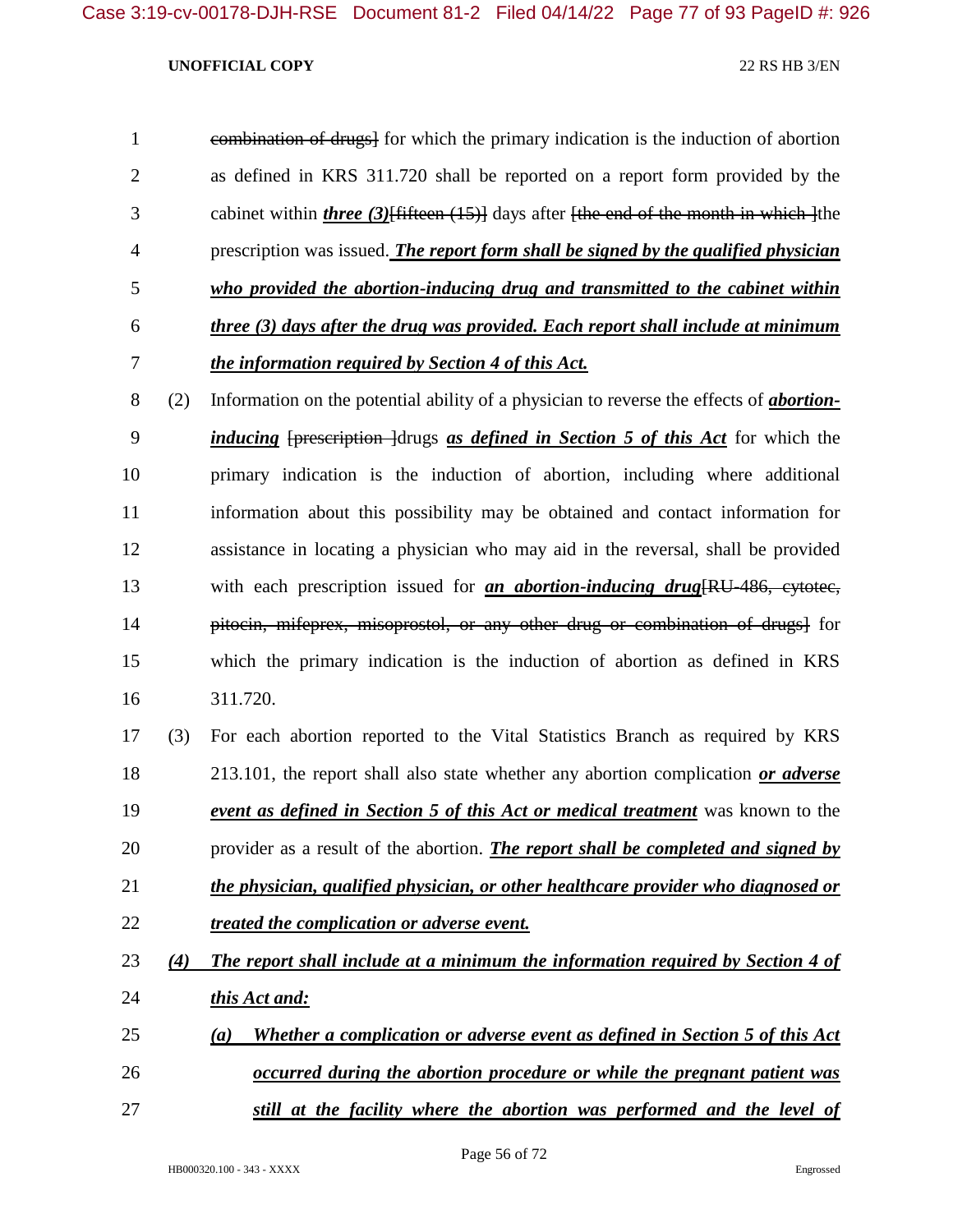~~combination of drugs]~~ for which the primary indication is the induction of abortion as defined in KRS 311.720 shall be reported on a report form provided by the cabinet within ***three (3)***~~[fifteen (15)]~~ days after ~~[the end of the month in which ]~~the prescription was issued. ***The report form shall be signed by the qualified physician who provided the abortion-inducing drug and transmitted to the cabinet within three (3) days after the drug was provided. Each report shall include at minimum the information required by Section 4 of this Act.***

(2) Information on the potential ability of a physician to reverse the effects of ***abortion-inducing*** ~~[prescription ]~~drugs ***as defined in Section 5 of this Act*** for which the primary indication is the induction of abortion, including where additional information about this possibility may be obtained and contact information for assistance in locating a physician who may aid in the reversal, shall be provided with each prescription issued for ***an abortion-inducing drug***~~[RU-486, cytotec, pitocin, mifeprex, misoprostol, or any other drug or combination of drugs]~~ for which the primary indication is the induction of abortion as defined in KRS 311.720.

(3) For each abortion reported to the Vital Statistics Branch as required by KRS 213.101, the report shall also state whether any abortion complication ***or adverse event as defined in Section 5 of this Act or medical treatment*** was known to the provider as a result of the abortion. ***The report shall be completed and signed by the physician, qualified physician, or other healthcare provider who diagnosed or treated the complication or adverse event.***

***(4) The report shall include at a minimum the information required by Section 4 of this Act and:***

***(a) Whether a complication or adverse event as defined in Section 5 of this Act occurred during the abortion procedure or while the pregnant patient was still at the facility where the abortion was performed and the level of***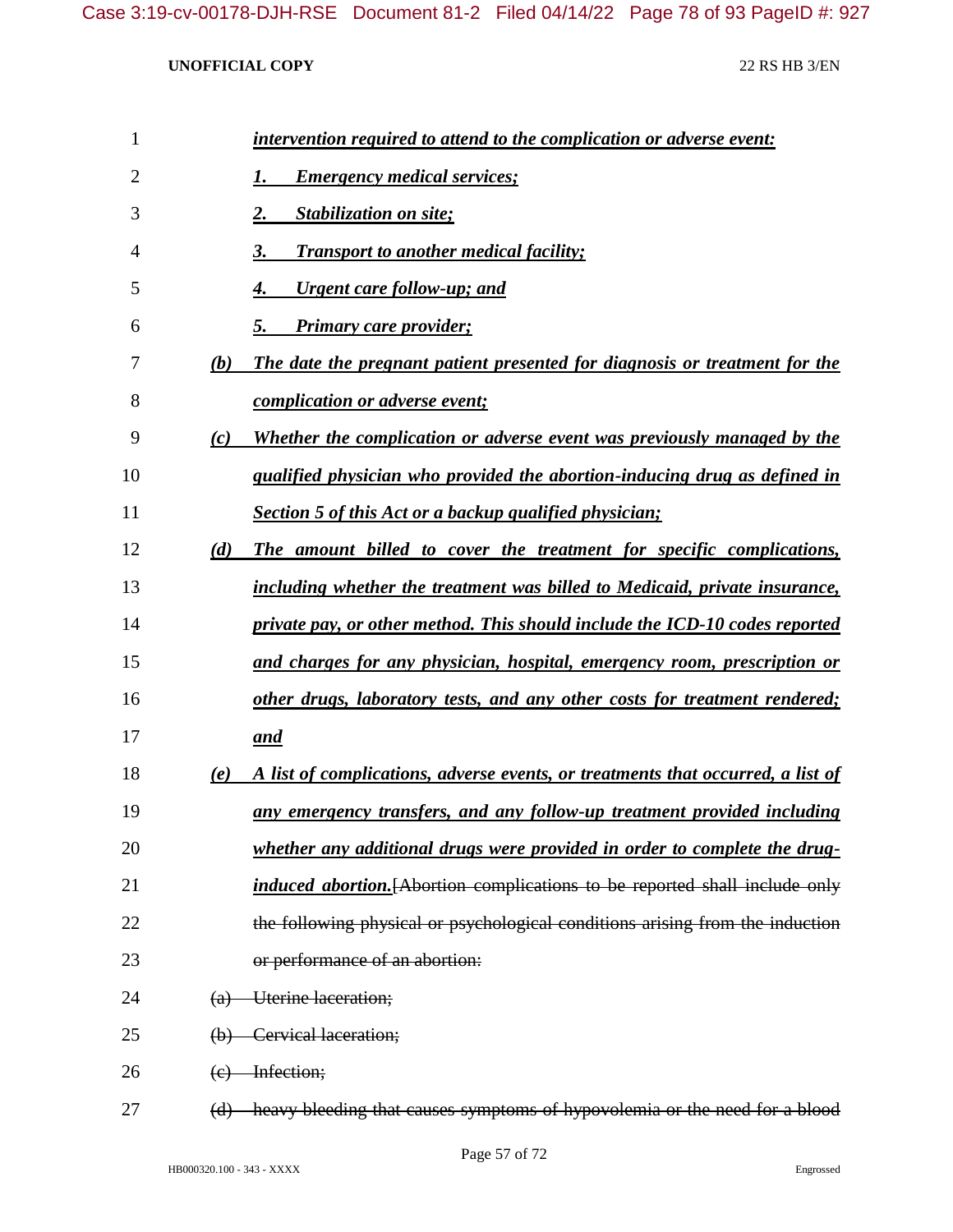*intervention required to attend to the complication or adverse event:*

*1. Emergency medical services;*

*2. Stabilization on site;*

*3. Transport to another medical facility;*

*4. Urgent care follow-up; and*

*5. Primary care provider;*

*(b) The date the pregnant patient presented for diagnosis or treatment for the complication or adverse event;*

*(c) Whether the complication or adverse event was previously managed by the qualified physician who provided the abortion-inducing drug as defined in Section 5 of this Act or a backup qualified physician;*

*(d) The amount billed to cover the treatment for specific complications, including whether the treatment was billed to Medicaid, private insurance, private pay, or other method. This should include the ICD-10 codes reported and charges for any physician, hospital, emergency room, prescription or other drugs, laboratory tests, and any other costs for treatment rendered; and*

*(e) A list of complications, adverse events, or treatments that occurred, a list of any emergency transfers, and any follow-up treatment provided including whether any additional drugs were provided in order to complete the drug-induced abortion.*~~[Abortion complications to be reported shall include only the following physical or psychological conditions arising from the induction or performance of an abortion:~~

~~(a) Uterine laceration;~~

~~(b) Cervical laceration;~~

~~(c) Infection;~~

~~(d) heavy bleeding that causes symptoms of hypovolemia or the need for a blood~~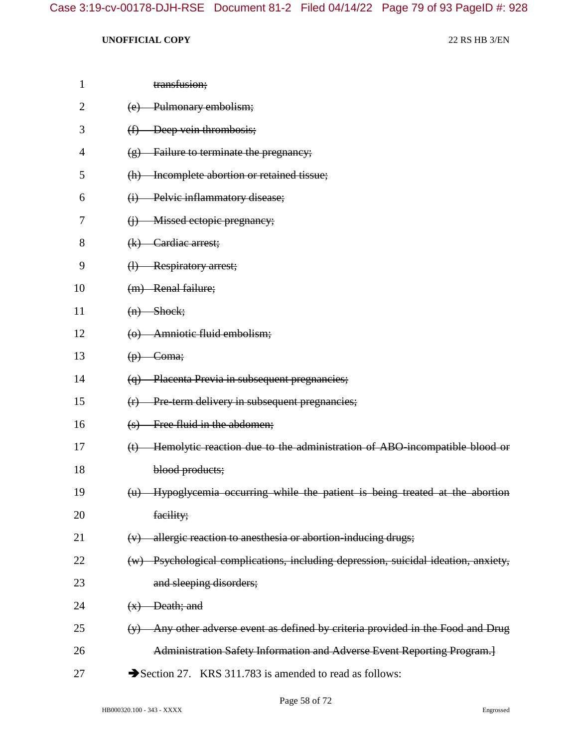~~transfusion;~~

~~(e) Pulmonary embolism;~~

~~(f) Deep vein thrombosis;~~

~~(g) Failure to terminate the pregnancy;~~

~~(h) Incomplete abortion or retained tissue;~~

~~(i) Pelvic inflammatory disease;~~

~~(j) Missed ectopic pregnancy;~~

~~(k) Cardiac arrest;~~

~~(l) Respiratory arrest;~~

~~(m) Renal failure;~~

~~(n) Shock;~~

~~(o) Amniotic fluid embolism;~~

~~(p) Coma;~~

~~(q) Placenta Previa in subsequent pregnancies;~~

~~(r) Pre-term delivery in subsequent pregnancies;~~

~~(s) Free fluid in the abdomen;~~

~~(t) Hemolytic reaction due to the administration of ABO-incompatible blood or blood products;~~

~~(u) Hypoglycemia occurring while the patient is being treated at the abortion facility;~~

~~(v) allergic reaction to anesthesia or abortion-inducing drugs;~~

~~(w) Psychological complications, including depression, suicidal ideation, anxiety, and sleeping disorders;~~

~~(x) Death; and~~

~~(y) Any other adverse event as defined by criteria provided in the Food and Drug Administration Safety Information and Adverse Event Reporting Program.]~~

➔Section 27. KRS 311.783 is amended to read as follows: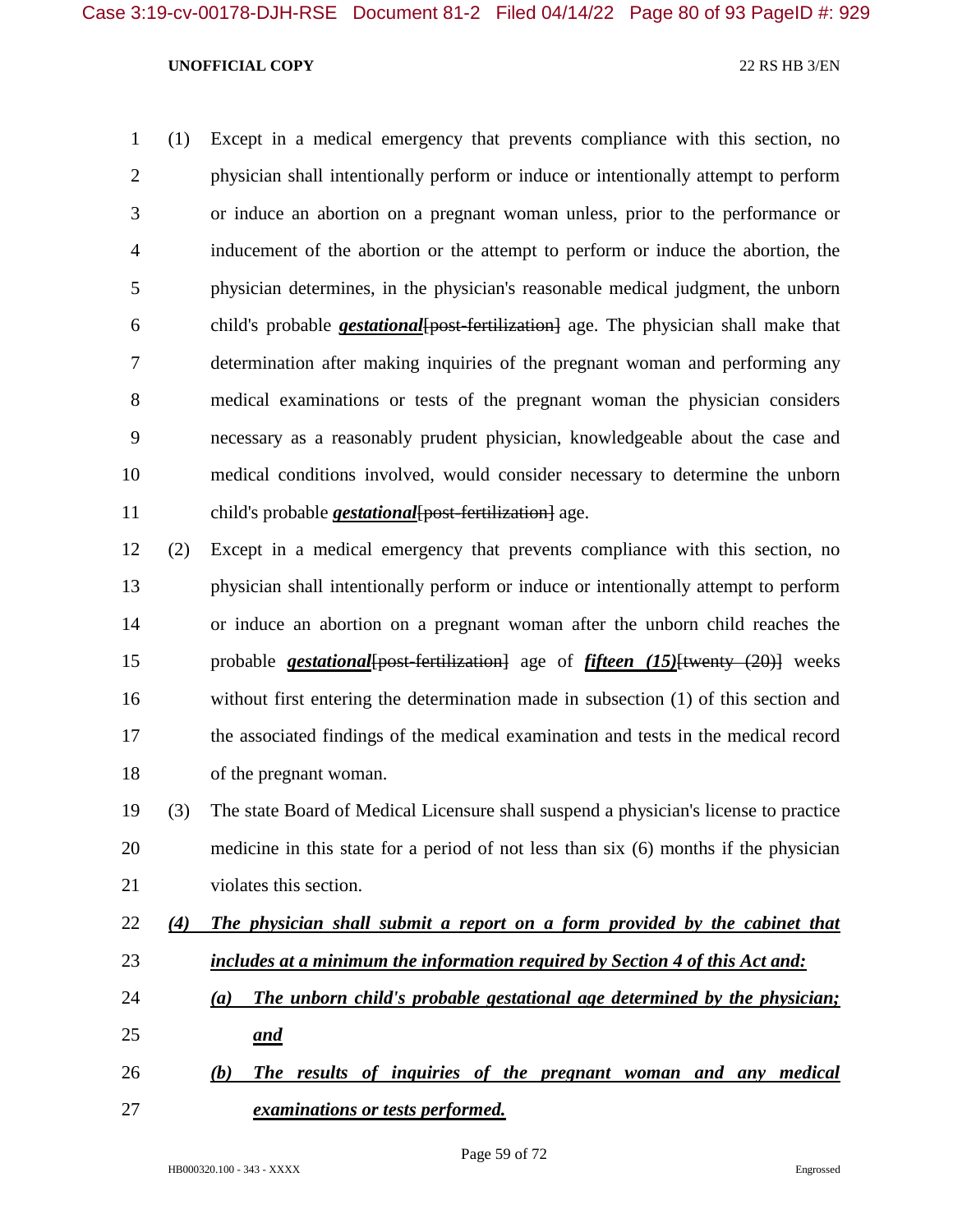(1) Except in a medical emergency that prevents compliance with this section, no physician shall intentionally perform or induce or intentionally attempt to perform or induce an abortion on a pregnant woman unless, prior to the performance or inducement of the abortion or the attempt to perform or induce the abortion, the physician determines, in the physician's reasonable medical judgment, the unborn child's probable ***gestational***~~[post-fertilization]~~ age. The physician shall make that determination after making inquiries of the pregnant woman and performing any medical examinations or tests of the pregnant woman the physician considers necessary as a reasonably prudent physician, knowledgeable about the case and medical conditions involved, would consider necessary to determine the unborn child's probable ***gestational***~~[post-fertilization]~~ age.

(2) Except in a medical emergency that prevents compliance with this section, no physician shall intentionally perform or induce or intentionally attempt to perform or induce an abortion on a pregnant woman after the unborn child reaches the probable ***gestational***~~[post-fertilization]~~ age of ***fifteen (15)***~~[twenty (20)]~~ weeks without first entering the determination made in subsection (1) of this section and the associated findings of the medical examination and tests in the medical record of the pregnant woman.

(3) The state Board of Medical Licensure shall suspend a physician's license to practice medicine in this state for a period of not less than six (6) months if the physician violates this section.

***(4) The physician shall submit a report on a form provided by the cabinet that includes at a minimum the information required by Section 4 of this Act and:***

***(a) The unborn child's probable gestational age determined by the physician; and***

***(b) The results of inquiries of the pregnant woman and any medical examinations or tests performed.***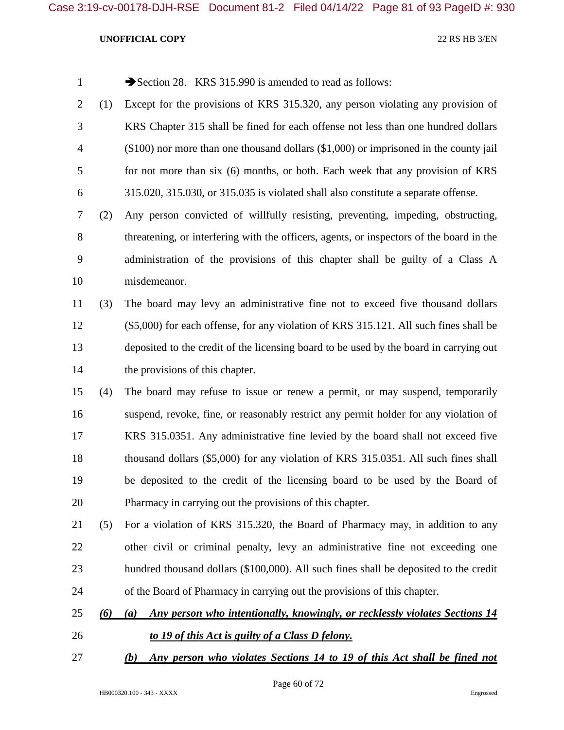➔Section 28. KRS 315.990 is amended to read as follows:

(1) Except for the provisions of KRS 315.320, any person violating any provision of KRS Chapter 315 shall be fined for each offense not less than one hundred dollars ($100) nor more than one thousand dollars ($1,000) or imprisoned in the county jail for not more than six (6) months, or both. Each week that any provision of KRS 315.020, 315.030, or 315.035 is violated shall also constitute a separate offense.

(2) Any person convicted of willfully resisting, preventing, impeding, obstructing, threatening, or interfering with the officers, agents, or inspectors of the board in the administration of the provisions of this chapter shall be guilty of a Class A misdemeanor.

(3) The board may levy an administrative fine not to exceed five thousand dollars ($5,000) for each offense, for any violation of KRS 315.121. All such fines shall be deposited to the credit of the licensing board to be used by the board in carrying out the provisions of this chapter.

(4) The board may refuse to issue or renew a permit, or may suspend, temporarily suspend, revoke, fine, or reasonably restrict any permit holder for any violation of KRS 315.0351. Any administrative fine levied by the board shall not exceed five thousand dollars ($5,000) for any violation of KRS 315.0351. All such fines shall be deposited to the credit of the licensing board to be used by the Board of Pharmacy in carrying out the provisions of this chapter.

(5) For a violation of KRS 315.320, the Board of Pharmacy may, in addition to any other civil or criminal penalty, levy an administrative fine not exceeding one hundred thousand dollars ($100,000). All such fines shall be deposited to the credit of the Board of Pharmacy in carrying out the provisions of this chapter.

***(6) (a) Any person who intentionally, knowingly, or recklessly violates Sections 14 to 19 of this Act is guilty of a Class D felony.***

***(b) Any person who violates Sections 14 to 19 of this Act shall be fined not***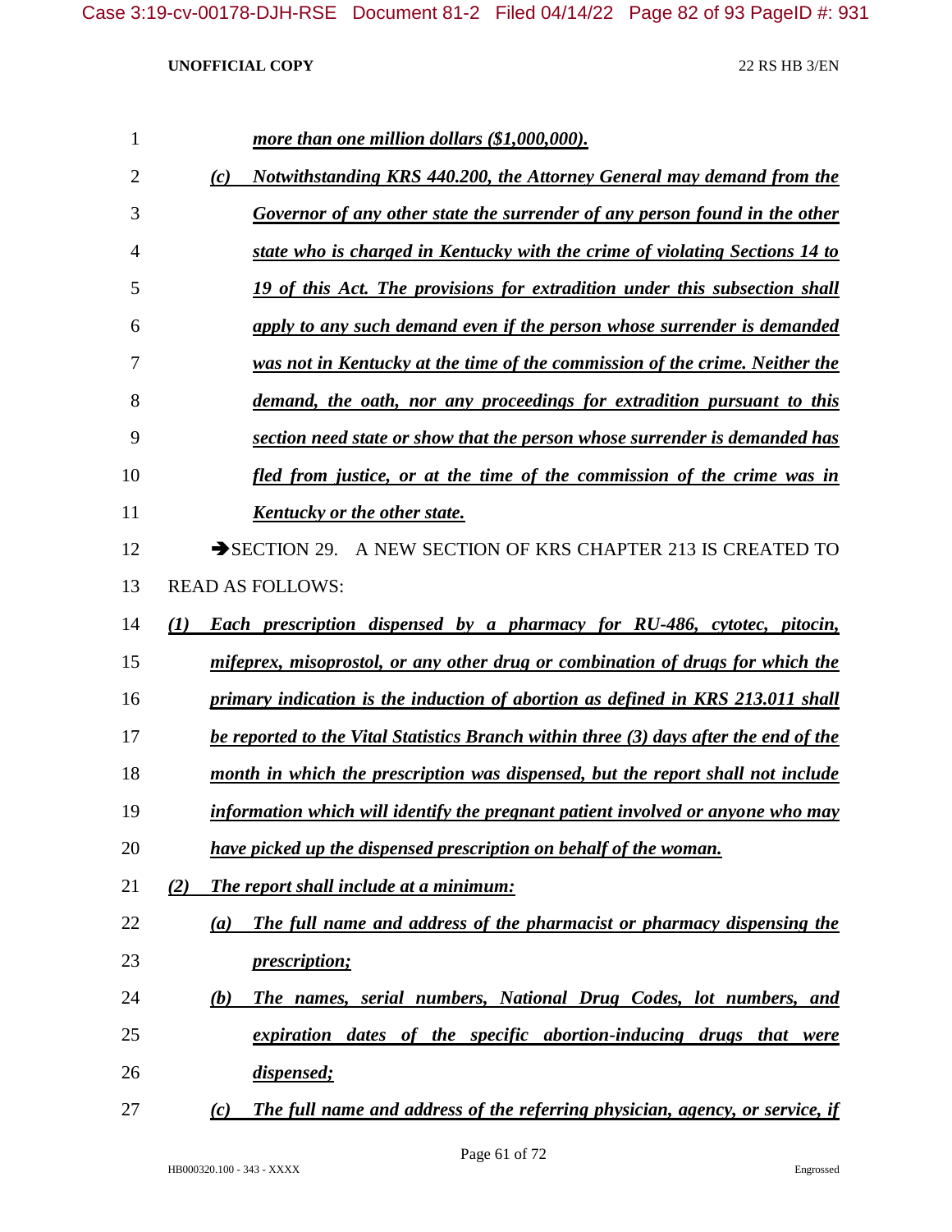*more than one million dollars ($1,000,000).*

(c) *Notwithstanding KRS 440.200, the Attorney General may demand from the Governor of any other state the surrender of any person found in the other state who is charged in Kentucky with the crime of violating Sections 14 to 19 of this Act. The provisions for extradition under this subsection shall apply to any such demand even if the person whose surrender is demanded was not in Kentucky at the time of the commission of the crime. Neither the demand, the oath, nor any proceedings for extradition pursuant to this section need state or show that the person whose surrender is demanded has fled from justice, or at the time of the commission of the crime was in Kentucky or the other state.*

➔SECTION 29. A NEW SECTION OF KRS CHAPTER 213 IS CREATED TO READ AS FOLLOWS:

*(1) Each prescription dispensed by a pharmacy for RU-486, cytotec, pitocin, mifeprex, misoprostol, or any other drug or combination of drugs for which the primary indication is the induction of abortion as defined in KRS 213.011 shall be reported to the Vital Statistics Branch within three (3) days after the end of the month in which the prescription was dispensed, but the report shall not include information which will identify the pregnant patient involved or anyone who may have picked up the dispensed prescription on behalf of the woman.*

*(2) The report shall include at a minimum:*

*(a) The full name and address of the pharmacist or pharmacy dispensing the prescription;*

*(b) The names, serial numbers, National Drug Codes, lot numbers, and expiration dates of the specific abortion-inducing drugs that were dispensed;*

*(c) The full name and address of the referring physician, agency, or service, if*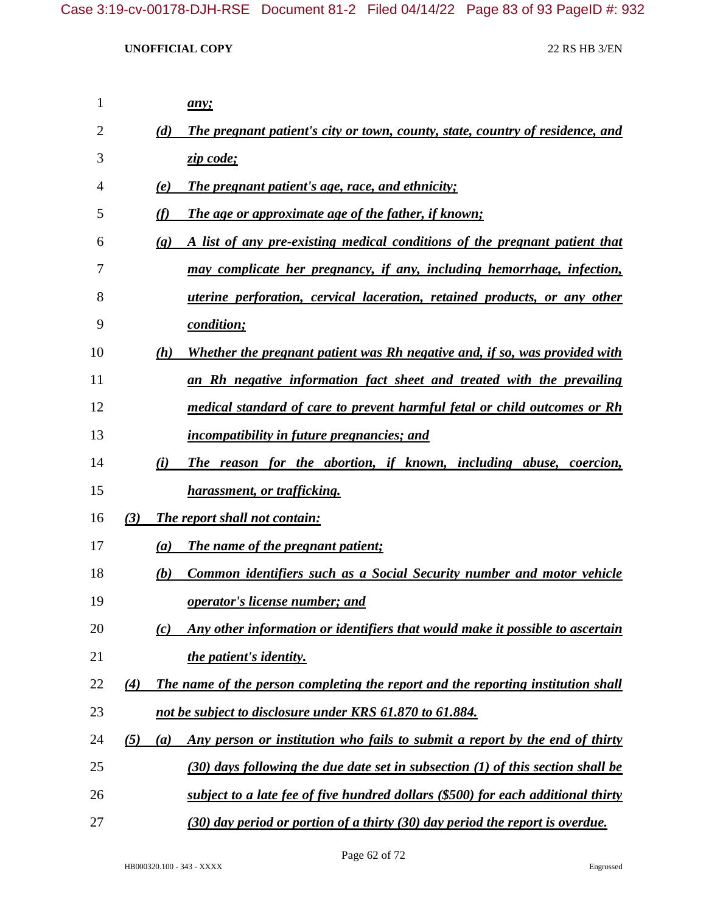*any;*

*(d) The pregnant patient's city or town, county, state, country of residence, and zip code;*

*(e) The pregnant patient's age, race, and ethnicity;*

*(f) The age or approximate age of the father, if known;*

*(g) A list of any pre-existing medical conditions of the pregnant patient that may complicate her pregnancy, if any, including hemorrhage, infection, uterine perforation, cervical laceration, retained products, or any other condition;*

*(h) Whether the pregnant patient was Rh negative and, if so, was provided with an Rh negative information fact sheet and treated with the prevailing medical standard of care to prevent harmful fetal or child outcomes or Rh incompatibility in future pregnancies; and*

*(i) The reason for the abortion, if known, including abuse, coercion, harassment, or trafficking.*

*(3) The report shall not contain:*

*(a) The name of the pregnant patient;*

*(b) Common identifiers such as a Social Security number and motor vehicle operator's license number; and*

*(c) Any other information or identifiers that would make it possible to ascertain the patient's identity.*

*(4) The name of the person completing the report and the reporting institution shall not be subject to disclosure under KRS 61.870 to 61.884.*

*(5) (a) Any person or institution who fails to submit a report by the end of thirty (30) days following the due date set in subsection (1) of this section shall be subject to a late fee of five hundred dollars ($500) for each additional thirty (30) day period or portion of a thirty (30) day period the report is overdue.*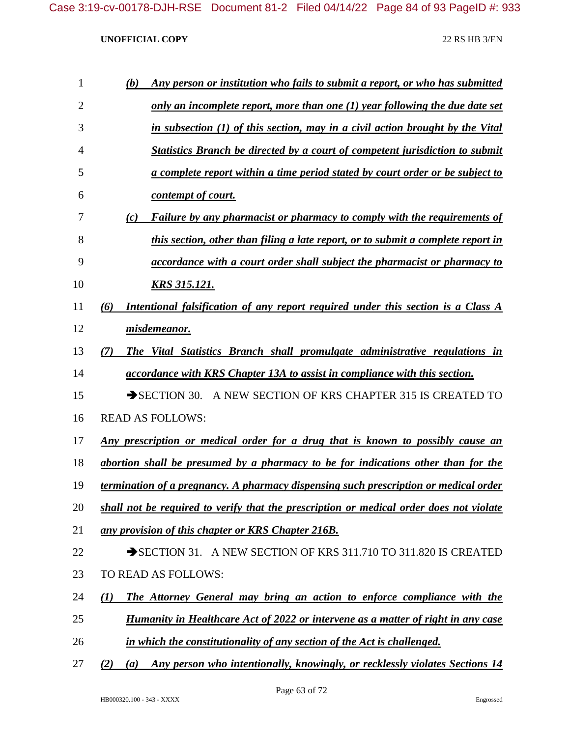*(b) Any person or institution who fails to submit a report, or who has submitted only an incomplete report, more than one (1) year following the due date set in subsection (1) of this section, may in a civil action brought by the Vital Statistics Branch be directed by a court of competent jurisdiction to submit a complete report within a time period stated by court order or be subject to contempt of court.*

*(c) Failure by any pharmacist or pharmacy to comply with the requirements of this section, other than filing a late report, or to submit a complete report in accordance with a court order shall subject the pharmacist or pharmacy to KRS 315.121.*

*(6) Intentional falsification of any report required under this section is a Class A misdemeanor.*

*(7) The Vital Statistics Branch shall promulgate administrative regulations in accordance with KRS Chapter 13A to assist in compliance with this section.*

➔SECTION 30. A NEW SECTION OF KRS CHAPTER 315 IS CREATED TO READ AS FOLLOWS:

*Any prescription or medical order for a drug that is known to possibly cause an abortion shall be presumed by a pharmacy to be for indications other than for the termination of a pregnancy. A pharmacy dispensing such prescription or medical order shall not be required to verify that the prescription or medical order does not violate any provision of this chapter or KRS Chapter 216B.*

➔SECTION 31. A NEW SECTION OF KRS 311.710 TO 311.820 IS CREATED TO READ AS FOLLOWS:

*(1) The Attorney General may bring an action to enforce compliance with the Humanity in Healthcare Act of 2022 or intervene as a matter of right in any case in which the constitutionality of any section of the Act is challenged.*

*(2) (a) Any person who intentionally, knowingly, or recklessly violates Sections 14*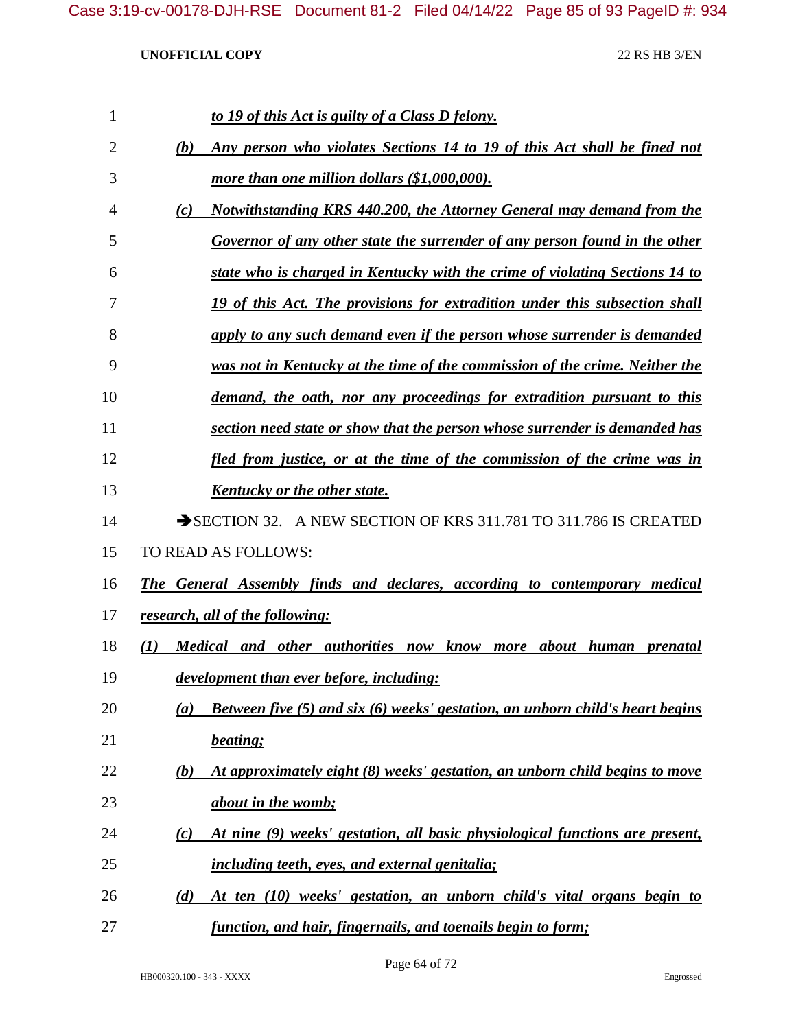*to 19 of this Act is guilty of a Class D felony.*

*(b) Any person who violates Sections 14 to 19 of this Act shall be fined not more than one million dollars ($1,000,000).*

*(c) Notwithstanding KRS 440.200, the Attorney General may demand from the Governor of any other state the surrender of any person found in the other state who is charged in Kentucky with the crime of violating Sections 14 to 19 of this Act. The provisions for extradition under this subsection shall apply to any such demand even if the person whose surrender is demanded was not in Kentucky at the time of the commission of the crime. Neither the demand, the oath, nor any proceedings for extradition pursuant to this section need state or show that the person whose surrender is demanded has fled from justice, or at the time of the commission of the crime was in Kentucky or the other state.*

➔SECTION 32. A NEW SECTION OF KRS 311.781 TO 311.786 IS CREATED TO READ AS FOLLOWS:

*The General Assembly finds and declares, according to contemporary medical research, all of the following:*

*(1) Medical and other authorities now know more about human prenatal development than ever before, including:*

*(a) Between five (5) and six (6) weeks' gestation, an unborn child's heart begins beating;*

*(b) At approximately eight (8) weeks' gestation, an unborn child begins to move about in the womb;*

*(c) At nine (9) weeks' gestation, all basic physiological functions are present, including teeth, eyes, and external genitalia;*

*(d) At ten (10) weeks' gestation, an unborn child's vital organs begin to function, and hair, fingernails, and toenails begin to form;*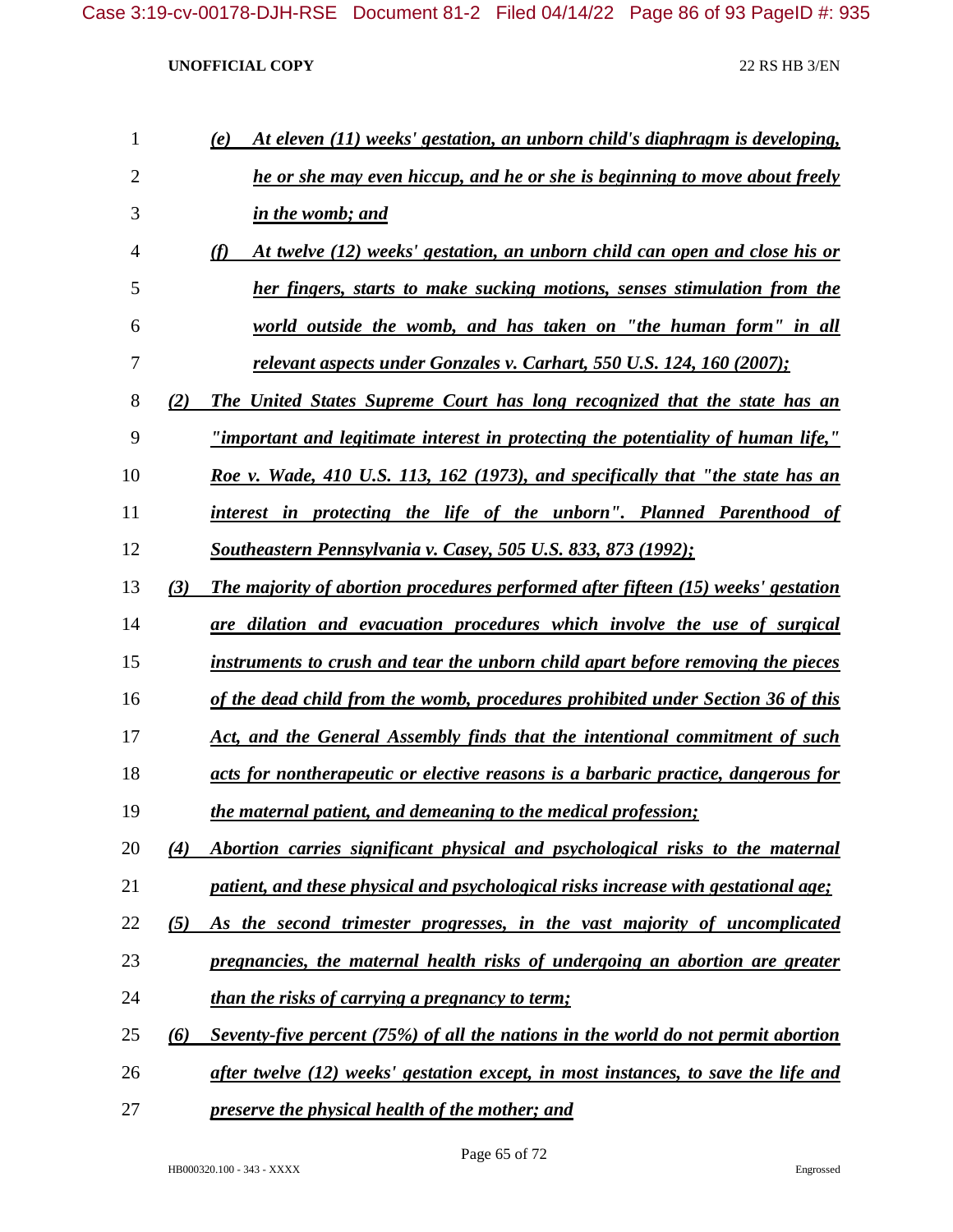*(e) At eleven (11) weeks' gestation, an unborn child's diaphragm is developing, he or she may even hiccup, and he or she is beginning to move about freely in the womb; and*

*(f) At twelve (12) weeks' gestation, an unborn child can open and close his or her fingers, starts to make sucking motions, senses stimulation from the world outside the womb, and has taken on "the human form" in all relevant aspects under Gonzales v. Carhart, 550 U.S. 124, 160 (2007);*

*(2) The United States Supreme Court has long recognized that the state has an "important and legitimate interest in protecting the potentiality of human life," Roe v. Wade, 410 U.S. 113, 162 (1973), and specifically that "the state has an interest in protecting the life of the unborn". Planned Parenthood of Southeastern Pennsylvania v. Casey, 505 U.S. 833, 873 (1992);*

*(3) The majority of abortion procedures performed after fifteen (15) weeks' gestation are dilation and evacuation procedures which involve the use of surgical instruments to crush and tear the unborn child apart before removing the pieces of the dead child from the womb, procedures prohibited under Section 36 of this Act, and the General Assembly finds that the intentional commitment of such acts for nontherapeutic or elective reasons is a barbaric practice, dangerous for the maternal patient, and demeaning to the medical profession;*

*(4) Abortion carries significant physical and psychological risks to the maternal patient, and these physical and psychological risks increase with gestational age;*

*(5) As the second trimester progresses, in the vast majority of uncomplicated pregnancies, the maternal health risks of undergoing an abortion are greater than the risks of carrying a pregnancy to term;*

*(6) Seventy-five percent (75%) of all the nations in the world do not permit abortion after twelve (12) weeks' gestation except, in most instances, to save the life and preserve the physical health of the mother; and*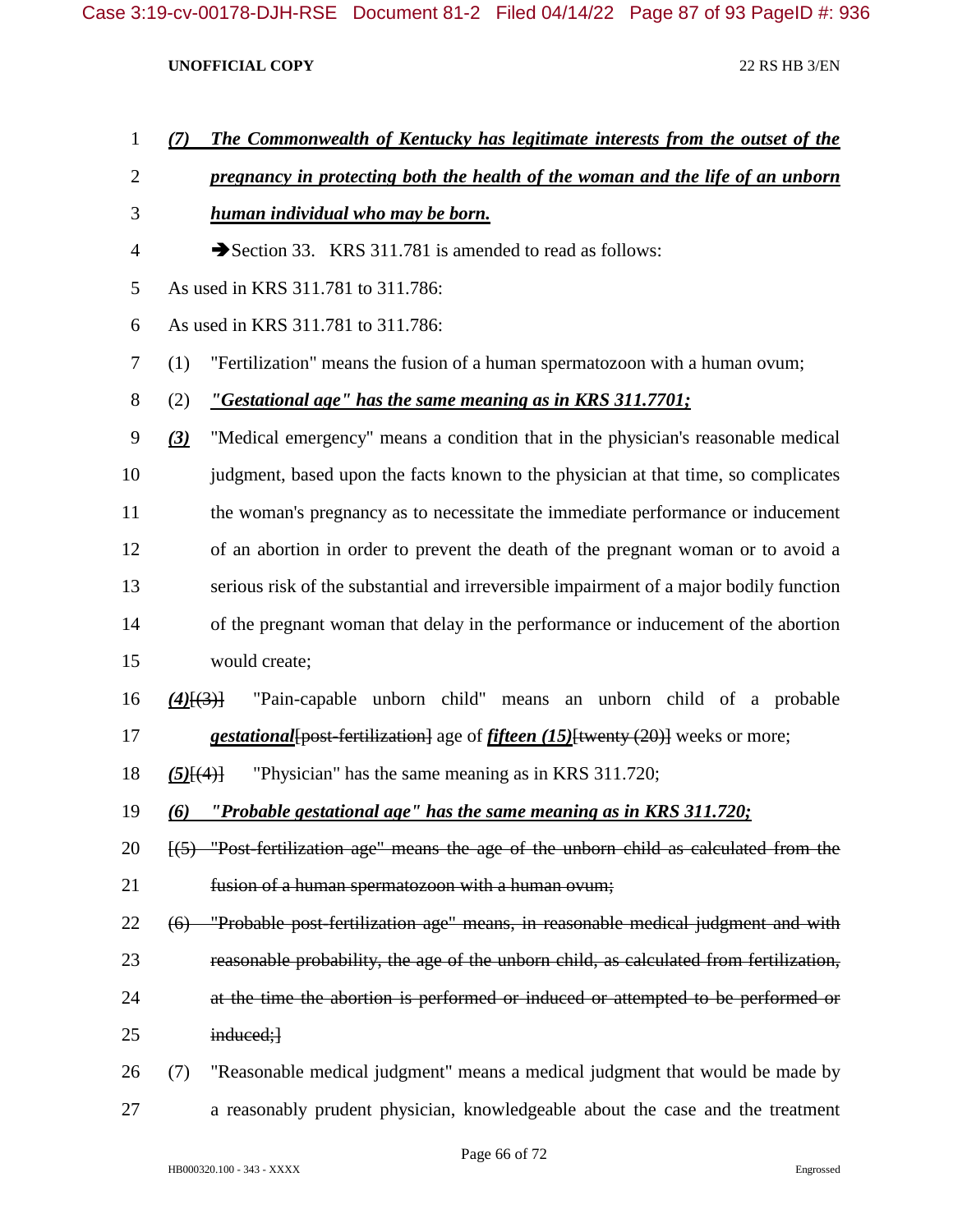***(7) The Commonwealth of Kentucky has legitimate interests from the outset of the pregnancy in protecting both the health of the woman and the life of an unborn human individual who may be born.***

➔Section 33. KRS 311.781 is amended to read as follows:

As used in KRS 311.781 to 311.786:

As used in KRS 311.781 to 311.786:

(1) "Fertilization" means the fusion of a human spermatozoon with a human ovum;

(2) ***"Gestational age" has the same meaning as in KRS 311.7701;***

***(3)*** "Medical emergency" means a condition that in the physician's reasonable medical judgment, based upon the facts known to the physician at that time, so complicates the woman's pregnancy as to necessitate the immediate performance or inducement of an abortion in order to prevent the death of the pregnant woman or to avoid a serious risk of the substantial and irreversible impairment of a major bodily function of the pregnant woman that delay in the performance or inducement of the abortion would create;

***(4)***~~[(3)]~~ "Pain-capable unborn child" means an unborn child of a probable ***gestational***~~[post-fertilization]~~ age of ***fifteen (15)***~~[twenty (20)]~~ weeks or more;

***(5)***~~[(4)]~~ "Physician" has the same meaning as in KRS 311.720;

***(6) "Probable gestational age" has the same meaning as in KRS 311.720;***

~~[(5) "Post-fertilization age" means the age of the unborn child as calculated from the fusion of a human spermatozoon with a human ovum;~~

~~(6) "Probable post-fertilization age" means, in reasonable medical judgment and with reasonable probability, the age of the unborn child, as calculated from fertilization, at the time the abortion is performed or induced or attempted to be performed or induced;]~~

(7) "Reasonable medical judgment" means a medical judgment that would be made by a reasonably prudent physician, knowledgeable about the case and the treatment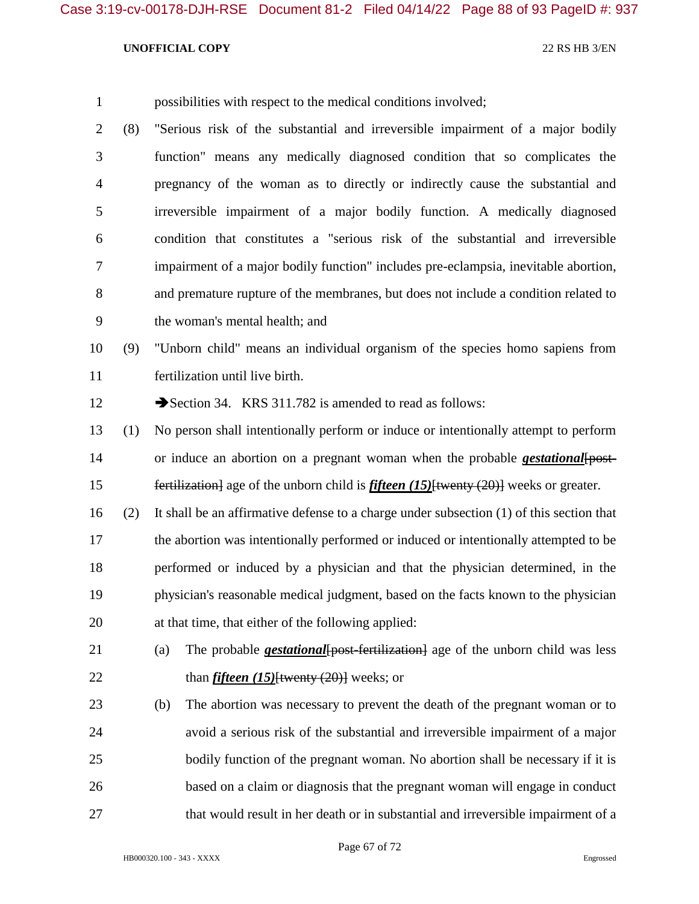possibilities with respect to the medical conditions involved;

(8) "Serious risk of the substantial and irreversible impairment of a major bodily function" means any medically diagnosed condition that so complicates the pregnancy of the woman as to directly or indirectly cause the substantial and irreversible impairment of a major bodily function. A medically diagnosed condition that constitutes a "serious risk of the substantial and irreversible impairment of a major bodily function" includes pre-eclampsia, inevitable abortion, and premature rupture of the membranes, but does not include a condition related to the woman's mental health; and

(9) "Unborn child" means an individual organism of the species homo sapiens from fertilization until live birth.

➔Section 34. KRS 311.782 is amended to read as follows:

(1) No person shall intentionally perform or induce or intentionally attempt to perform or induce an abortion on a pregnant woman when the probable ***gestational***~~[post-fertilization]~~ age of the unborn child is ***fifteen (15)***~~[twenty (20)]~~ weeks or greater.

(2) It shall be an affirmative defense to a charge under subsection (1) of this section that the abortion was intentionally performed or induced or intentionally attempted to be performed or induced by a physician and that the physician determined, in the physician's reasonable medical judgment, based on the facts known to the physician at that time, that either of the following applied:

(a) The probable ***gestational***~~[post-fertilization]~~ age of the unborn child was less than ***fifteen (15)***~~[twenty (20)]~~ weeks; or

(b) The abortion was necessary to prevent the death of the pregnant woman or to avoid a serious risk of the substantial and irreversible impairment of a major bodily function of the pregnant woman. No abortion shall be necessary if it is based on a claim or diagnosis that the pregnant woman will engage in conduct that would result in her death or in substantial and irreversible impairment of a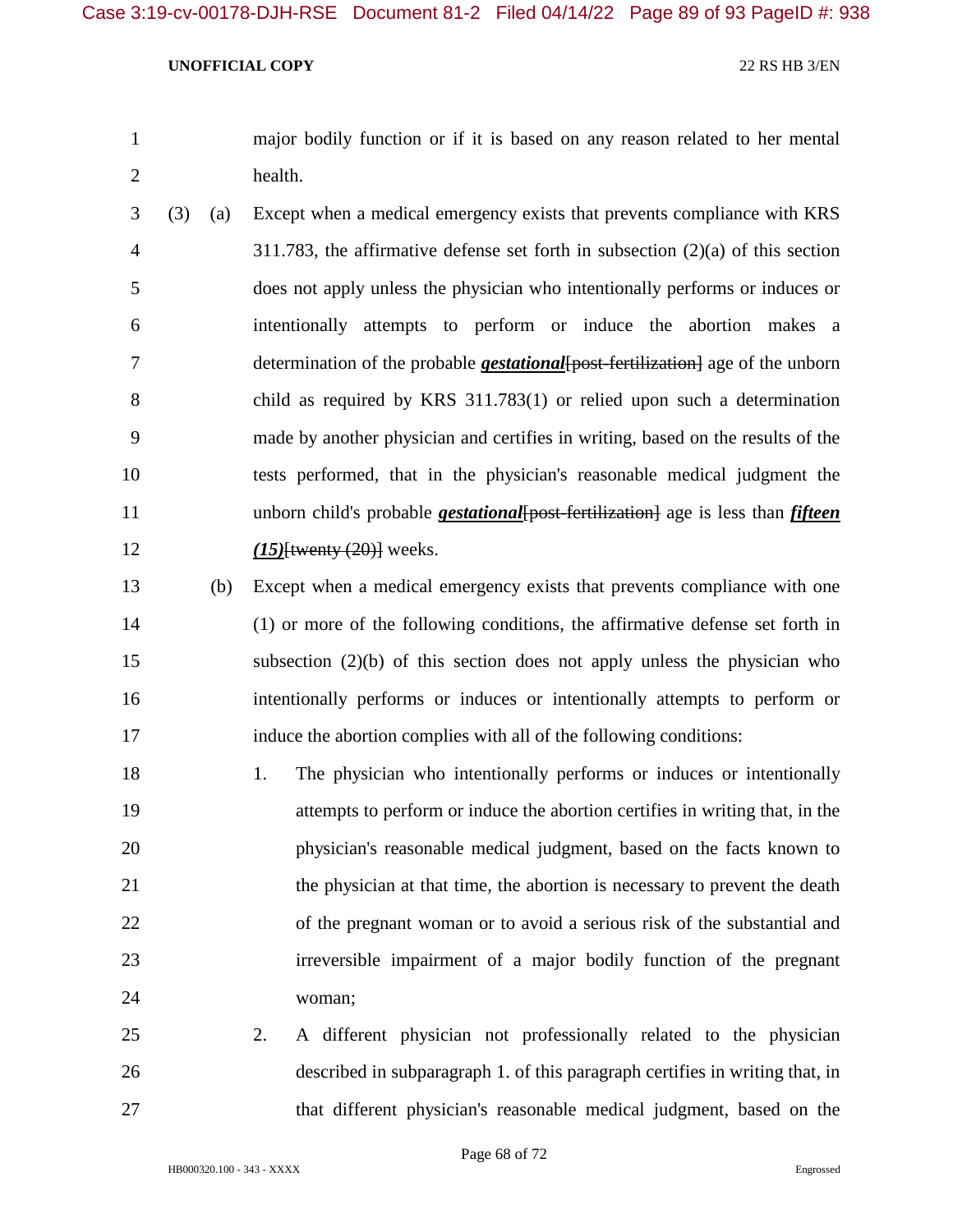major bodily function or if it is based on any reason related to her mental health.

(3) (a) Except when a medical emergency exists that prevents compliance with KRS 311.783, the affirmative defense set forth in subsection (2)(a) of this section does not apply unless the physician who intentionally performs or induces or intentionally attempts to perform or induce the abortion makes a determination of the probable ***gestational***~~[post-fertilization]~~ age of the unborn child as required by KRS 311.783(1) or relied upon such a determination made by another physician and certifies in writing, based on the results of the tests performed, that in the physician's reasonable medical judgment the unborn child's probable ***gestational***~~[post-fertilization]~~ age is less than ***fifteen (15)***~~[twenty (20)]~~ weeks.

(b) Except when a medical emergency exists that prevents compliance with one (1) or more of the following conditions, the affirmative defense set forth in subsection (2)(b) of this section does not apply unless the physician who intentionally performs or induces or intentionally attempts to perform or induce the abortion complies with all of the following conditions:

1. The physician who intentionally performs or induces or intentionally attempts to perform or induce the abortion certifies in writing that, in the physician's reasonable medical judgment, based on the facts known to the physician at that time, the abortion is necessary to prevent the death of the pregnant woman or to avoid a serious risk of the substantial and irreversible impairment of a major bodily function of the pregnant woman;

2. A different physician not professionally related to the physician described in subparagraph 1. of this paragraph certifies in writing that, in that different physician's reasonable medical judgment, based on the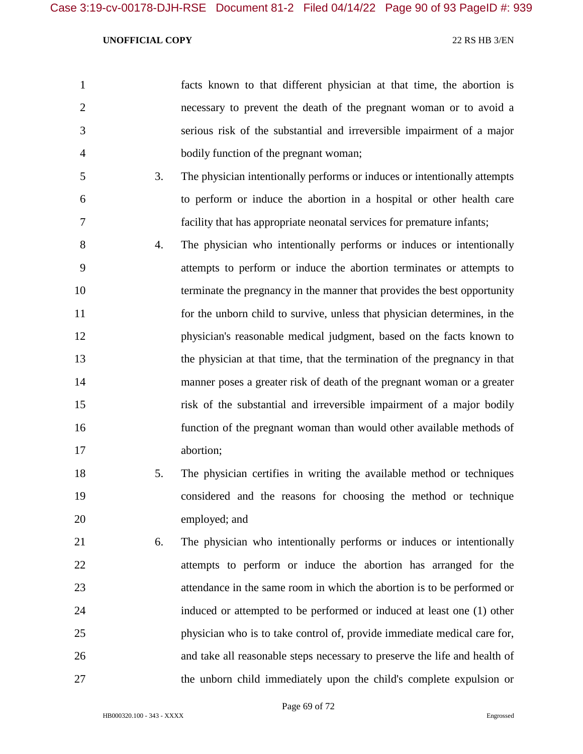facts known to that different physician at that time, the abortion is necessary to prevent the death of the pregnant woman or to avoid a serious risk of the substantial and irreversible impairment of a major bodily function of the pregnant woman;

3. The physician intentionally performs or induces or intentionally attempts to perform or induce the abortion in a hospital or other health care facility that has appropriate neonatal services for premature infants;

4. The physician who intentionally performs or induces or intentionally attempts to perform or induce the abortion terminates or attempts to terminate the pregnancy in the manner that provides the best opportunity for the unborn child to survive, unless that physician determines, in the physician's reasonable medical judgment, based on the facts known to the physician at that time, that the termination of the pregnancy in that manner poses a greater risk of death of the pregnant woman or a greater risk of the substantial and irreversible impairment of a major bodily function of the pregnant woman than would other available methods of abortion;

5. The physician certifies in writing the available method or techniques considered and the reasons for choosing the method or technique employed; and

6. The physician who intentionally performs or induces or intentionally attempts to perform or induce the abortion has arranged for the attendance in the same room in which the abortion is to be performed or induced or attempted to be performed or induced at least one (1) other physician who is to take control of, provide immediate medical care for, and take all reasonable steps necessary to preserve the life and health of the unborn child immediately upon the child's complete expulsion or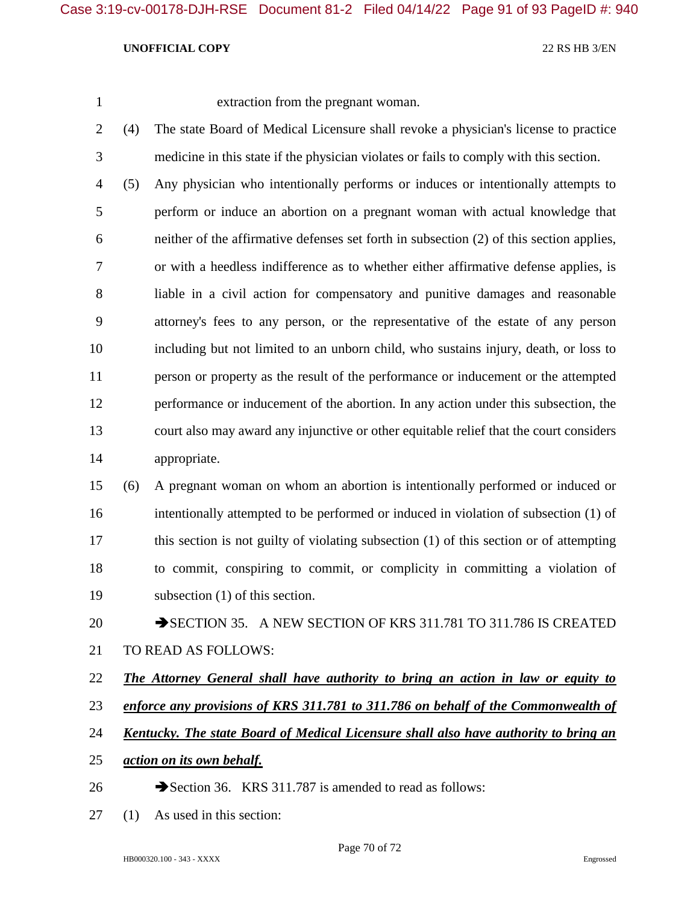extraction from the pregnant woman.

(4) The state Board of Medical Licensure shall revoke a physician's license to practice medicine in this state if the physician violates or fails to comply with this section.

(5) Any physician who intentionally performs or induces or intentionally attempts to perform or induce an abortion on a pregnant woman with actual knowledge that neither of the affirmative defenses set forth in subsection (2) of this section applies, or with a heedless indifference as to whether either affirmative defense applies, is liable in a civil action for compensatory and punitive damages and reasonable attorney's fees to any person, or the representative of the estate of any person including but not limited to an unborn child, who sustains injury, death, or loss to person or property as the result of the performance or inducement or the attempted performance or inducement of the abortion. In any action under this subsection, the court also may award any injunctive or other equitable relief that the court considers appropriate.

(6) A pregnant woman on whom an abortion is intentionally performed or induced or intentionally attempted to be performed or induced in violation of subsection (1) of this section is not guilty of violating subsection (1) of this section or of attempting to commit, conspiring to commit, or complicity in committing a violation of subsection (1) of this section.

➔SECTION 35. A NEW SECTION OF KRS 311.781 TO 311.786 IS CREATED TO READ AS FOLLOWS:

***The Attorney General shall have authority to bring an action in law or equity to enforce any provisions of KRS 311.781 to 311.786 on behalf of the Commonwealth of Kentucky. The state Board of Medical Licensure shall also have authority to bring an action on its own behalf.***

➔Section 36. KRS 311.787 is amended to read as follows:

(1) As used in this section: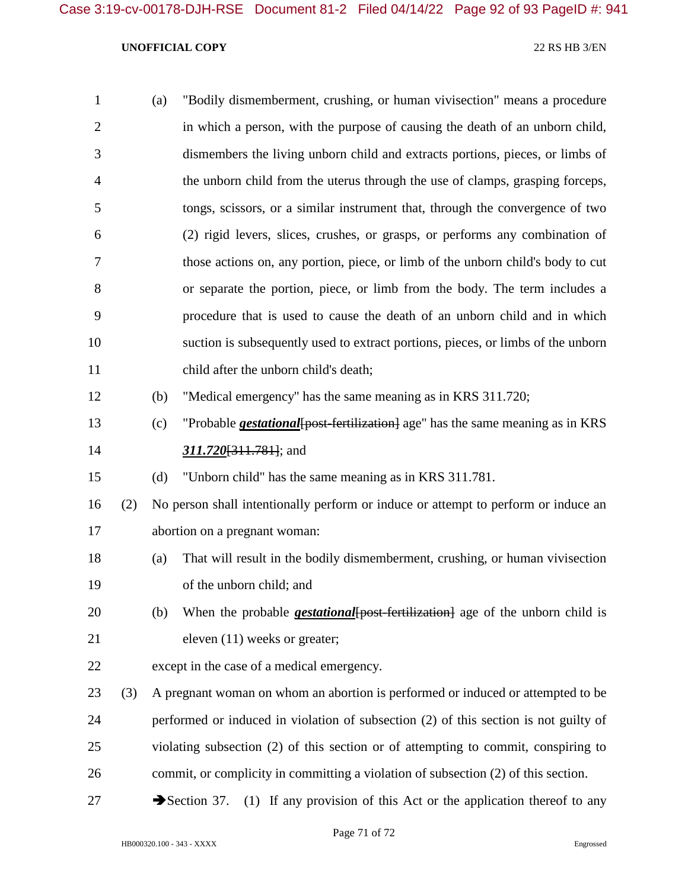(a) "Bodily dismemberment, crushing, or human vivisection" means a procedure in which a person, with the purpose of causing the death of an unborn child, dismembers the living unborn child and extracts portions, pieces, or limbs of the unborn child from the uterus through the use of clamps, grasping forceps, tongs, scissors, or a similar instrument that, through the convergence of two (2) rigid levers, slices, crushes, or grasps, or performs any combination of those actions on, any portion, piece, or limb of the unborn child's body to cut or separate the portion, piece, or limb from the body. The term includes a procedure that is used to cause the death of an unborn child and in which suction is subsequently used to extract portions, pieces, or limbs of the unborn child after the unborn child's death;

(b) "Medical emergency" has the same meaning as in KRS 311.720;

(c) "Probable ***gestational***[~~post-fertilization~~] age" has the same meaning as in KRS ***311.720***[~~311.781~~]; and

(d) "Unborn child" has the same meaning as in KRS 311.781.

(2) No person shall intentionally perform or induce or attempt to perform or induce an abortion on a pregnant woman:

(a) That will result in the bodily dismemberment, crushing, or human vivisection of the unborn child; and

(b) When the probable ***gestational***[~~post-fertilization~~] age of the unborn child is eleven (11) weeks or greater;

except in the case of a medical emergency.

(3) A pregnant woman on whom an abortion is performed or induced or attempted to be performed or induced in violation of subsection (2) of this section is not guilty of violating subsection (2) of this section or of attempting to commit, conspiring to commit, or complicity in committing a violation of subsection (2) of this section.

➔Section 37. (1) If any provision of this Act or the application thereof to any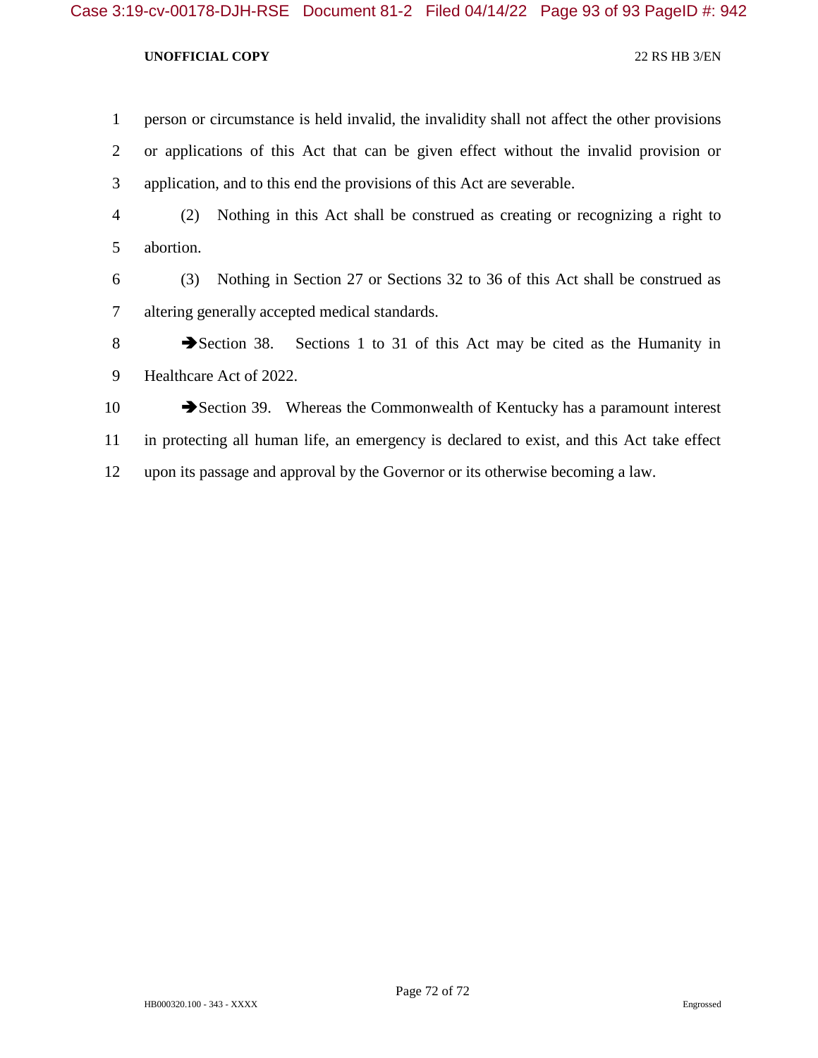person or circumstance is held invalid, the invalidity shall not affect the other provisions or applications of this Act that can be given effect without the invalid provision or application, and to this end the provisions of this Act are severable.

(2) Nothing in this Act shall be construed as creating or recognizing a right to abortion.

(3) Nothing in Section 27 or Sections 32 to 36 of this Act shall be construed as altering generally accepted medical standards.

➔Section 38. Sections 1 to 31 of this Act may be cited as the Humanity in Healthcare Act of 2022.

➔Section 39. Whereas the Commonwealth of Kentucky has a paramount interest in protecting all human life, an emergency is declared to exist, and this Act take effect upon its passage and approval by the Governor or its otherwise becoming a law.